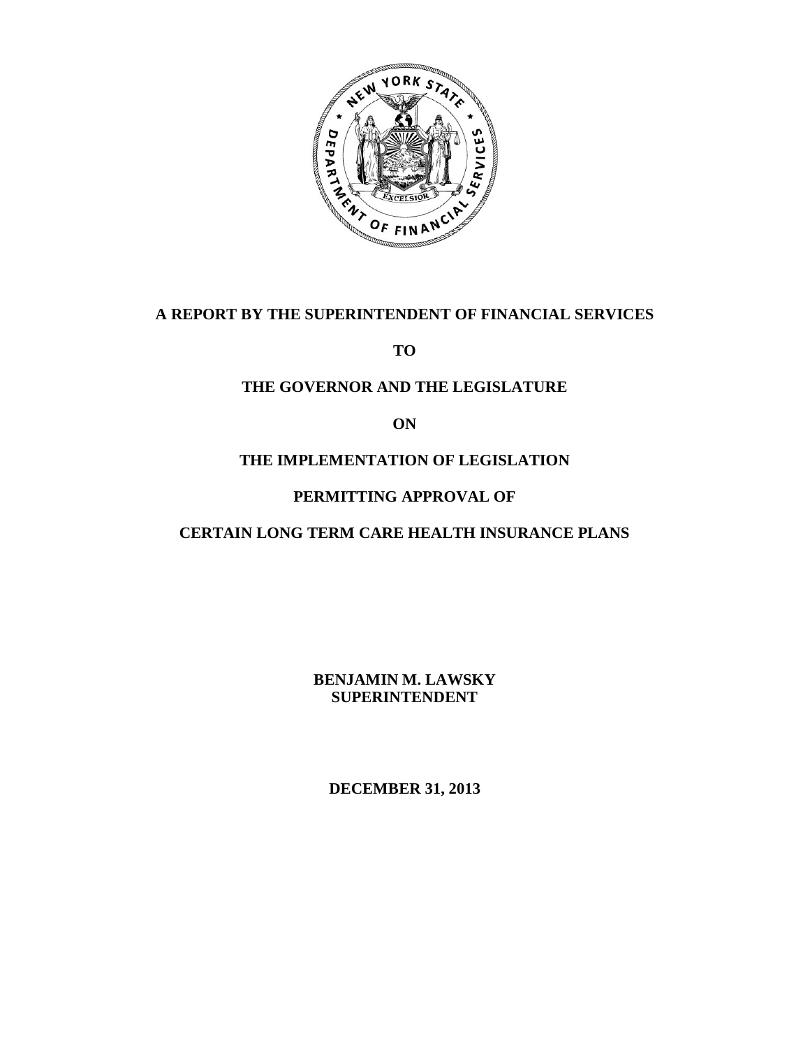# A REPORT BY THE SUPERINTENDENT OF FINANCIAL SERVICES

# TO

# THE GOVERNOR AND THE LEGISLATURE

# ON

# THE IMPLEMENTATION OF LEGISLATION

# PERMITTING APPROVAL OF

# CERTAIN LONG TERM CARE HEALTH INSURANCE PLANS

**BENJAMIN M. LAWSKY**
**SUPERINTENDENT**

**DECEMBER 31, 2013**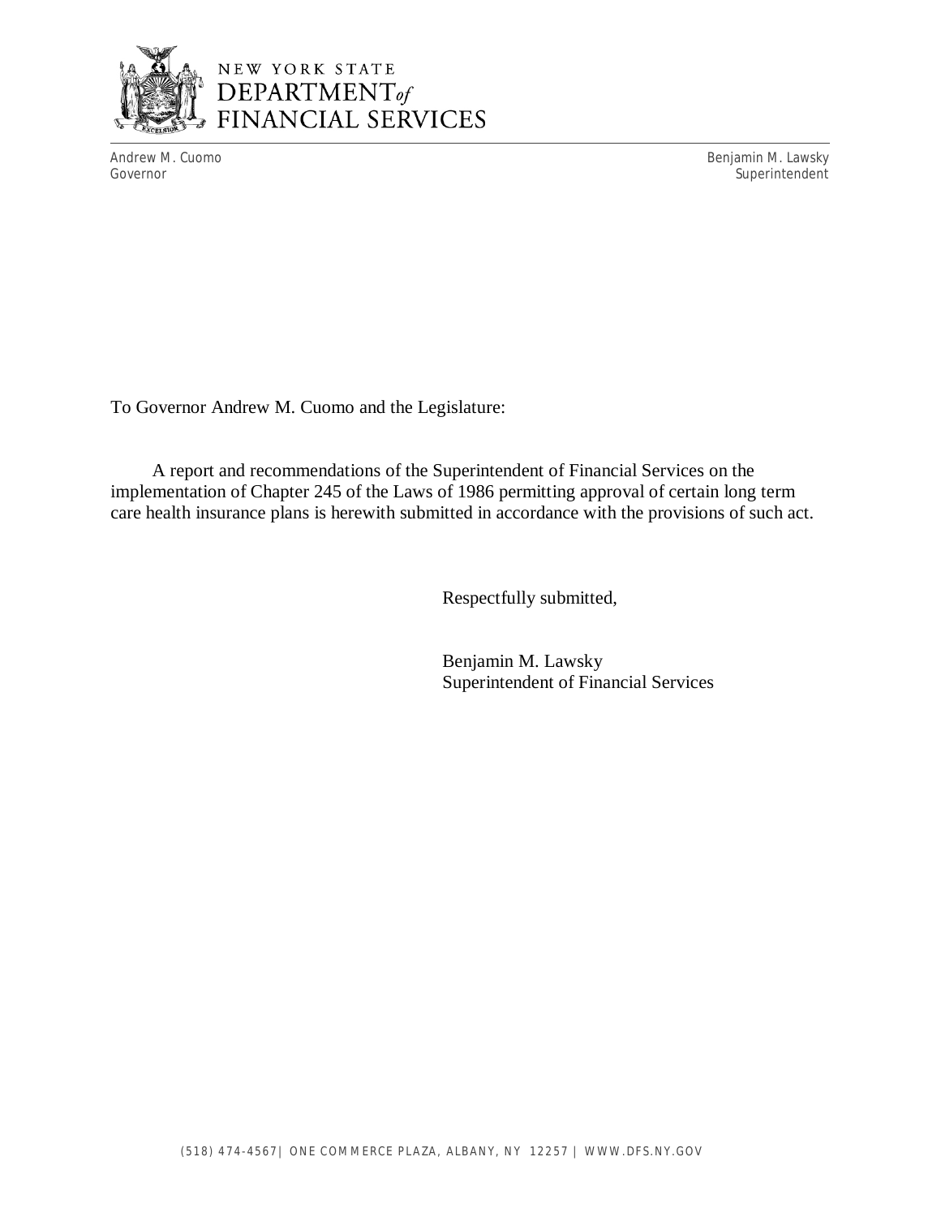NEW YORK STATE
DEPARTMENT *of*
FINANCIAL SERVICES

Andrew M. Cuomo
Governor

Benjamin M. Lawsky
Superintendent

To Governor Andrew M. Cuomo and the Legislature:

A report and recommendations of the Superintendent of Financial Services on the implementation of Chapter 245 of the Laws of 1986 permitting approval of certain long term care health insurance plans is herewith submitted in accordance with the provisions of such act.

Respectfully submitted,

Benjamin M. Lawsky
Superintendent of Financial Services

(518) 474-4567| ONE COMMERCE PLAZA, ALBANY, NY 12257 | WWW.DFS.NY.GOV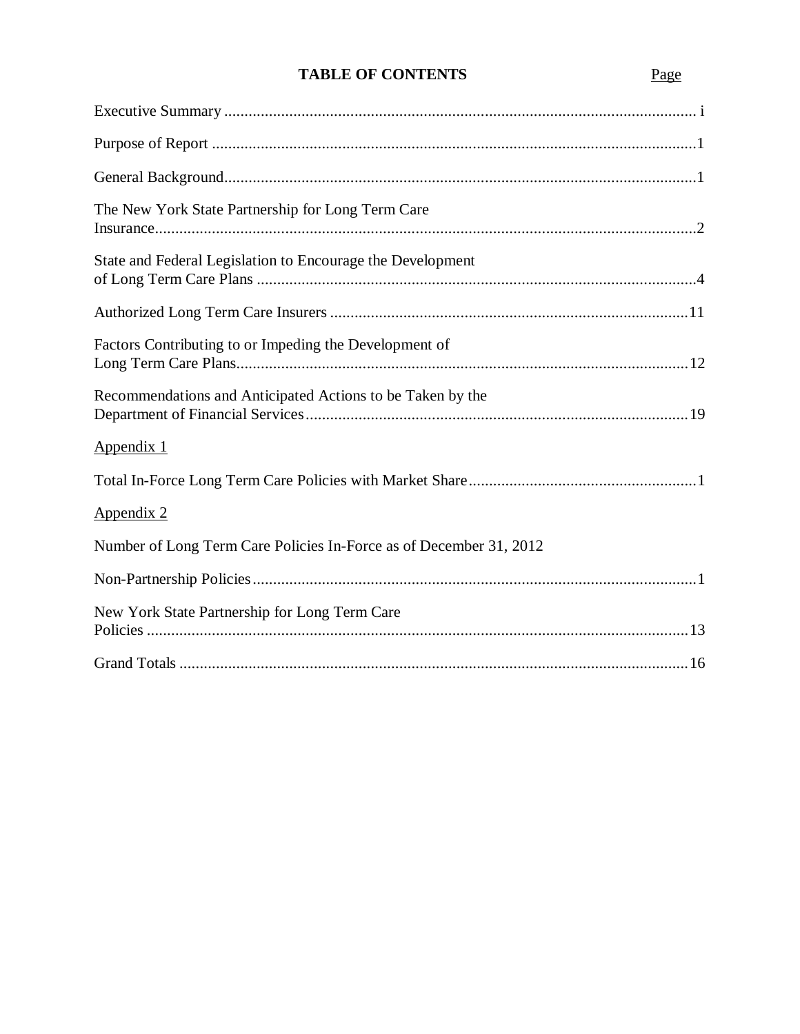# TABLE OF CONTENTS

| | Page |
|---|---|
| Executive Summary | i |
| Purpose of Report | 1 |
| General Background | 1 |
| The New York State Partnership for Long Term Care Insurance | 2 |
| State and Federal Legislation to Encourage the Development of Long Term Care Plans | 4 |
| Authorized Long Term Care Insurers | 11 |
| Factors Contributing to or Impeding the Development of Long Term Care Plans | 12 |
| Recommendations and Anticipated Actions to be Taken by the Department of Financial Services | 19 |
| <u>Appendix 1</u> | |
| Total In-Force Long Term Care Policies with Market Share | 1 |
| <u>Appendix 2</u> | |
| Number of Long Term Care Policies In-Force as of December 31, 2012 | |
| Non-Partnership Policies | 1 |
| New York State Partnership for Long Term Care Policies | 13 |
| Grand Totals | 16 |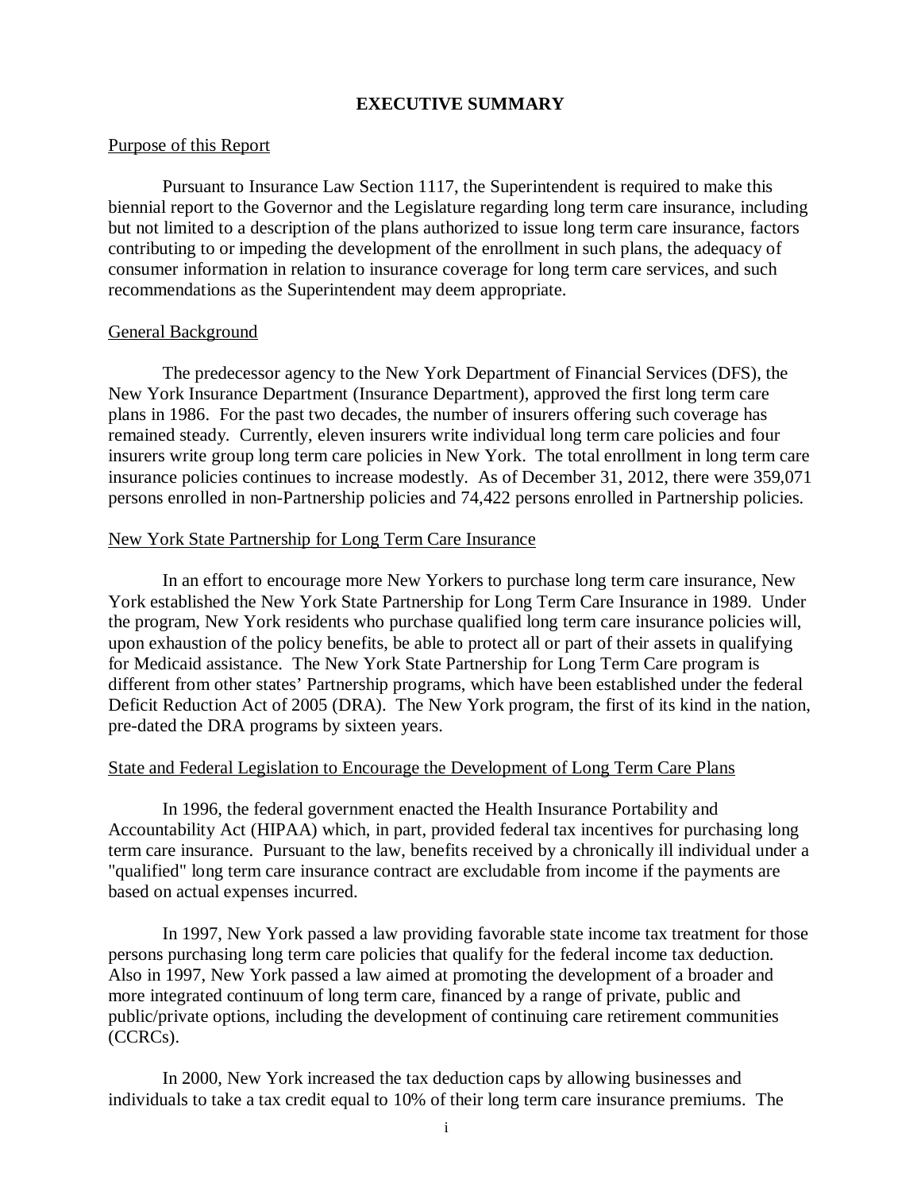# EXECUTIVE SUMMARY

## Purpose of this Report

Pursuant to Insurance Law Section 1117, the Superintendent is required to make this biennial report to the Governor and the Legislature regarding long term care insurance, including but not limited to a description of the plans authorized to issue long term care insurance, factors contributing to or impeding the development of the enrollment in such plans, the adequacy of consumer information in relation to insurance coverage for long term care services, and such recommendations as the Superintendent may deem appropriate.

## General Background

The predecessor agency to the New York Department of Financial Services (DFS), the New York Insurance Department (Insurance Department), approved the first long term care plans in 1986. For the past two decades, the number of insurers offering such coverage has remained steady. Currently, eleven insurers write individual long term care policies and four insurers write group long term care policies in New York. The total enrollment in long term care insurance policies continues to increase modestly. As of December 31, 2012, there were 359,071 persons enrolled in non-Partnership policies and 74,422 persons enrolled in Partnership policies.

## New York State Partnership for Long Term Care Insurance

In an effort to encourage more New Yorkers to purchase long term care insurance, New York established the New York State Partnership for Long Term Care Insurance in 1989. Under the program, New York residents who purchase qualified long term care insurance policies will, upon exhaustion of the policy benefits, be able to protect all or part of their assets in qualifying for Medicaid assistance. The New York State Partnership for Long Term Care program is different from other states' Partnership programs, which have been established under the federal Deficit Reduction Act of 2005 (DRA). The New York program, the first of its kind in the nation, pre-dated the DRA programs by sixteen years.

## State and Federal Legislation to Encourage the Development of Long Term Care Plans

In 1996, the federal government enacted the Health Insurance Portability and Accountability Act (HIPAA) which, in part, provided federal tax incentives for purchasing long term care insurance. Pursuant to the law, benefits received by a chronically ill individual under a "qualified" long term care insurance contract are excludable from income if the payments are based on actual expenses incurred.

In 1997, New York passed a law providing favorable state income tax treatment for those persons purchasing long term care policies that qualify for the federal income tax deduction. Also in 1997, New York passed a law aimed at promoting the development of a broader and more integrated continuum of long term care, financed by a range of private, public and public/private options, including the development of continuing care retirement communities (CCRCs).

In 2000, New York increased the tax deduction caps by allowing businesses and individuals to take a tax credit equal to 10% of their long term care insurance premiums. The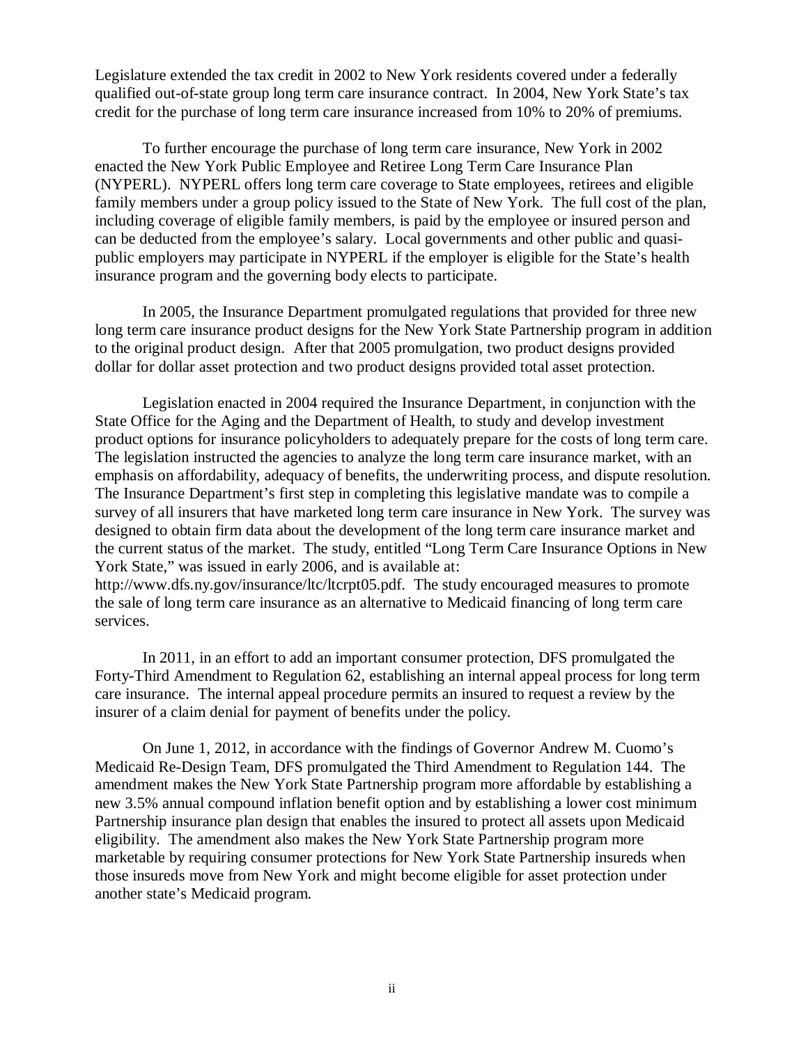Legislature extended the tax credit in 2002 to New York residents covered under a federally qualified out-of-state group long term care insurance contract. In 2004, New York State's tax credit for the purchase of long term care insurance increased from 10% to 20% of premiums.

To further encourage the purchase of long term care insurance, New York in 2002 enacted the New York Public Employee and Retiree Long Term Care Insurance Plan (NYPERL). NYPERL offers long term care coverage to State employees, retirees and eligible family members under a group policy issued to the State of New York. The full cost of the plan, including coverage of eligible family members, is paid by the employee or insured person and can be deducted from the employee's salary. Local governments and other public and quasi-public employers may participate in NYPERL if the employer is eligible for the State's health insurance program and the governing body elects to participate.

In 2005, the Insurance Department promulgated regulations that provided for three new long term care insurance product designs for the New York State Partnership program in addition to the original product design. After that 2005 promulgation, two product designs provided dollar for dollar asset protection and two product designs provided total asset protection.

Legislation enacted in 2004 required the Insurance Department, in conjunction with the State Office for the Aging and the Department of Health, to study and develop investment product options for insurance policyholders to adequately prepare for the costs of long term care. The legislation instructed the agencies to analyze the long term care insurance market, with an emphasis on affordability, adequacy of benefits, the underwriting process, and dispute resolution. The Insurance Department's first step in completing this legislative mandate was to compile a survey of all insurers that have marketed long term care insurance in New York. The survey was designed to obtain firm data about the development of the long term care insurance market and the current status of the market. The study, entitled "Long Term Care Insurance Options in New York State," was issued in early 2006, and is available at: http://www.dfs.ny.gov/insurance/ltc/ltcrpt05.pdf. The study encouraged measures to promote the sale of long term care insurance as an alternative to Medicaid financing of long term care services.

In 2011, in an effort to add an important consumer protection, DFS promulgated the Forty-Third Amendment to Regulation 62, establishing an internal appeal process for long term care insurance. The internal appeal procedure permits an insured to request a review by the insurer of a claim denial for payment of benefits under the policy.

On June 1, 2012, in accordance with the findings of Governor Andrew M. Cuomo's Medicaid Re-Design Team, DFS promulgated the Third Amendment to Regulation 144. The amendment makes the New York State Partnership program more affordable by establishing a new 3.5% annual compound inflation benefit option and by establishing a lower cost minimum Partnership insurance plan design that enables the insured to protect all assets upon Medicaid eligibility. The amendment also makes the New York State Partnership program more marketable by requiring consumer protections for New York State Partnership insureds when those insureds move from New York and might become eligible for asset protection under another state's Medicaid program.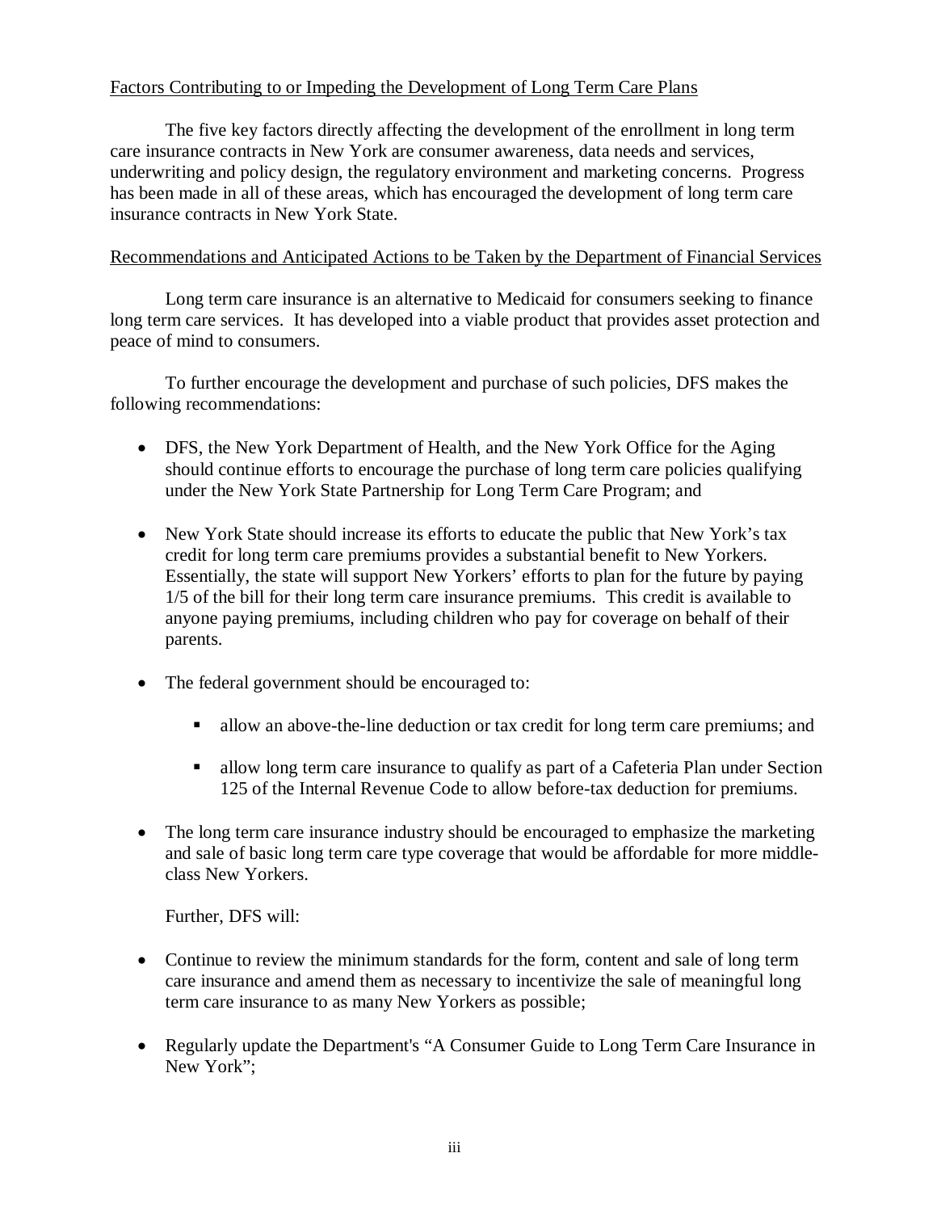Factors Contributing to or Impeding the Development of Long Term Care Plans

The five key factors directly affecting the development of the enrollment in long term care insurance contracts in New York are consumer awareness, data needs and services, underwriting and policy design, the regulatory environment and marketing concerns. Progress has been made in all of these areas, which has encouraged the development of long term care insurance contracts in New York State.

Recommendations and Anticipated Actions to be Taken by the Department of Financial Services

Long term care insurance is an alternative to Medicaid for consumers seeking to finance long term care services. It has developed into a viable product that provides asset protection and peace of mind to consumers.

To further encourage the development and purchase of such policies, DFS makes the following recommendations:

- DFS, the New York Department of Health, and the New York Office for the Aging should continue efforts to encourage the purchase of long term care policies qualifying under the New York State Partnership for Long Term Care Program; and

- New York State should increase its efforts to educate the public that New York's tax credit for long term care premiums provides a substantial benefit to New Yorkers. Essentially, the state will support New Yorkers' efforts to plan for the future by paying 1/5 of the bill for their long term care insurance premiums. This credit is available to anyone paying premiums, including children who pay for coverage on behalf of their parents.

- The federal government should be encouraged to:

    - allow an above-the-line deduction or tax credit for long term care premiums; and

    - allow long term care insurance to qualify as part of a Cafeteria Plan under Section 125 of the Internal Revenue Code to allow before-tax deduction for premiums.

- The long term care insurance industry should be encouraged to emphasize the marketing and sale of basic long term care type coverage that would be affordable for more middle-class New Yorkers.

Further, DFS will:

- Continue to review the minimum standards for the form, content and sale of long term care insurance and amend them as necessary to incentivize the sale of meaningful long term care insurance to as many New Yorkers as possible;

- Regularly update the Department's "A Consumer Guide to Long Term Care Insurance in New York";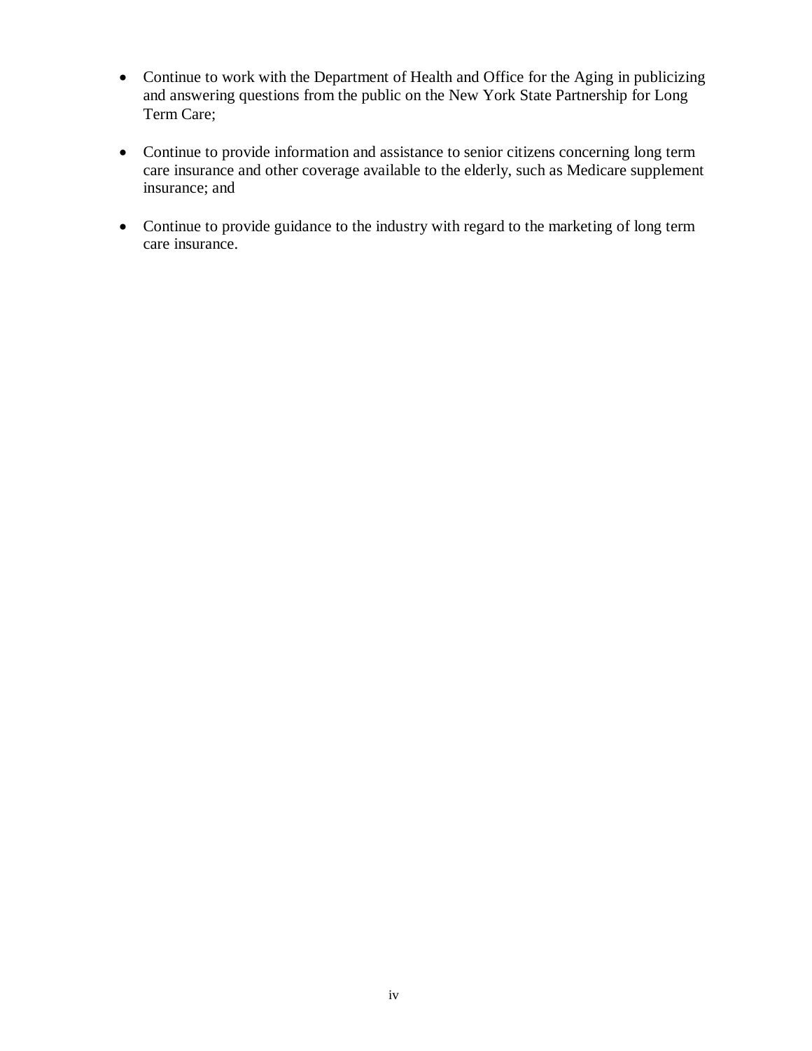- Continue to work with the Department of Health and Office for the Aging in publicizing and answering questions from the public on the New York State Partnership for Long Term Care;

- Continue to provide information and assistance to senior citizens concerning long term care insurance and other coverage available to the elderly, such as Medicare supplement insurance; and

- Continue to provide guidance to the industry with regard to the marketing of long term care insurance.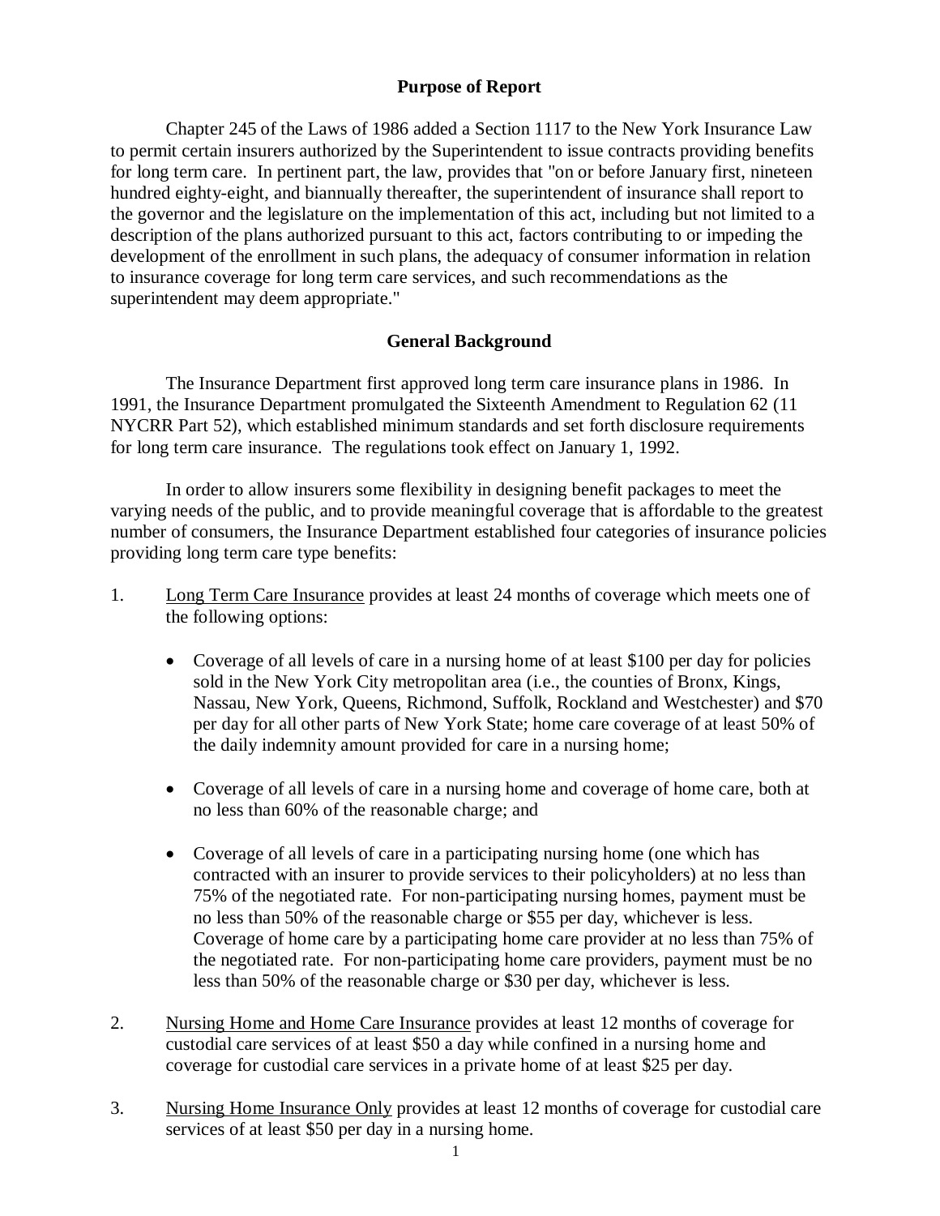## Purpose of Report

Chapter 245 of the Laws of 1986 added a Section 1117 to the New York Insurance Law to permit certain insurers authorized by the Superintendent to issue contracts providing benefits for long term care. In pertinent part, the law, provides that "on or before January first, nineteen hundred eighty-eight, and biannually thereafter, the superintendent of insurance shall report to the governor and the legislature on the implementation of this act, including but not limited to a description of the plans authorized pursuant to this act, factors contributing to or impeding the development of the enrollment in such plans, the adequacy of consumer information in relation to insurance coverage for long term care services, and such recommendations as the superintendent may deem appropriate."

## General Background

The Insurance Department first approved long term care insurance plans in 1986. In 1991, the Insurance Department promulgated the Sixteenth Amendment to Regulation 62 (11 NYCRR Part 52), which established minimum standards and set forth disclosure requirements for long term care insurance. The regulations took effect on January 1, 1992.

In order to allow insurers some flexibility in designing benefit packages to meet the varying needs of the public, and to provide meaningful coverage that is affordable to the greatest number of consumers, the Insurance Department established four categories of insurance policies providing long term care type benefits:

1. Long Term Care Insurance provides at least 24 months of coverage which meets one of the following options:

   - Coverage of all levels of care in a nursing home of at least $100 per day for policies sold in the New York City metropolitan area (i.e., the counties of Bronx, Kings, Nassau, New York, Queens, Richmond, Suffolk, Rockland and Westchester) and $70 per day for all other parts of New York State; home care coverage of at least 50% of the daily indemnity amount provided for care in a nursing home;

   - Coverage of all levels of care in a nursing home and coverage of home care, both at no less than 60% of the reasonable charge; and

   - Coverage of all levels of care in a participating nursing home (one which has contracted with an insurer to provide services to their policyholders) at no less than 75% of the negotiated rate. For non-participating nursing homes, payment must be no less than 50% of the reasonable charge or $55 per day, whichever is less. Coverage of home care by a participating home care provider at no less than 75% of the negotiated rate. For non-participating home care providers, payment must be no less than 50% of the reasonable charge or $30 per day, whichever is less.

2. Nursing Home and Home Care Insurance provides at least 12 months of coverage for custodial care services of at least $50 a day while confined in a nursing home and coverage for custodial care services in a private home of at least $25 per day.

3. Nursing Home Insurance Only provides at least 12 months of coverage for custodial care services of at least $50 per day in a nursing home.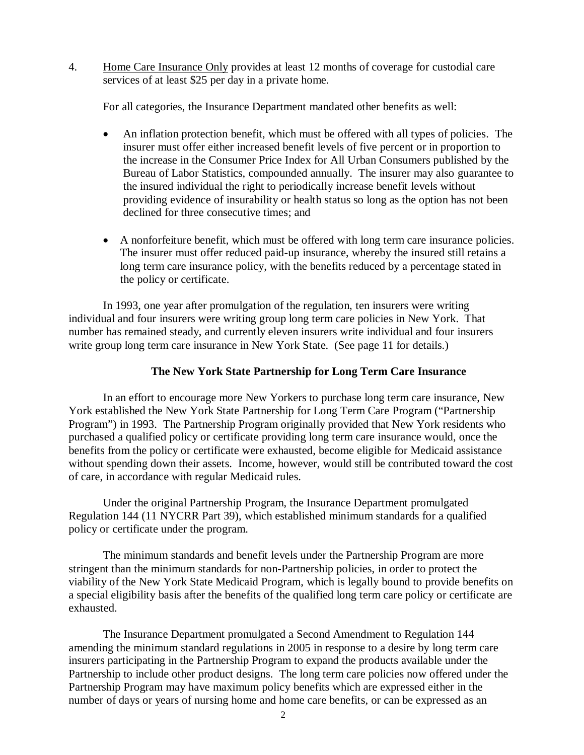4. <u>Home Care Insurance Only</u> provides at least 12 months of coverage for custodial care services of at least $25 per day in a private home.

For all categories, the Insurance Department mandated other benefits as well:

- An inflation protection benefit, which must be offered with all types of policies. The insurer must offer either increased benefit levels of five percent or in proportion to the increase in the Consumer Price Index for All Urban Consumers published by the Bureau of Labor Statistics, compounded annually. The insurer may also guarantee to the insured individual the right to periodically increase benefit levels without providing evidence of insurability or health status so long as the option has not been declined for three consecutive times; and

- A nonforfeiture benefit, which must be offered with long term care insurance policies. The insurer must offer reduced paid-up insurance, whereby the insured still retains a long term care insurance policy, with the benefits reduced by a percentage stated in the policy or certificate.

In 1993, one year after promulgation of the regulation, ten insurers were writing individual and four insurers were writing group long term care policies in New York. That number has remained steady, and currently eleven insurers write individual and four insurers write group long term care insurance in New York State. (See page 11 for details.)

**The New York State Partnership for Long Term Care Insurance**

In an effort to encourage more New Yorkers to purchase long term care insurance, New York established the New York State Partnership for Long Term Care Program ("Partnership Program") in 1993. The Partnership Program originally provided that New York residents who purchased a qualified policy or certificate providing long term care insurance would, once the benefits from the policy or certificate were exhausted, become eligible for Medicaid assistance without spending down their assets. Income, however, would still be contributed toward the cost of care, in accordance with regular Medicaid rules.

Under the original Partnership Program, the Insurance Department promulgated Regulation 144 (11 NYCRR Part 39), which established minimum standards for a qualified policy or certificate under the program.

The minimum standards and benefit levels under the Partnership Program are more stringent than the minimum standards for non-Partnership policies, in order to protect the viability of the New York State Medicaid Program, which is legally bound to provide benefits on a special eligibility basis after the benefits of the qualified long term care policy or certificate are exhausted.

The Insurance Department promulgated a Second Amendment to Regulation 144 amending the minimum standard regulations in 2005 in response to a desire by long term care insurers participating in the Partnership Program to expand the products available under the Partnership to include other product designs. The long term care policies now offered under the Partnership Program may have maximum policy benefits which are expressed either in the number of days or years of nursing home and home care benefits, or can be expressed as an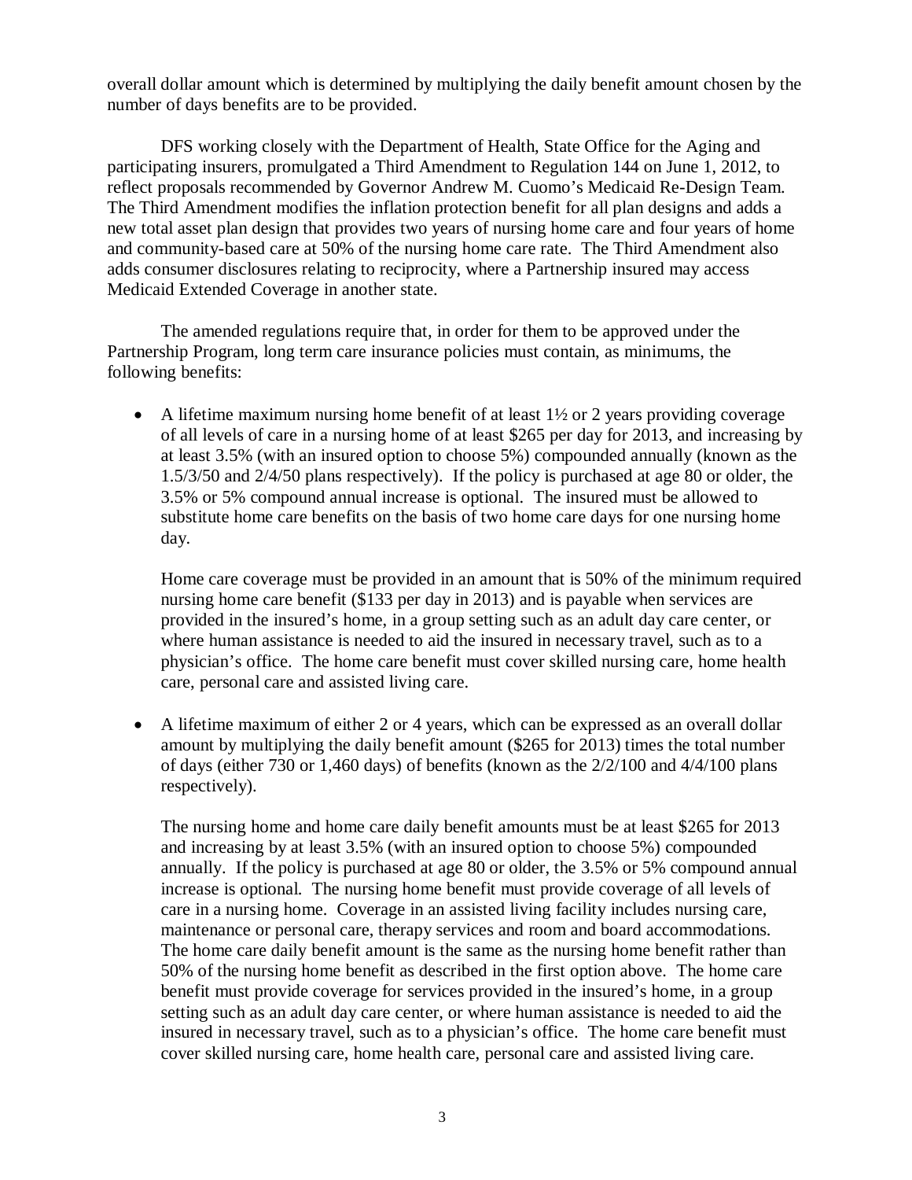overall dollar amount which is determined by multiplying the daily benefit amount chosen by the number of days benefits are to be provided.

DFS working closely with the Department of Health, State Office for the Aging and participating insurers, promulgated a Third Amendment to Regulation 144 on June 1, 2012, to reflect proposals recommended by Governor Andrew M. Cuomo's Medicaid Re-Design Team. The Third Amendment modifies the inflation protection benefit for all plan designs and adds a new total asset plan design that provides two years of nursing home care and four years of home and community-based care at 50% of the nursing home care rate. The Third Amendment also adds consumer disclosures relating to reciprocity, where a Partnership insured may access Medicaid Extended Coverage in another state.

The amended regulations require that, in order for them to be approved under the Partnership Program, long term care insurance policies must contain, as minimums, the following benefits:

- A lifetime maximum nursing home benefit of at least 1½ or 2 years providing coverage of all levels of care in a nursing home of at least $265 per day for 2013, and increasing by at least 3.5% (with an insured option to choose 5%) compounded annually (known as the 1.5/3/50 and 2/4/50 plans respectively). If the policy is purchased at age 80 or older, the 3.5% or 5% compound annual increase is optional. The insured must be allowed to substitute home care benefits on the basis of two home care days for one nursing home day.

  Home care coverage must be provided in an amount that is 50% of the minimum required nursing home care benefit ($133 per day in 2013) and is payable when services are provided in the insured's home, in a group setting such as an adult day care center, or where human assistance is needed to aid the insured in necessary travel, such as to a physician's office. The home care benefit must cover skilled nursing care, home health care, personal care and assisted living care.

- A lifetime maximum of either 2 or 4 years, which can be expressed as an overall dollar amount by multiplying the daily benefit amount ($265 for 2013) times the total number of days (either 730 or 1,460 days) of benefits (known as the 2/2/100 and 4/4/100 plans respectively).

  The nursing home and home care daily benefit amounts must be at least $265 for 2013 and increasing by at least 3.5% (with an insured option to choose 5%) compounded annually. If the policy is purchased at age 80 or older, the 3.5% or 5% compound annual increase is optional. The nursing home benefit must provide coverage of all levels of care in a nursing home. Coverage in an assisted living facility includes nursing care, maintenance or personal care, therapy services and room and board accommodations. The home care daily benefit amount is the same as the nursing home benefit rather than 50% of the nursing home benefit as described in the first option above. The home care benefit must provide coverage for services provided in the insured's home, in a group setting such as an adult day care center, or where human assistance is needed to aid the insured in necessary travel, such as to a physician's office. The home care benefit must cover skilled nursing care, home health care, personal care and assisted living care.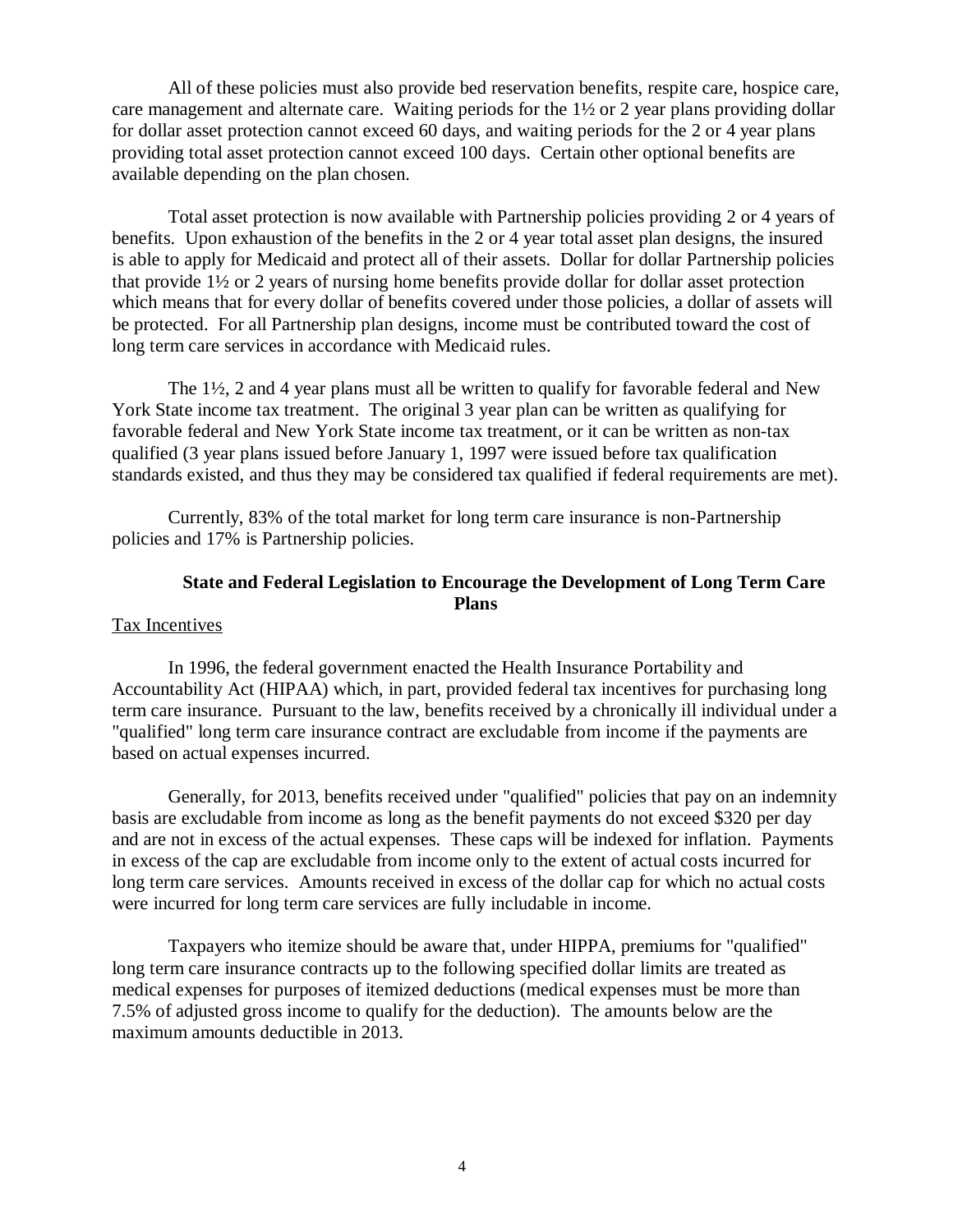All of these policies must also provide bed reservation benefits, respite care, hospice care, care management and alternate care. Waiting periods for the 1½ or 2 year plans providing dollar for dollar asset protection cannot exceed 60 days, and waiting periods for the 2 or 4 year plans providing total asset protection cannot exceed 100 days. Certain other optional benefits are available depending on the plan chosen.

Total asset protection is now available with Partnership policies providing 2 or 4 years of benefits. Upon exhaustion of the benefits in the 2 or 4 year total asset plan designs, the insured is able to apply for Medicaid and protect all of their assets. Dollar for dollar Partnership policies that provide 1½ or 2 years of nursing home benefits provide dollar for dollar asset protection which means that for every dollar of benefits covered under those policies, a dollar of assets will be protected. For all Partnership plan designs, income must be contributed toward the cost of long term care services in accordance with Medicaid rules.

The 1½, 2 and 4 year plans must all be written to qualify for favorable federal and New York State income tax treatment. The original 3 year plan can be written as qualifying for favorable federal and New York State income tax treatment, or it can be written as non-tax qualified (3 year plans issued before January 1, 1997 were issued before tax qualification standards existed, and thus they may be considered tax qualified if federal requirements are met).

Currently, 83% of the total market for long term care insurance is non-Partnership policies and 17% is Partnership policies.

## State and Federal Legislation to Encourage the Development of Long Term Care Plans

Tax Incentives

In 1996, the federal government enacted the Health Insurance Portability and Accountability Act (HIPAA) which, in part, provided federal tax incentives for purchasing long term care insurance. Pursuant to the law, benefits received by a chronically ill individual under a "qualified" long term care insurance contract are excludable from income if the payments are based on actual expenses incurred.

Generally, for 2013, benefits received under "qualified" policies that pay on an indemnity basis are excludable from income as long as the benefit payments do not exceed $320 per day and are not in excess of the actual expenses. These caps will be indexed for inflation. Payments in excess of the cap are excludable from income only to the extent of actual costs incurred for long term care services. Amounts received in excess of the dollar cap for which no actual costs were incurred for long term care services are fully includable in income.

Taxpayers who itemize should be aware that, under HIPPA, premiums for "qualified" long term care insurance contracts up to the following specified dollar limits are treated as medical expenses for purposes of itemized deductions (medical expenses must be more than 7.5% of adjusted gross income to qualify for the deduction). The amounts below are the maximum amounts deductible in 2013.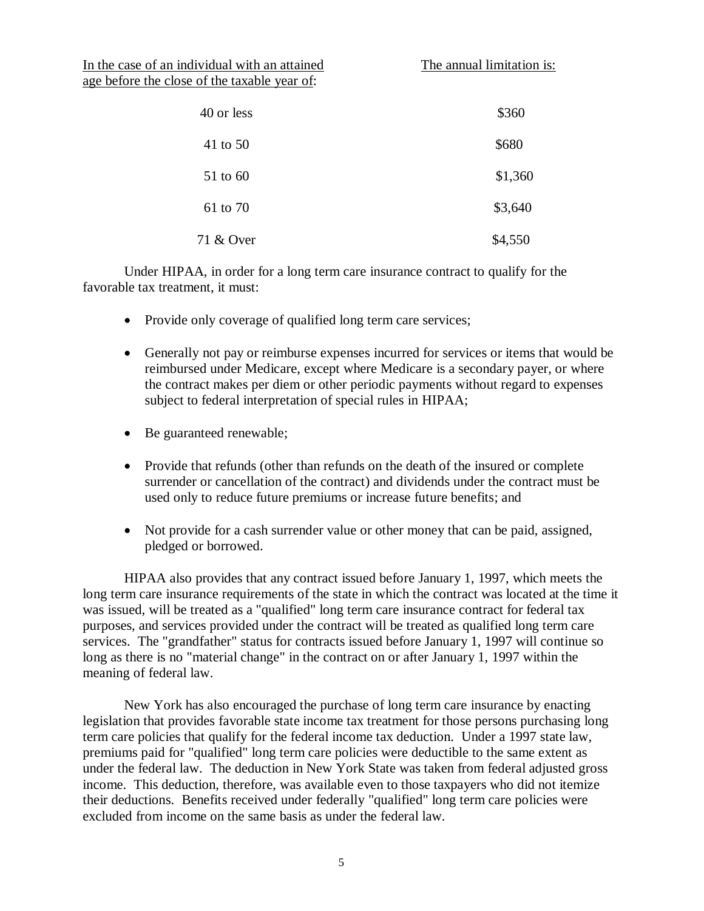| In the case of an individual with an attained age before the close of the taxable year of: | The annual limitation is: |
|---|---|
| 40 or less | $360 |
| 41 to 50 | $680 |
| 51 to 60 | $1,360 |
| 61 to 70 | $3,640 |
| 71 & Over | $4,550 |

Under HIPAA, in order for a long term care insurance contract to qualify for the favorable tax treatment, it must:

- Provide only coverage of qualified long term care services;
- Generally not pay or reimburse expenses incurred for services or items that would be reimbursed under Medicare, except where Medicare is a secondary payer, or where the contract makes per diem or other periodic payments without regard to expenses subject to federal interpretation of special rules in HIPAA;
- Be guaranteed renewable;
- Provide that refunds (other than refunds on the death of the insured or complete surrender or cancellation of the contract) and dividends under the contract must be used only to reduce future premiums or increase future benefits; and
- Not provide for a cash surrender value or other money that can be paid, assigned, pledged or borrowed.

HIPAA also provides that any contract issued before January 1, 1997, which meets the long term care insurance requirements of the state in which the contract was located at the time it was issued, will be treated as a "qualified" long term care insurance contract for federal tax purposes, and services provided under the contract will be treated as qualified long term care services. The "grandfather" status for contracts issued before January 1, 1997 will continue so long as there is no "material change" in the contract on or after January 1, 1997 within the meaning of federal law.

New York has also encouraged the purchase of long term care insurance by enacting legislation that provides favorable state income tax treatment for those persons purchasing long term care policies that qualify for the federal income tax deduction. Under a 1997 state law, premiums paid for "qualified" long term care policies were deductible to the same extent as under the federal law. The deduction in New York State was taken from federal adjusted gross income. This deduction, therefore, was available even to those taxpayers who did not itemize their deductions. Benefits received under federally "qualified" long term care policies were excluded from income on the same basis as under the federal law.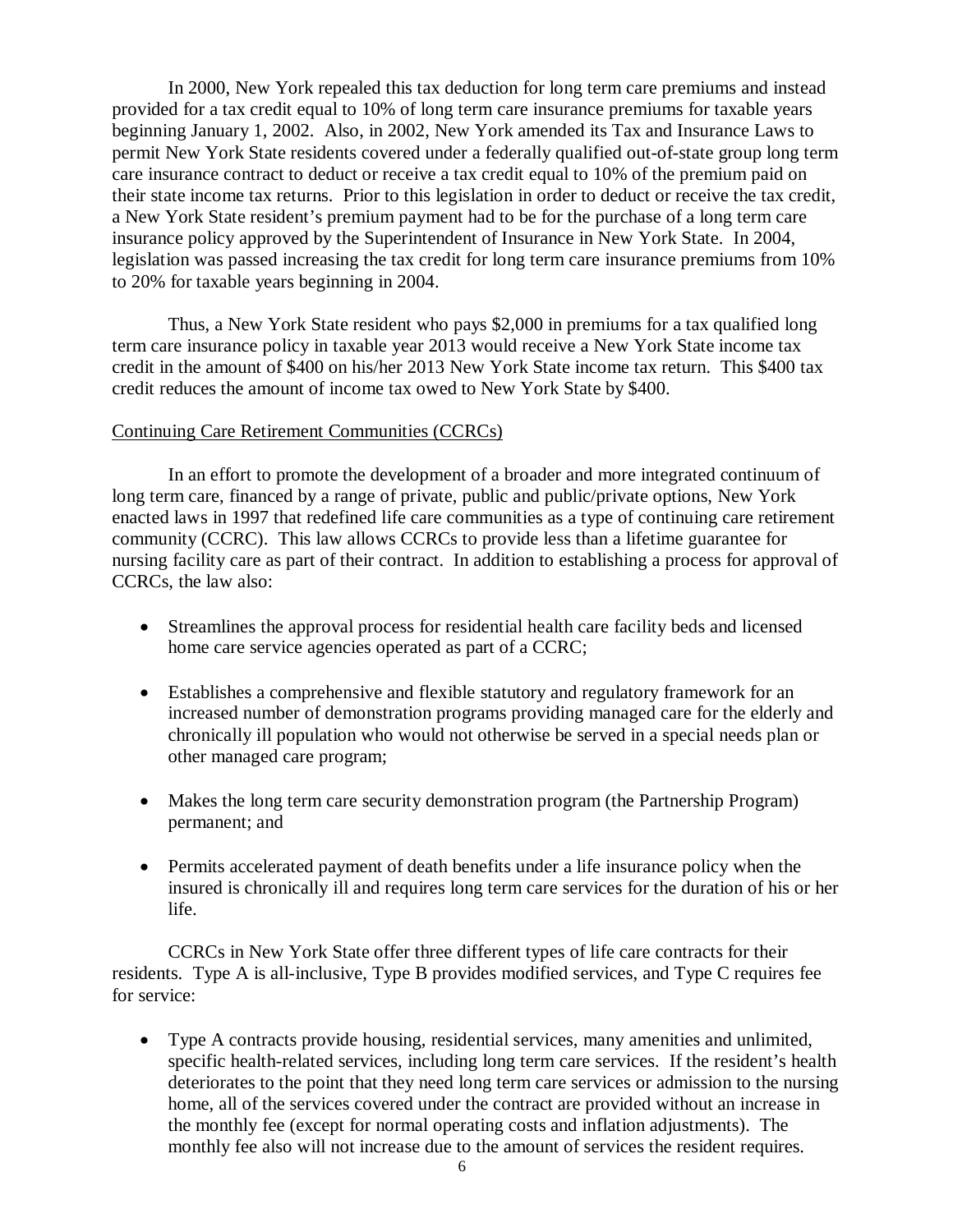In 2000, New York repealed this tax deduction for long term care premiums and instead provided for a tax credit equal to 10% of long term care insurance premiums for taxable years beginning January 1, 2002. Also, in 2002, New York amended its Tax and Insurance Laws to permit New York State residents covered under a federally qualified out-of-state group long term care insurance contract to deduct or receive a tax credit equal to 10% of the premium paid on their state income tax returns. Prior to this legislation in order to deduct or receive the tax credit, a New York State resident's premium payment had to be for the purchase of a long term care insurance policy approved by the Superintendent of Insurance in New York State. In 2004, legislation was passed increasing the tax credit for long term care insurance premiums from 10% to 20% for taxable years beginning in 2004.

Thus, a New York State resident who pays $2,000 in premiums for a tax qualified long term care insurance policy in taxable year 2013 would receive a New York State income tax credit in the amount of $400 on his/her 2013 New York State income tax return. This $400 tax credit reduces the amount of income tax owed to New York State by $400.

Continuing Care Retirement Communities (CCRCs)

In an effort to promote the development of a broader and more integrated continuum of long term care, financed by a range of private, public and public/private options, New York enacted laws in 1997 that redefined life care communities as a type of continuing care retirement community (CCRC). This law allows CCRCs to provide less than a lifetime guarantee for nursing facility care as part of their contract. In addition to establishing a process for approval of CCRCs, the law also:

- Streamlines the approval process for residential health care facility beds and licensed home care service agencies operated as part of a CCRC;
- Establishes a comprehensive and flexible statutory and regulatory framework for an increased number of demonstration programs providing managed care for the elderly and chronically ill population who would not otherwise be served in a special needs plan or other managed care program;
- Makes the long term care security demonstration program (the Partnership Program) permanent; and
- Permits accelerated payment of death benefits under a life insurance policy when the insured is chronically ill and requires long term care services for the duration of his or her life.

CCRCs in New York State offer three different types of life care contracts for their residents. Type A is all-inclusive, Type B provides modified services, and Type C requires fee for service:

- Type A contracts provide housing, residential services, many amenities and unlimited, specific health-related services, including long term care services. If the resident's health deteriorates to the point that they need long term care services or admission to the nursing home, all of the services covered under the contract are provided without an increase in the monthly fee (except for normal operating costs and inflation adjustments). The monthly fee also will not increase due to the amount of services the resident requires.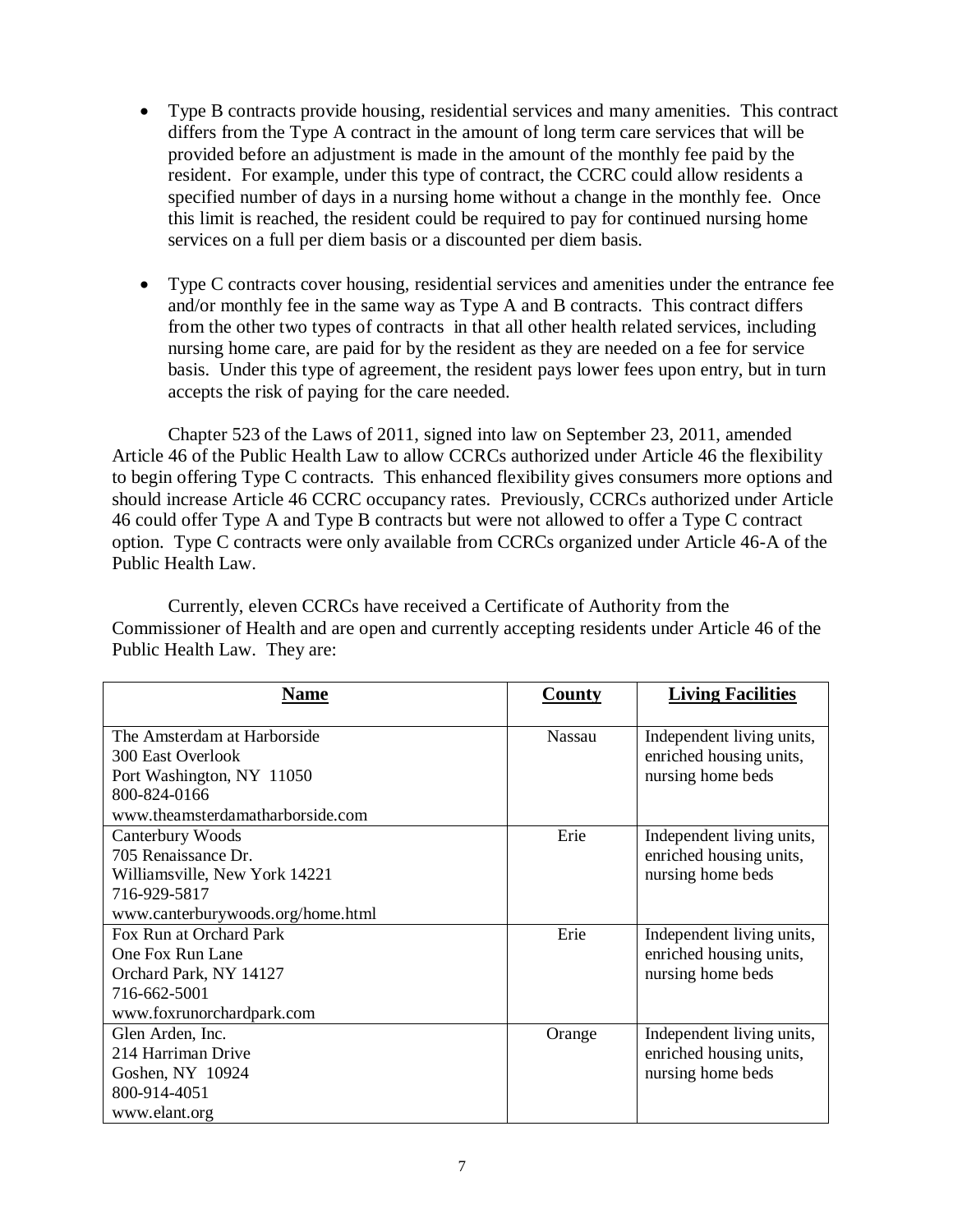- Type B contracts provide housing, residential services and many amenities. This contract differs from the Type A contract in the amount of long term care services that will be provided before an adjustment is made in the amount of the monthly fee paid by the resident. For example, under this type of contract, the CCRC could allow residents a specified number of days in a nursing home without a change in the monthly fee. Once this limit is reached, the resident could be required to pay for continued nursing home services on a full per diem basis or a discounted per diem basis.

- Type C contracts cover housing, residential services and amenities under the entrance fee and/or monthly fee in the same way as Type A and B contracts. This contract differs from the other two types of contracts in that all other health related services, including nursing home care, are paid for by the resident as they are needed on a fee for service basis. Under this type of agreement, the resident pays lower fees upon entry, but in turn accepts the risk of paying for the care needed.

Chapter 523 of the Laws of 2011, signed into law on September 23, 2011, amended Article 46 of the Public Health Law to allow CCRCs authorized under Article 46 the flexibility to begin offering Type C contracts. This enhanced flexibility gives consumers more options and should increase Article 46 CCRC occupancy rates. Previously, CCRCs authorized under Article 46 could offer Type A and Type B contracts but were not allowed to offer a Type C contract option. Type C contracts were only available from CCRCs organized under Article 46-A of the Public Health Law.

Currently, eleven CCRCs have received a Certificate of Authority from the Commissioner of Health and are open and currently accepting residents under Article 46 of the Public Health Law. They are:

| Name | County | Living Facilities |
|---|---|---|
| The Amsterdam at Harborside<br>300 East Overlook<br>Port Washington, NY 11050<br>800-824-0166<br>www.theamsterdamatharborside.com | Nassau | Independent living units, enriched housing units, nursing home beds |
| Canterbury Woods<br>705 Renaissance Dr.<br>Williamsville, New York 14221<br>716-929-5817<br>www.canterburywoods.org/home.html | Erie | Independent living units, enriched housing units, nursing home beds |
| Fox Run at Orchard Park<br>One Fox Run Lane<br>Orchard Park, NY 14127<br>716-662-5001<br>www.foxrunorchardpark.com | Erie | Independent living units, enriched housing units, nursing home beds |
| Glen Arden, Inc.<br>214 Harriman Drive<br>Goshen, NY 10924<br>800-914-4051<br>www.elant.org | Orange | Independent living units, enriched housing units, nursing home beds |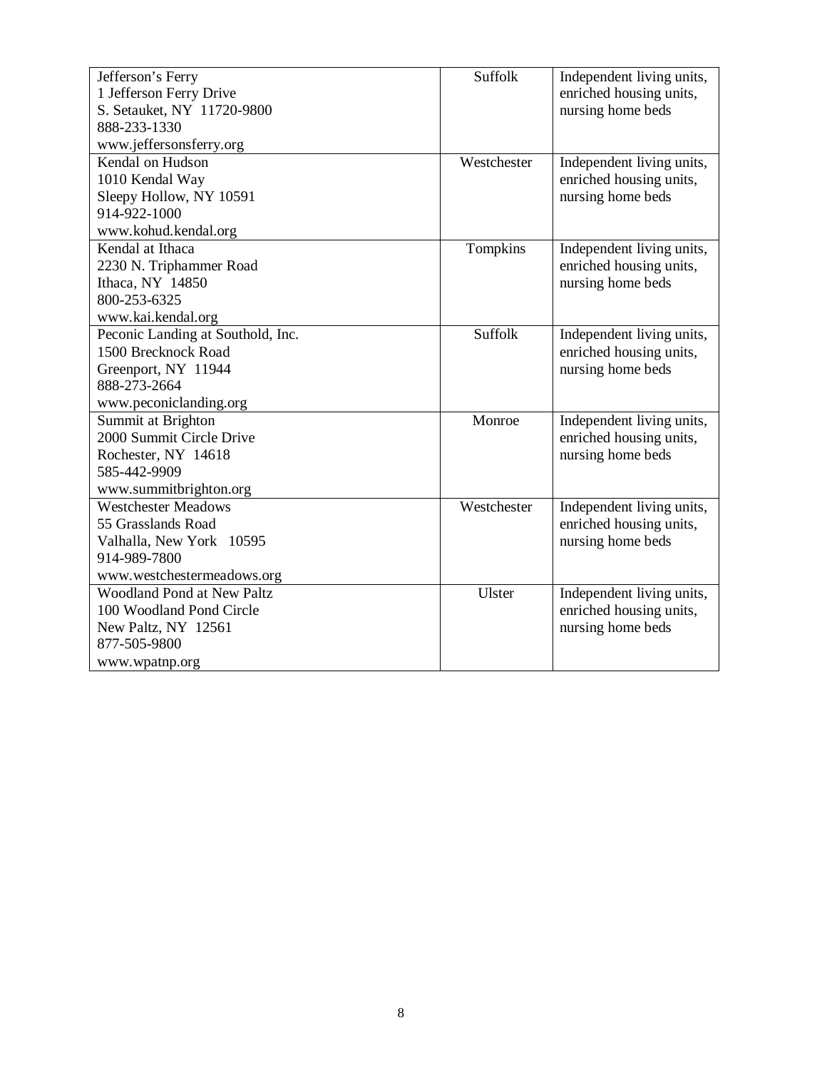| | | |
|---|---|---|
| Jefferson's Ferry<br>1 Jefferson Ferry Drive<br>S. Setauket, NY 11720-9800<br>888-233-1330<br>www.jeffersonsferry.org | Suffolk | Independent living units, enriched housing units, nursing home beds |
| Kendal on Hudson<br>1010 Kendal Way<br>Sleepy Hollow, NY 10591<br>914-922-1000<br>www.kohud.kendal.org | Westchester | Independent living units, enriched housing units, nursing home beds |
| Kendal at Ithaca<br>2230 N. Triphammer Road<br>Ithaca, NY 14850<br>800-253-6325<br>www.kai.kendal.org | Tompkins | Independent living units, enriched housing units, nursing home beds |
| Peconic Landing at Southold, Inc.<br>1500 Brecknock Road<br>Greenport, NY 11944<br>888-273-2664<br>www.peconiclanding.org | Suffolk | Independent living units, enriched housing units, nursing home beds |
| Summit at Brighton<br>2000 Summit Circle Drive<br>Rochester, NY 14618<br>585-442-9909<br>www.summitbrighton.org | Monroe | Independent living units, enriched housing units, nursing home beds |
| Westchester Meadows<br>55 Grasslands Road<br>Valhalla, New York 10595<br>914-989-7800<br>www.westchestermeadows.org | Westchester | Independent living units, enriched housing units, nursing home beds |
| Woodland Pond at New Paltz<br>100 Woodland Pond Circle<br>New Paltz, NY 12561<br>877-505-9800<br>www.wpatnp.org | Ulster | Independent living units, enriched housing units, nursing home beds |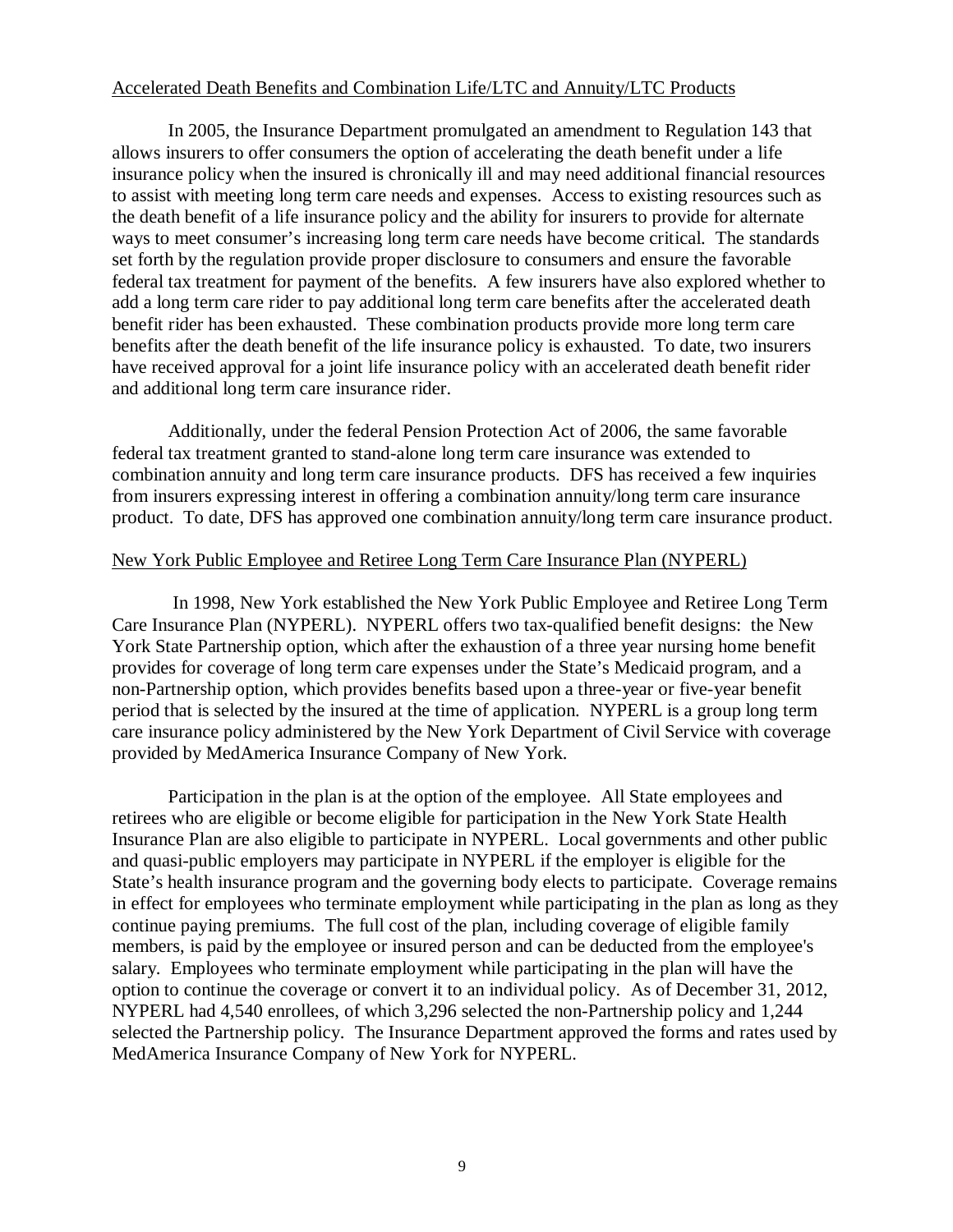## Accelerated Death Benefits and Combination Life/LTC and Annuity/LTC Products

In 2005, the Insurance Department promulgated an amendment to Regulation 143 that allows insurers to offer consumers the option of accelerating the death benefit under a life insurance policy when the insured is chronically ill and may need additional financial resources to assist with meeting long term care needs and expenses. Access to existing resources such as the death benefit of a life insurance policy and the ability for insurers to provide for alternate ways to meet consumer's increasing long term care needs have become critical. The standards set forth by the regulation provide proper disclosure to consumers and ensure the favorable federal tax treatment for payment of the benefits. A few insurers have also explored whether to add a long term care rider to pay additional long term care benefits after the accelerated death benefit rider has been exhausted. These combination products provide more long term care benefits after the death benefit of the life insurance policy is exhausted. To date, two insurers have received approval for a joint life insurance policy with an accelerated death benefit rider and additional long term care insurance rider.

Additionally, under the federal Pension Protection Act of 2006, the same favorable federal tax treatment granted to stand-alone long term care insurance was extended to combination annuity and long term care insurance products. DFS has received a few inquiries from insurers expressing interest in offering a combination annuity/long term care insurance product. To date, DFS has approved one combination annuity/long term care insurance product.

## New York Public Employee and Retiree Long Term Care Insurance Plan (NYPERL)

In 1998, New York established the New York Public Employee and Retiree Long Term Care Insurance Plan (NYPERL). NYPERL offers two tax-qualified benefit designs: the New York State Partnership option, which after the exhaustion of a three year nursing home benefit provides for coverage of long term care expenses under the State's Medicaid program, and a non-Partnership option, which provides benefits based upon a three-year or five-year benefit period that is selected by the insured at the time of application. NYPERL is a group long term care insurance policy administered by the New York Department of Civil Service with coverage provided by MedAmerica Insurance Company of New York.

Participation in the plan is at the option of the employee. All State employees and retirees who are eligible or become eligible for participation in the New York State Health Insurance Plan are also eligible to participate in NYPERL. Local governments and other public and quasi-public employers may participate in NYPERL if the employer is eligible for the State's health insurance program and the governing body elects to participate. Coverage remains in effect for employees who terminate employment while participating in the plan as long as they continue paying premiums. The full cost of the plan, including coverage of eligible family members, is paid by the employee or insured person and can be deducted from the employee's salary. Employees who terminate employment while participating in the plan will have the option to continue the coverage or convert it to an individual policy. As of December 31, 2012, NYPERL had 4,540 enrollees, of which 3,296 selected the non-Partnership policy and 1,244 selected the Partnership policy. The Insurance Department approved the forms and rates used by MedAmerica Insurance Company of New York for NYPERL.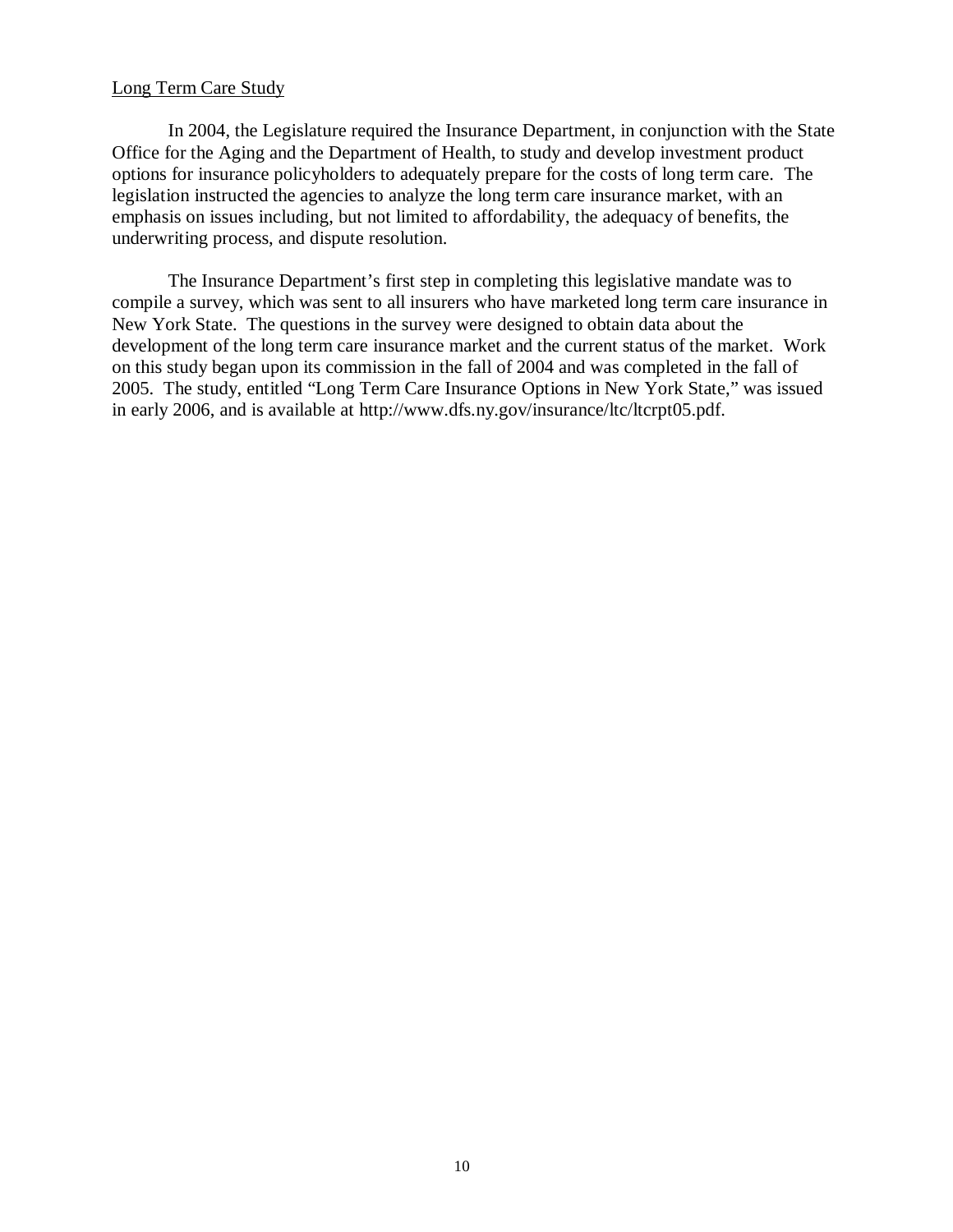<u>Long Term Care Study</u>

In 2004, the Legislature required the Insurance Department, in conjunction with the State Office for the Aging and the Department of Health, to study and develop investment product options for insurance policyholders to adequately prepare for the costs of long term care. The legislation instructed the agencies to analyze the long term care insurance market, with an emphasis on issues including, but not limited to affordability, the adequacy of benefits, the underwriting process, and dispute resolution.

The Insurance Department's first step in completing this legislative mandate was to compile a survey, which was sent to all insurers who have marketed long term care insurance in New York State. The questions in the survey were designed to obtain data about the development of the long term care insurance market and the current status of the market. Work on this study began upon its commission in the fall of 2004 and was completed in the fall of 2005. The study, entitled "Long Term Care Insurance Options in New York State," was issued in early 2006, and is available at http://www.dfs.ny.gov/insurance/ltc/ltcrpt05.pdf.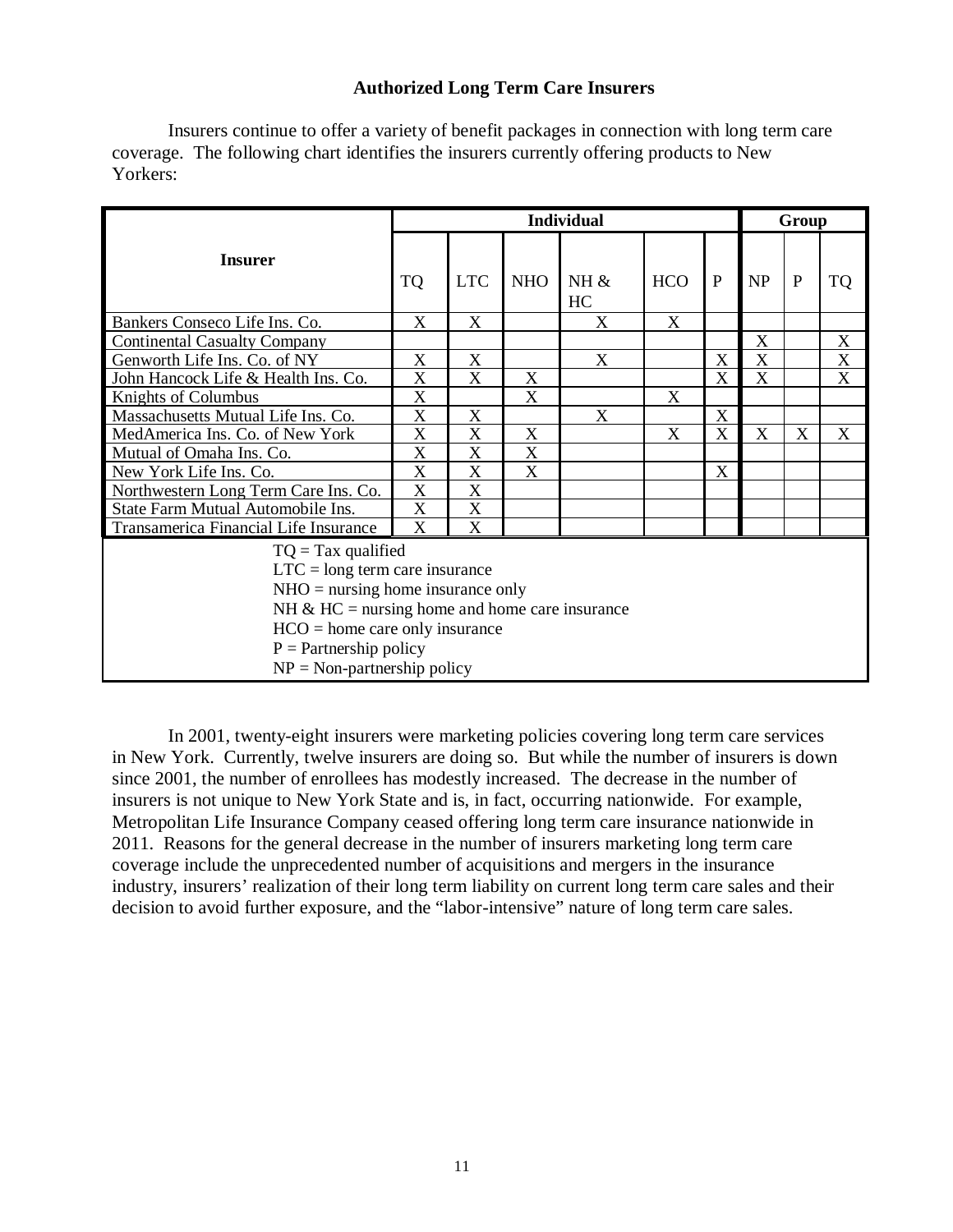### Authorized Long Term Care Insurers

Insurers continue to offer a variety of benefit packages in connection with long term care coverage. The following chart identifies the insurers currently offering products to New Yorkers:

| Insurer | Individual | | | | | | Group | | |
|---|---|---|---|---|---|---|---|---|---|
| | TQ | LTC | NHO | NH & HC | HCO | P | NP | P | TQ |
| Bankers Conseco Life Ins. Co. | X | X | | X | X | | | | |
| Continental Casualty Company | | | | | | | X | | X |
| Genworth Life Ins. Co. of NY | X | X | | X | | X | X | | X |
| John Hancock Life & Health Ins. Co. | X | X | X | | | X | X | | X |
| Knights of Columbus | X | | X | | X | | | | |
| Massachusetts Mutual Life Ins. Co. | X | X | | X | | X | | | |
| MedAmerica Ins. Co. of New York | X | X | X | | X | X | X | X | X |
| Mutual of Omaha Ins. Co. | X | X | X | | | | | | |
| New York Life Ins. Co. | X | X | X | | | X | | | |
| Northwestern Long Term Care Ins. Co. | X | X | | | | | | | |
| State Farm Mutual Automobile Ins. | X | X | | | | | | | |
| Transamerica Financial Life Insurance | X | X | | | | | | | |

TQ = Tax qualified
LTC = long term care insurance
NHO = nursing home insurance only
NH & HC = nursing home and home care insurance
HCO = home care only insurance
P = Partnership policy
NP = Non-partnership policy

In 2001, twenty-eight insurers were marketing policies covering long term care services in New York. Currently, twelve insurers are doing so. But while the number of insurers is down since 2001, the number of enrollees has modestly increased. The decrease in the number of insurers is not unique to New York State and is, in fact, occurring nationwide. For example, Metropolitan Life Insurance Company ceased offering long term care insurance nationwide in 2011. Reasons for the general decrease in the number of insurers marketing long term care coverage include the unprecedented number of acquisitions and mergers in the insurance industry, insurers' realization of their long term liability on current long term care sales and their decision to avoid further exposure, and the "labor-intensive" nature of long term care sales.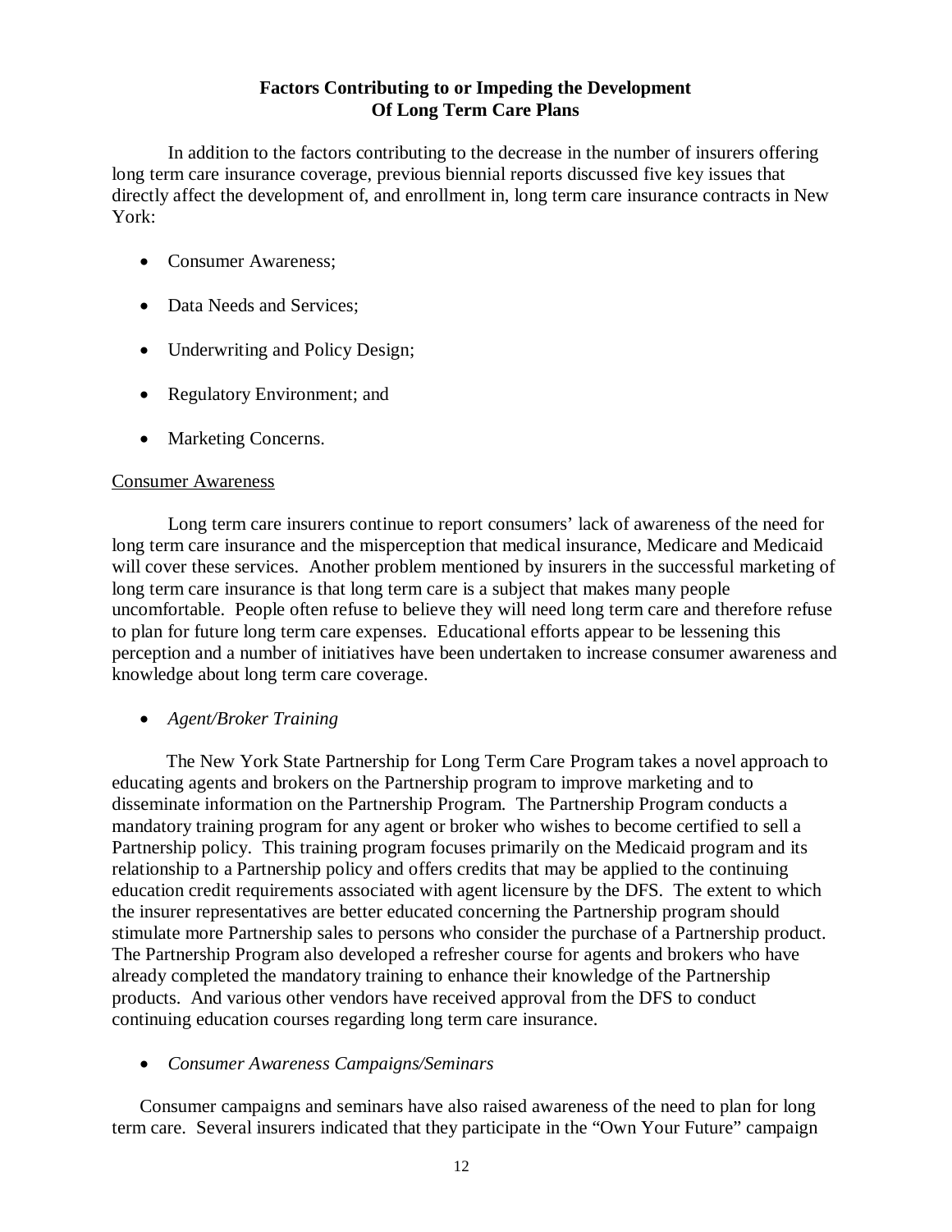## Factors Contributing to or Impeding the Development Of Long Term Care Plans

In addition to the factors contributing to the decrease in the number of insurers offering long term care insurance coverage, previous biennial reports discussed five key issues that directly affect the development of, and enrollment in, long term care insurance contracts in New York:

- Consumer Awareness;
- Data Needs and Services;
- Underwriting and Policy Design;
- Regulatory Environment; and
- Marketing Concerns.

### Consumer Awareness

Long term care insurers continue to report consumers' lack of awareness of the need for long term care insurance and the misperception that medical insurance, Medicare and Medicaid will cover these services. Another problem mentioned by insurers in the successful marketing of long term care insurance is that long term care is a subject that makes many people uncomfortable. People often refuse to believe they will need long term care and therefore refuse to plan for future long term care expenses. Educational efforts appear to be lessening this perception and a number of initiatives have been undertaken to increase consumer awareness and knowledge about long term care coverage.

- *Agent/Broker Training*

The New York State Partnership for Long Term Care Program takes a novel approach to educating agents and brokers on the Partnership program to improve marketing and to disseminate information on the Partnership Program. The Partnership Program conducts a mandatory training program for any agent or broker who wishes to become certified to sell a Partnership policy. This training program focuses primarily on the Medicaid program and its relationship to a Partnership policy and offers credits that may be applied to the continuing education credit requirements associated with agent licensure by the DFS. The extent to which the insurer representatives are better educated concerning the Partnership program should stimulate more Partnership sales to persons who consider the purchase of a Partnership product. The Partnership Program also developed a refresher course for agents and brokers who have already completed the mandatory training to enhance their knowledge of the Partnership products. And various other vendors have received approval from the DFS to conduct continuing education courses regarding long term care insurance.

- *Consumer Awareness Campaigns/Seminars*

Consumer campaigns and seminars have also raised awareness of the need to plan for long term care. Several insurers indicated that they participate in the "Own Your Future" campaign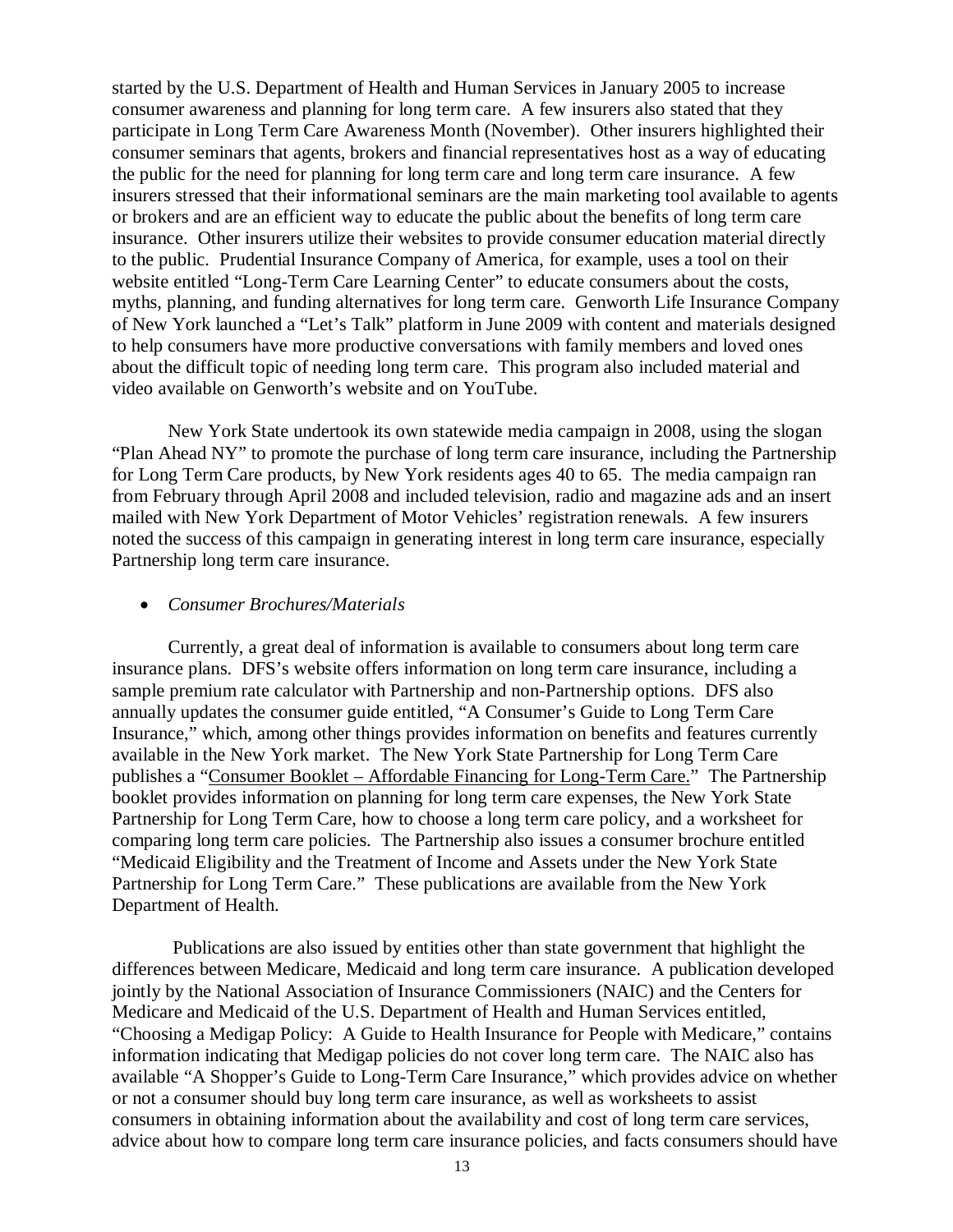started by the U.S. Department of Health and Human Services in January 2005 to increase consumer awareness and planning for long term care. A few insurers also stated that they participate in Long Term Care Awareness Month (November). Other insurers highlighted their consumer seminars that agents, brokers and financial representatives host as a way of educating the public for the need for planning for long term care and long term care insurance. A few insurers stressed that their informational seminars are the main marketing tool available to agents or brokers and are an efficient way to educate the public about the benefits of long term care insurance. Other insurers utilize their websites to provide consumer education material directly to the public. Prudential Insurance Company of America, for example, uses a tool on their website entitled "Long-Term Care Learning Center" to educate consumers about the costs, myths, planning, and funding alternatives for long term care. Genworth Life Insurance Company of New York launched a "Let's Talk" platform in June 2009 with content and materials designed to help consumers have more productive conversations with family members and loved ones about the difficult topic of needing long term care. This program also included material and video available on Genworth's website and on YouTube.

New York State undertook its own statewide media campaign in 2008, using the slogan "Plan Ahead NY" to promote the purchase of long term care insurance, including the Partnership for Long Term Care products, by New York residents ages 40 to 65. The media campaign ran from February through April 2008 and included television, radio and magazine ads and an insert mailed with New York Department of Motor Vehicles' registration renewals. A few insurers noted the success of this campaign in generating interest in long term care insurance, especially Partnership long term care insurance.

- *Consumer Brochures/Materials*

Currently, a great deal of information is available to consumers about long term care insurance plans. DFS's website offers information on long term care insurance, including a sample premium rate calculator with Partnership and non-Partnership options. DFS also annually updates the consumer guide entitled, "A Consumer's Guide to Long Term Care Insurance," which, among other things provides information on benefits and features currently available in the New York market. The New York State Partnership for Long Term Care publishes a "Consumer Booklet – Affordable Financing for Long-Term Care." The Partnership booklet provides information on planning for long term care expenses, the New York State Partnership for Long Term Care, how to choose a long term care policy, and a worksheet for comparing long term care policies. The Partnership also issues a consumer brochure entitled "Medicaid Eligibility and the Treatment of Income and Assets under the New York State Partnership for Long Term Care." These publications are available from the New York Department of Health.

Publications are also issued by entities other than state government that highlight the differences between Medicare, Medicaid and long term care insurance. A publication developed jointly by the National Association of Insurance Commissioners (NAIC) and the Centers for Medicare and Medicaid of the U.S. Department of Health and Human Services entitled, "Choosing a Medigap Policy: A Guide to Health Insurance for People with Medicare," contains information indicating that Medigap policies do not cover long term care. The NAIC also has available "A Shopper's Guide to Long-Term Care Insurance," which provides advice on whether or not a consumer should buy long term care insurance, as well as worksheets to assist consumers in obtaining information about the availability and cost of long term care services, advice about how to compare long term care insurance policies, and facts consumers should have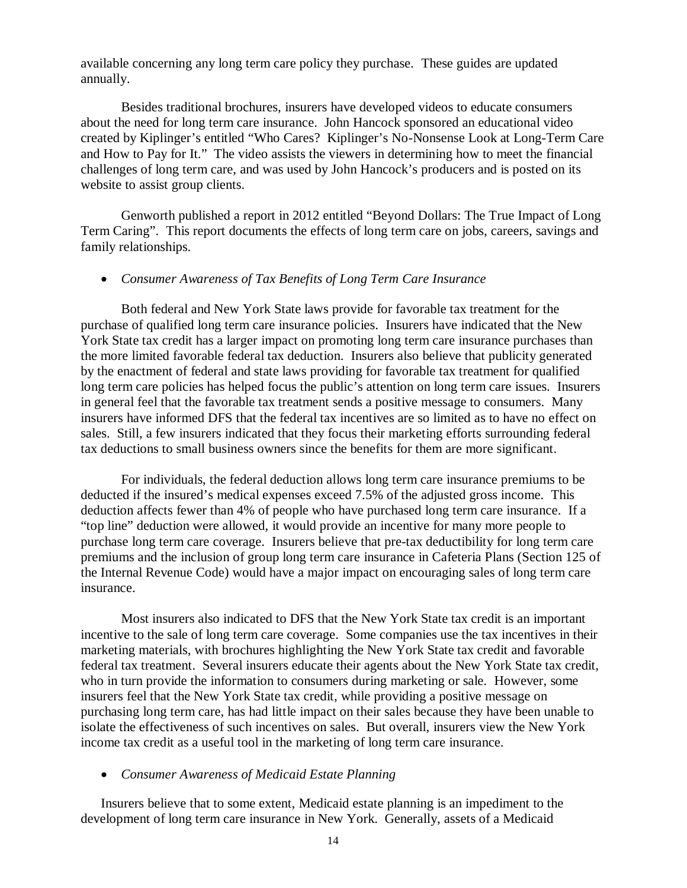available concerning any long term care policy they purchase. These guides are updated annually.

Besides traditional brochures, insurers have developed videos to educate consumers about the need for long term care insurance. John Hancock sponsored an educational video created by Kiplinger's entitled "Who Cares? Kiplinger's No-Nonsense Look at Long-Term Care and How to Pay for It." The video assists the viewers in determining how to meet the financial challenges of long term care, and was used by John Hancock's producers and is posted on its website to assist group clients.

Genworth published a report in 2012 entitled "Beyond Dollars: The True Impact of Long Term Caring". This report documents the effects of long term care on jobs, careers, savings and family relationships.

- *Consumer Awareness of Tax Benefits of Long Term Care Insurance*

Both federal and New York State laws provide for favorable tax treatment for the purchase of qualified long term care insurance policies. Insurers have indicated that the New York State tax credit has a larger impact on promoting long term care insurance purchases than the more limited favorable federal tax deduction. Insurers also believe that publicity generated by the enactment of federal and state laws providing for favorable tax treatment for qualified long term care policies has helped focus the public's attention on long term care issues. Insurers in general feel that the favorable tax treatment sends a positive message to consumers. Many insurers have informed DFS that the federal tax incentives are so limited as to have no effect on sales. Still, a few insurers indicated that they focus their marketing efforts surrounding federal tax deductions to small business owners since the benefits for them are more significant.

For individuals, the federal deduction allows long term care insurance premiums to be deducted if the insured's medical expenses exceed 7.5% of the adjusted gross income. This deduction affects fewer than 4% of people who have purchased long term care insurance. If a "top line" deduction were allowed, it would provide an incentive for many more people to purchase long term care coverage. Insurers believe that pre-tax deductibility for long term care premiums and the inclusion of group long term care insurance in Cafeteria Plans (Section 125 of the Internal Revenue Code) would have a major impact on encouraging sales of long term care insurance.

Most insurers also indicated to DFS that the New York State tax credit is an important incentive to the sale of long term care coverage. Some companies use the tax incentives in their marketing materials, with brochures highlighting the New York State tax credit and favorable federal tax treatment. Several insurers educate their agents about the New York State tax credit, who in turn provide the information to consumers during marketing or sale. However, some insurers feel that the New York State tax credit, while providing a positive message on purchasing long term care, has had little impact on their sales because they have been unable to isolate the effectiveness of such incentives on sales. But overall, insurers view the New York income tax credit as a useful tool in the marketing of long term care insurance.

- *Consumer Awareness of Medicaid Estate Planning*

Insurers believe that to some extent, Medicaid estate planning is an impediment to the development of long term care insurance in New York. Generally, assets of a Medicaid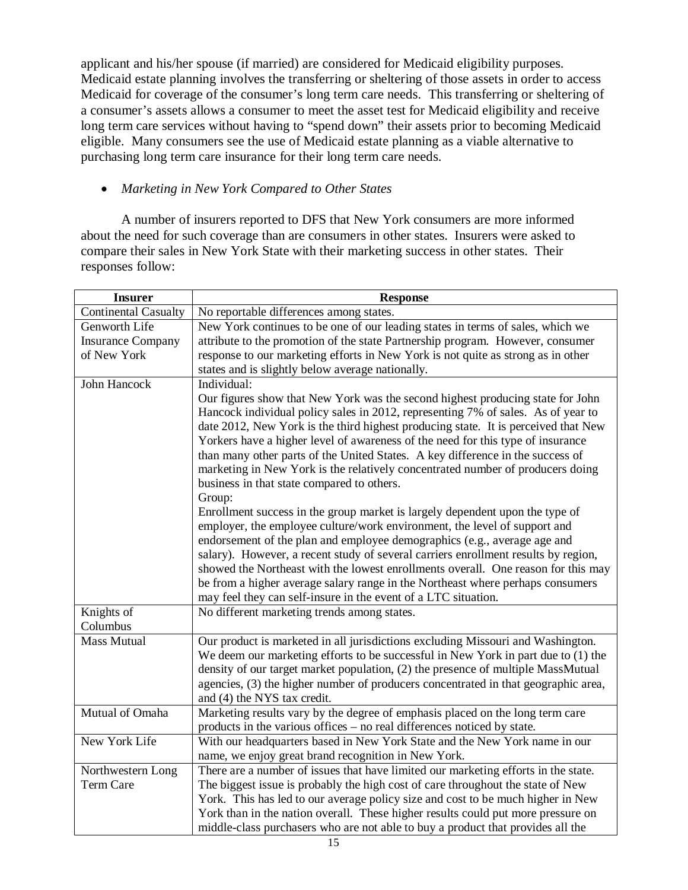applicant and his/her spouse (if married) are considered for Medicaid eligibility purposes. Medicaid estate planning involves the transferring or sheltering of those assets in order to access Medicaid for coverage of the consumer's long term care needs. This transferring or sheltering of a consumer's assets allows a consumer to meet the asset test for Medicaid eligibility and receive long term care services without having to "spend down" their assets prior to becoming Medicaid eligible. Many consumers see the use of Medicaid estate planning as a viable alternative to purchasing long term care insurance for their long term care needs.

- *Marketing in New York Compared to Other States*

A number of insurers reported to DFS that New York consumers are more informed about the need for such coverage than are consumers in other states. Insurers were asked to compare their sales in New York State with their marketing success in other states. Their responses follow:

| Insurer | Response |
|---|---|
| Continental Casualty | No reportable differences among states. |
| Genworth Life Insurance Company of New York | New York continues to be one of our leading states in terms of sales, which we attribute to the promotion of the state Partnership program. However, consumer response to our marketing efforts in New York is not quite as strong as in other states and is slightly below average nationally. |
| John Hancock | Individual:<br>Our figures show that New York was the second highest producing state for John Hancock individual policy sales in 2012, representing 7% of sales. As of year to date 2012, New York is the third highest producing state. It is perceived that New Yorkers have a higher level of awareness of the need for this type of insurance than many other parts of the United States. A key difference in the success of marketing in New York is the relatively concentrated number of producers doing business in that state compared to others.<br>Group:<br>Enrollment success in the group market is largely dependent upon the type of employer, the employee culture/work environment, the level of support and endorsement of the plan and employee demographics (e.g., average age and salary). However, a recent study of several carriers enrollment results by region, showed the Northeast with the lowest enrollments overall. One reason for this may be from a higher average salary range in the Northeast where perhaps consumers may feel they can self-insure in the event of a LTC situation. |
| Knights of Columbus | No different marketing trends among states. |
| Mass Mutual | Our product is marketed in all jurisdictions excluding Missouri and Washington. We deem our marketing efforts to be successful in New York in part due to (1) the density of our target market population, (2) the presence of multiple MassMutual agencies, (3) the higher number of producers concentrated in that geographic area, and (4) the NYS tax credit. |
| Mutual of Omaha | Marketing results vary by the degree of emphasis placed on the long term care products in the various offices – no real differences noticed by state. |
| New York Life | With our headquarters based in New York State and the New York name in our name, we enjoy great brand recognition in New York. |
| Northwestern Long Term Care | There are a number of issues that have limited our marketing efforts in the state. The biggest issue is probably the high cost of care throughout the state of New York. This has led to our average policy size and cost to be much higher in New York than in the nation overall. These higher results could put more pressure on middle-class purchasers who are not able to buy a product that provides all the |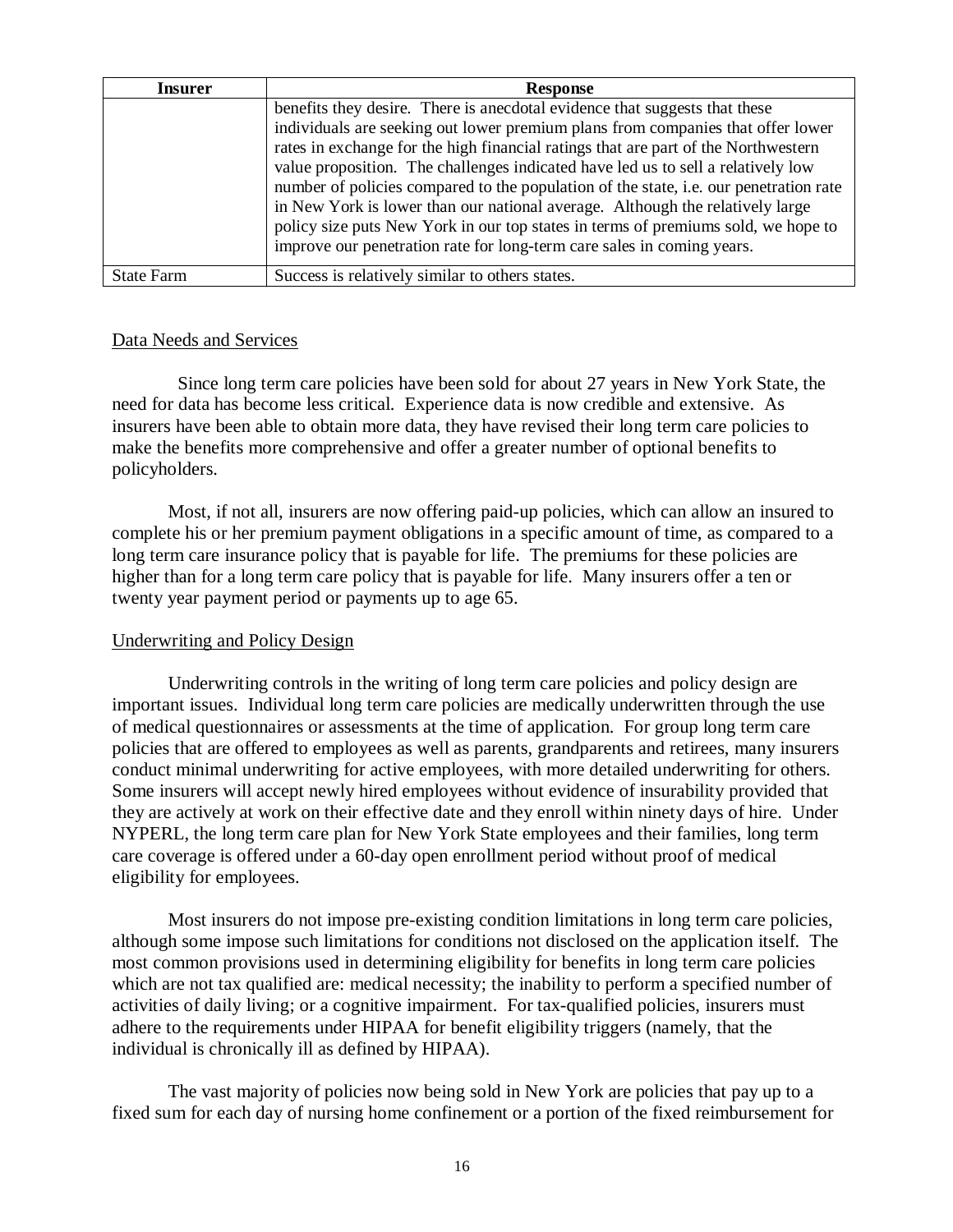| Insurer | Response |
|---|---|
| | benefits they desire. There is anecdotal evidence that suggests that these individuals are seeking out lower premium plans from companies that offer lower rates in exchange for the high financial ratings that are part of the Northwestern value proposition. The challenges indicated have led us to sell a relatively low number of policies compared to the population of the state, i.e. our penetration rate in New York is lower than our national average. Although the relatively large policy size puts New York in our top states in terms of premiums sold, we hope to improve our penetration rate for long-term care sales in coming years. |
| State Farm | Success is relatively similar to others states. |

Data Needs and Services

Since long term care policies have been sold for about 27 years in New York State, the need for data has become less critical. Experience data is now credible and extensive. As insurers have been able to obtain more data, they have revised their long term care policies to make the benefits more comprehensive and offer a greater number of optional benefits to policyholders.

Most, if not all, insurers are now offering paid-up policies, which can allow an insured to complete his or her premium payment obligations in a specific amount of time, as compared to a long term care insurance policy that is payable for life. The premiums for these policies are higher than for a long term care policy that is payable for life. Many insurers offer a ten or twenty year payment period or payments up to age 65.

Underwriting and Policy Design

Underwriting controls in the writing of long term care policies and policy design are important issues. Individual long term care policies are medically underwritten through the use of medical questionnaires or assessments at the time of application. For group long term care policies that are offered to employees as well as parents, grandparents and retirees, many insurers conduct minimal underwriting for active employees, with more detailed underwriting for others. Some insurers will accept newly hired employees without evidence of insurability provided that they are actively at work on their effective date and they enroll within ninety days of hire. Under NYPERL, the long term care plan for New York State employees and their families, long term care coverage is offered under a 60-day open enrollment period without proof of medical eligibility for employees.

Most insurers do not impose pre-existing condition limitations in long term care policies, although some impose such limitations for conditions not disclosed on the application itself. The most common provisions used in determining eligibility for benefits in long term care policies which are not tax qualified are: medical necessity; the inability to perform a specified number of activities of daily living; or a cognitive impairment. For tax-qualified policies, insurers must adhere to the requirements under HIPAA for benefit eligibility triggers (namely, that the individual is chronically ill as defined by HIPAA).

The vast majority of policies now being sold in New York are policies that pay up to a fixed sum for each day of nursing home confinement or a portion of the fixed reimbursement for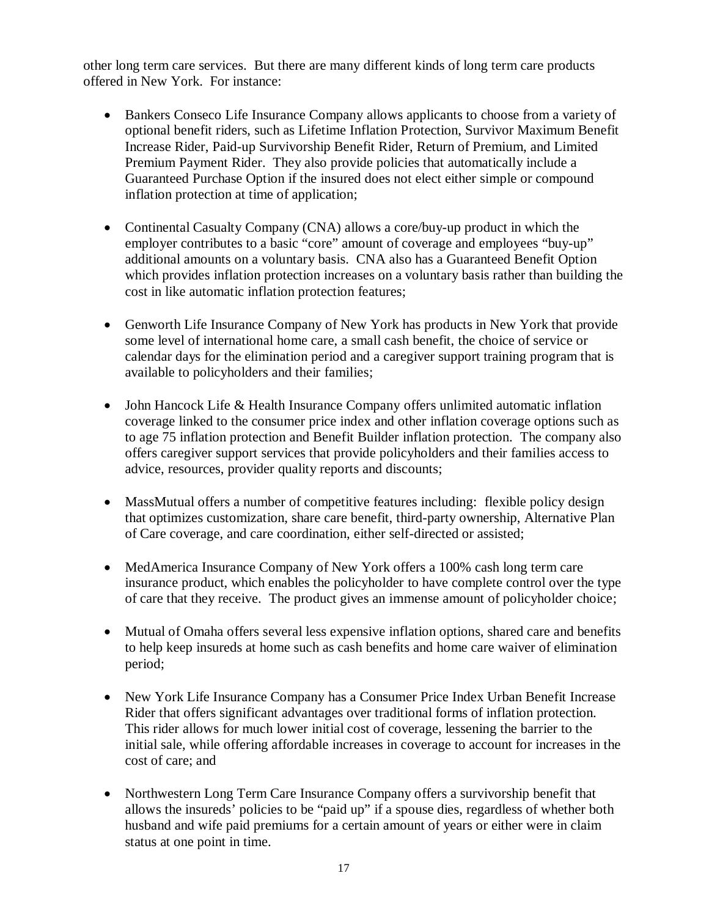other long term care services. But there are many different kinds of long term care products offered in New York. For instance:

- Bankers Conseco Life Insurance Company allows applicants to choose from a variety of optional benefit riders, such as Lifetime Inflation Protection, Survivor Maximum Benefit Increase Rider, Paid-up Survivorship Benefit Rider, Return of Premium, and Limited Premium Payment Rider. They also provide policies that automatically include a Guaranteed Purchase Option if the insured does not elect either simple or compound inflation protection at time of application;

- Continental Casualty Company (CNA) allows a core/buy-up product in which the employer contributes to a basic "core" amount of coverage and employees "buy-up" additional amounts on a voluntary basis. CNA also has a Guaranteed Benefit Option which provides inflation protection increases on a voluntary basis rather than building the cost in like automatic inflation protection features;

- Genworth Life Insurance Company of New York has products in New York that provide some level of international home care, a small cash benefit, the choice of service or calendar days for the elimination period and a caregiver support training program that is available to policyholders and their families;

- John Hancock Life & Health Insurance Company offers unlimited automatic inflation coverage linked to the consumer price index and other inflation coverage options such as to age 75 inflation protection and Benefit Builder inflation protection. The company also offers caregiver support services that provide policyholders and their families access to advice, resources, provider quality reports and discounts;

- MassMutual offers a number of competitive features including: flexible policy design that optimizes customization, share care benefit, third-party ownership, Alternative Plan of Care coverage, and care coordination, either self-directed or assisted;

- MedAmerica Insurance Company of New York offers a 100% cash long term care insurance product, which enables the policyholder to have complete control over the type of care that they receive. The product gives an immense amount of policyholder choice;

- Mutual of Omaha offers several less expensive inflation options, shared care and benefits to help keep insureds at home such as cash benefits and home care waiver of elimination period;

- New York Life Insurance Company has a Consumer Price Index Urban Benefit Increase Rider that offers significant advantages over traditional forms of inflation protection. This rider allows for much lower initial cost of coverage, lessening the barrier to the initial sale, while offering affordable increases in coverage to account for increases in the cost of care; and

- Northwestern Long Term Care Insurance Company offers a survivorship benefit that allows the insureds' policies to be "paid up" if a spouse dies, regardless of whether both husband and wife paid premiums for a certain amount of years or either were in claim status at one point in time.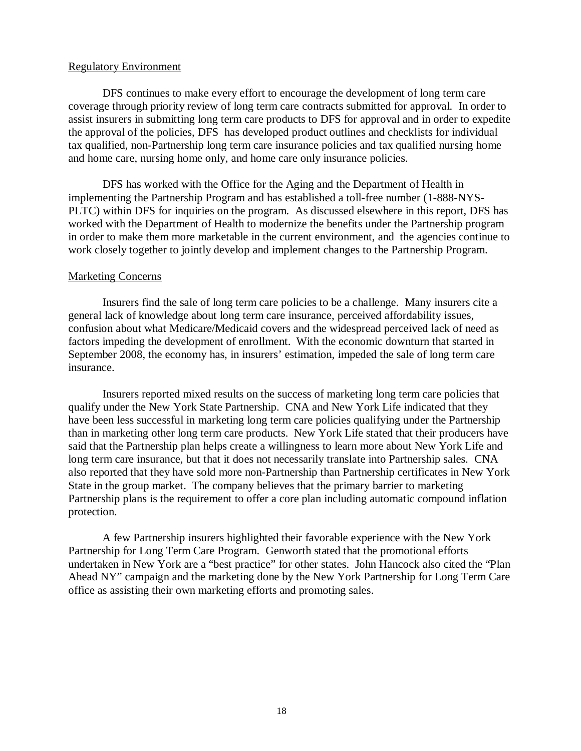## Regulatory Environment

DFS continues to make every effort to encourage the development of long term care coverage through priority review of long term care contracts submitted for approval. In order to assist insurers in submitting long term care products to DFS for approval and in order to expedite the approval of the policies, DFS has developed product outlines and checklists for individual tax qualified, non-Partnership long term care insurance policies and tax qualified nursing home and home care, nursing home only, and home care only insurance policies.

DFS has worked with the Office for the Aging and the Department of Health in implementing the Partnership Program and has established a toll-free number (1-888-NYS-PLTC) within DFS for inquiries on the program. As discussed elsewhere in this report, DFS has worked with the Department of Health to modernize the benefits under the Partnership program in order to make them more marketable in the current environment, and the agencies continue to work closely together to jointly develop and implement changes to the Partnership Program.

## Marketing Concerns

Insurers find the sale of long term care policies to be a challenge. Many insurers cite a general lack of knowledge about long term care insurance, perceived affordability issues, confusion about what Medicare/Medicaid covers and the widespread perceived lack of need as factors impeding the development of enrollment. With the economic downturn that started in September 2008, the economy has, in insurers' estimation, impeded the sale of long term care insurance.

Insurers reported mixed results on the success of marketing long term care policies that qualify under the New York State Partnership. CNA and New York Life indicated that they have been less successful in marketing long term care policies qualifying under the Partnership than in marketing other long term care products. New York Life stated that their producers have said that the Partnership plan helps create a willingness to learn more about New York Life and long term care insurance, but that it does not necessarily translate into Partnership sales. CNA also reported that they have sold more non-Partnership than Partnership certificates in New York State in the group market. The company believes that the primary barrier to marketing Partnership plans is the requirement to offer a core plan including automatic compound inflation protection.

A few Partnership insurers highlighted their favorable experience with the New York Partnership for Long Term Care Program. Genworth stated that the promotional efforts undertaken in New York are a "best practice" for other states. John Hancock also cited the "Plan Ahead NY" campaign and the marketing done by the New York Partnership for Long Term Care office as assisting their own marketing efforts and promoting sales.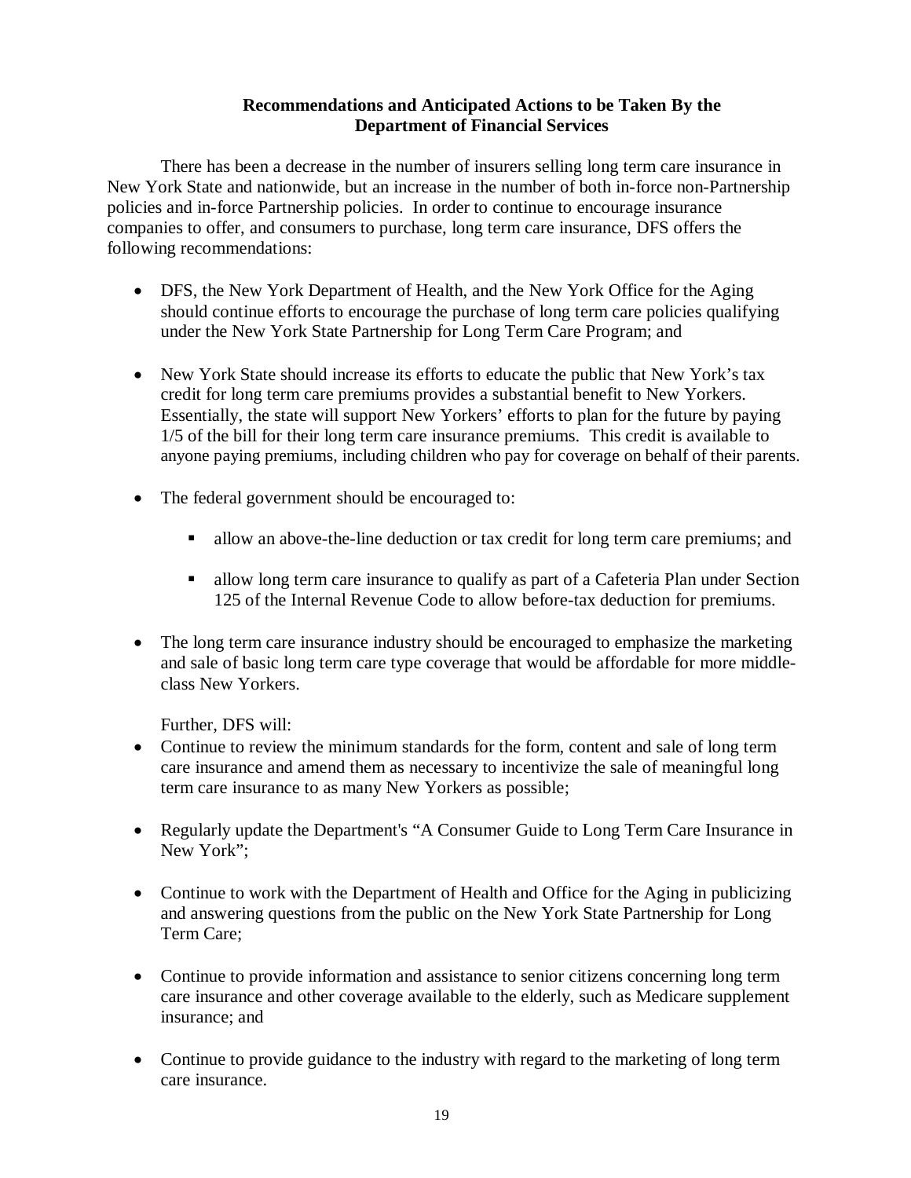## Recommendations and Anticipated Actions to be Taken By the Department of Financial Services

There has been a decrease in the number of insurers selling long term care insurance in New York State and nationwide, but an increase in the number of both in-force non-Partnership policies and in-force Partnership policies. In order to continue to encourage insurance companies to offer, and consumers to purchase, long term care insurance, DFS offers the following recommendations:

- DFS, the New York Department of Health, and the New York Office for the Aging should continue efforts to encourage the purchase of long term care policies qualifying under the New York State Partnership for Long Term Care Program; and

- New York State should increase its efforts to educate the public that New York's tax credit for long term care premiums provides a substantial benefit to New Yorkers. Essentially, the state will support New Yorkers' efforts to plan for the future by paying 1/5 of the bill for their long term care insurance premiums. This credit is available to anyone paying premiums, including children who pay for coverage on behalf of their parents.

- The federal government should be encouraged to:

    - allow an above-the-line deduction or tax credit for long term care premiums; and

    - allow long term care insurance to qualify as part of a Cafeteria Plan under Section 125 of the Internal Revenue Code to allow before-tax deduction for premiums.

- The long term care insurance industry should be encouraged to emphasize the marketing and sale of basic long term care type coverage that would be affordable for more middle-class New Yorkers.

Further, DFS will:

- Continue to review the minimum standards for the form, content and sale of long term care insurance and amend them as necessary to incentivize the sale of meaningful long term care insurance to as many New Yorkers as possible;

- Regularly update the Department's "A Consumer Guide to Long Term Care Insurance in New York";

- Continue to work with the Department of Health and Office for the Aging in publicizing and answering questions from the public on the New York State Partnership for Long Term Care;

- Continue to provide information and assistance to senior citizens concerning long term care insurance and other coverage available to the elderly, such as Medicare supplement insurance; and

- Continue to provide guidance to the industry with regard to the marketing of long term care insurance.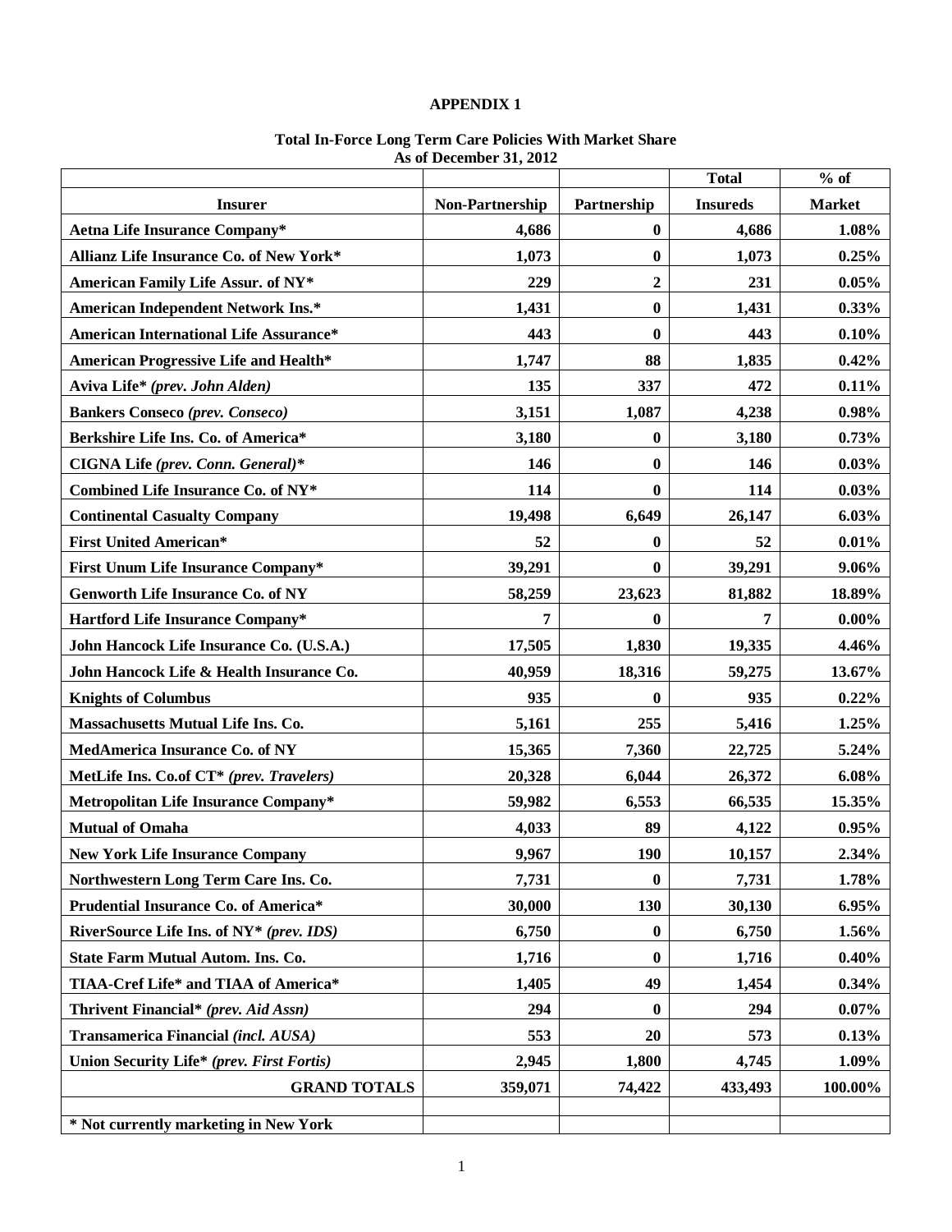# APPENDIX 1

## Total In-Force Long Term Care Policies With Market Share
## As of December 31, 2012

| Insurer | Non-Partnership | Partnership | Total Insureds | % of Market |
|---|---|---|---|---|
| **Aetna Life Insurance Company*** | **4,686** | **0** | **4,686** | **1.08%** |
| **Allianz Life Insurance Co. of New York*** | **1,073** | **0** | **1,073** | **0.25%** |
| **American Family Life Assur. of NY*** | **229** | **2** | **231** | **0.05%** |
| **American Independent Network Ins.*** | **1,431** | **0** | **1,431** | **0.33%** |
| **American International Life Assurance*** | **443** | **0** | **443** | **0.10%** |
| **American Progressive Life and Health*** | **1,747** | **88** | **1,835** | **0.42%** |
| **Aviva Life*** ***(prev. John Alden)*** | **135** | **337** | **472** | **0.11%** |
| **Bankers Conseco** ***(prev. Conseco)*** | **3,151** | **1,087** | **4,238** | **0.98%** |
| **Berkshire Life Ins. Co. of America*** | **3,180** | **0** | **3,180** | **0.73%** |
| **CIGNA Life** ***(prev. Conn. General)**** | **146** | **0** | **146** | **0.03%** |
| **Combined Life Insurance Co. of NY*** | **114** | **0** | **114** | **0.03%** |
| **Continental Casualty Company** | **19,498** | **6,649** | **26,147** | **6.03%** |
| **First United American*** | **52** | **0** | **52** | **0.01%** |
| **First Unum Life Insurance Company*** | **39,291** | **0** | **39,291** | **9.06%** |
| **Genworth Life Insurance Co. of NY** | **58,259** | **23,623** | **81,882** | **18.89%** |
| **Hartford Life Insurance Company*** | **7** | **0** | **7** | **0.00%** |
| **John Hancock Life Insurance Co. (U.S.A.)** | **17,505** | **1,830** | **19,335** | **4.46%** |
| **John Hancock Life & Health Insurance Co.** | **40,959** | **18,316** | **59,275** | **13.67%** |
| **Knights of Columbus** | **935** | **0** | **935** | **0.22%** |
| **Massachusetts Mutual Life Ins. Co.** | **5,161** | **255** | **5,416** | **1.25%** |
| **MedAmerica Insurance Co. of NY** | **15,365** | **7,360** | **22,725** | **5.24%** |
| **MetLife Ins. Co.of CT*** ***(prev. Travelers)*** | **20,328** | **6,044** | **26,372** | **6.08%** |
| **Metropolitan Life Insurance Company*** | **59,982** | **6,553** | **66,535** | **15.35%** |
| **Mutual of Omaha** | **4,033** | **89** | **4,122** | **0.95%** |
| **New York Life Insurance Company** | **9,967** | **190** | **10,157** | **2.34%** |
| **Northwestern Long Term Care Ins. Co.** | **7,731** | **0** | **7,731** | **1.78%** |
| **Prudential Insurance Co. of America*** | **30,000** | **130** | **30,130** | **6.95%** |
| **RiverSource Life Ins. of NY*** ***(prev. IDS)*** | **6,750** | **0** | **6,750** | **1.56%** |
| **State Farm Mutual Autom. Ins. Co.** | **1,716** | **0** | **1,716** | **0.40%** |
| **TIAA-Cref Life* and TIAA of America*** | **1,405** | **49** | **1,454** | **0.34%** |
| **Thrivent Financial*** ***(prev. Aid Assn)*** | **294** | **0** | **294** | **0.07%** |
| **Transamerica Financial** ***(incl. AUSA)*** | **553** | **20** | **573** | **0.13%** |
| **Union Security Life*** ***(prev. First Fortis)*** | **2,945** | **1,800** | **4,745** | **1.09%** |
| **GRAND TOTALS** | **359,071** | **74,422** | **433,493** | **100.00%** |
| | | | | |
| **\* Not currently marketing in New York** | | | | |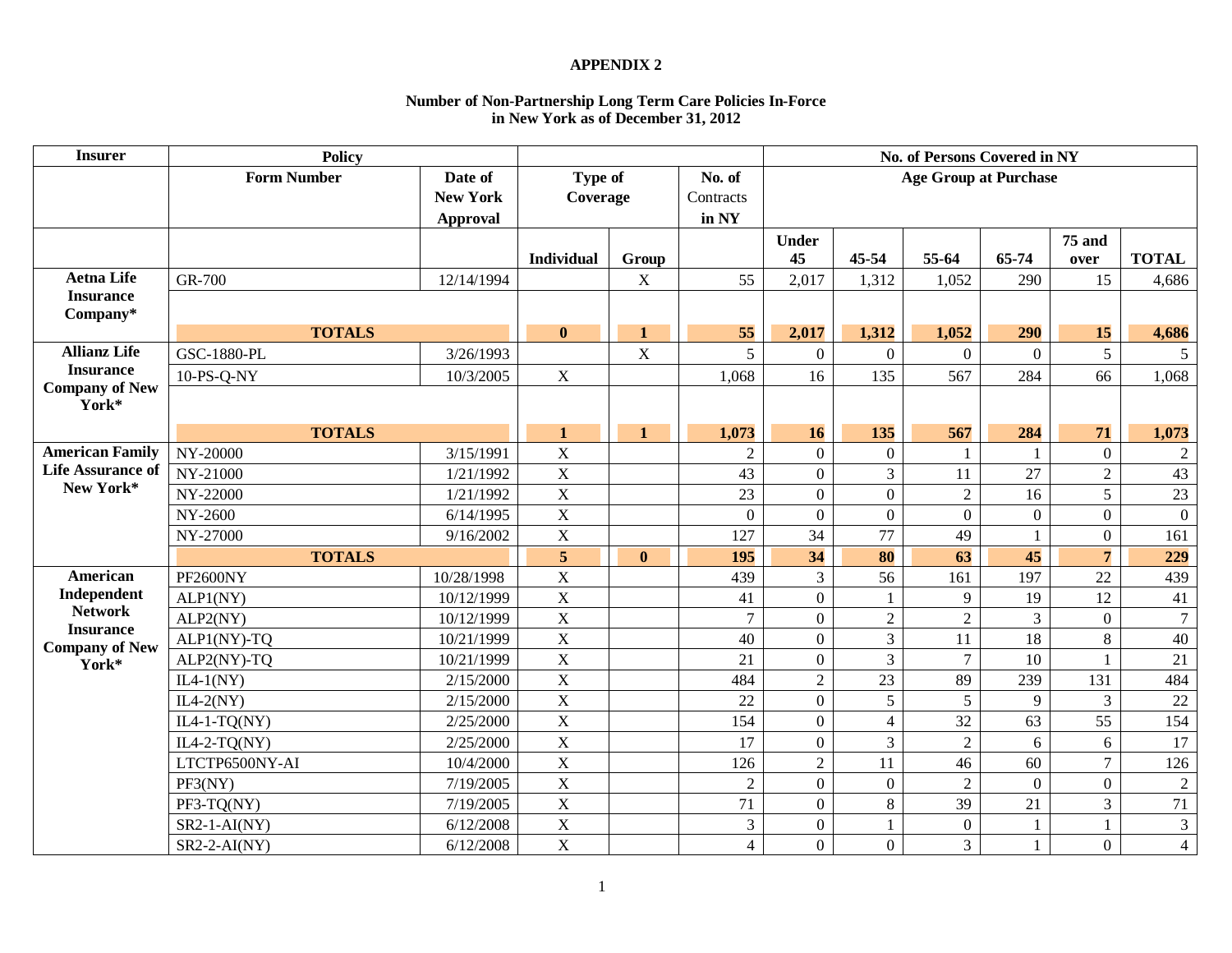**APPENDIX 2**

**Number of Non-Partnership Long Term Care Policies In-Force in New York as of December 31, 2012**

| Insurer | Policy | | | | | No. of Persons Covered in NY | | | | | |
|---|---|---|---|---|---|---|---|---|---|---|---|
| | Form Number | Date of New York Approval | Type of Coverage | | No. of Contracts in NY | Age Group at Purchase | | | | | |
| | | | Individual | Group | | Under 45 | 45-54 | 55-64 | 65-74 | 75 and over | TOTAL |
| **Aetna Life Insurance Company*** | GR-700 | 12/14/1994 | | X | 55 | 2,017 | 1,312 | 1,052 | 290 | 15 | 4,686 |
| | **TOTALS** | | **0** | **1** | **55** | **2,017** | **1,312** | **1,052** | **290** | **15** | **4,686** |
| **Allianz Life Insurance Company of New York*** | GSC-1880-PL | 3/26/1993 | | X | 5 | 0 | 0 | 0 | 0 | 5 | 5 |
| | 10-PS-Q-NY | 10/3/2005 | X | | 1,068 | 16 | 135 | 567 | 284 | 66 | 1,068 |
| | **TOTALS** | | **1** | **1** | **1,073** | **16** | **135** | **567** | **284** | **71** | **1,073** |
| **American Family Life Assurance of New York*** | NY-20000 | 3/15/1991 | X | | 2 | 0 | 0 | 1 | 1 | 0 | 2 |
| | NY-21000 | 1/21/1992 | X | | 43 | 0 | 3 | 11 | 27 | 2 | 43 |
| | NY-22000 | 1/21/1992 | X | | 23 | 0 | 0 | 2 | 16 | 5 | 23 |
| | NY-2600 | 6/14/1995 | X | | 0 | 0 | 0 | 0 | 0 | 0 | 0 |
| | NY-27000 | 9/16/2002 | X | | 127 | 34 | 77 | 49 | 1 | 0 | 161 |
| | **TOTALS** | | **5** | **0** | **195** | **34** | **80** | **63** | **45** | **7** | **229** |
| **American Independent Network Insurance Company of New York*** | PF2600NY | 10/28/1998 | X | | 439 | 3 | 56 | 161 | 197 | 22 | 439 |
| | ALP1(NY) | 10/12/1999 | X | | 41 | 0 | 1 | 9 | 19 | 12 | 41 |
| | ALP2(NY) | 10/12/1999 | X | | 7 | 0 | 2 | 2 | 3 | 0 | 7 |
| | ALP1(NY)-TQ | 10/21/1999 | X | | 40 | 0 | 3 | 11 | 18 | 8 | 40 |
| | ALP2(NY)-TQ | 10/21/1999 | X | | 21 | 0 | 3 | 7 | 10 | 1 | 21 |
| | IL4-1(NY) | 2/15/2000 | X | | 484 | 2 | 23 | 89 | 239 | 131 | 484 |
| | IL4-2(NY) | 2/15/2000 | X | | 22 | 0 | 5 | 5 | 9 | 3 | 22 |
| | IL4-1-TQ(NY) | 2/25/2000 | X | | 154 | 0 | 4 | 32 | 63 | 55 | 154 |
| | IL4-2-TQ(NY) | 2/25/2000 | X | | 17 | 0 | 3 | 2 | 6 | 6 | 17 |
| | LTCTP6500NY-AI | 10/4/2000 | X | | 126 | 2 | 11 | 46 | 60 | 7 | 126 |
| | PF3(NY) | 7/19/2005 | X | | 2 | 0 | 0 | 2 | 0 | 0 | 2 |
| | PF3-TQ(NY) | 7/19/2005 | X | | 71 | 0 | 8 | 39 | 21 | 3 | 71 |
| | SR2-1-AI(NY) | 6/12/2008 | X | | 3 | 0 | 1 | 0 | 1 | 1 | 3 |
| | SR2-2-AI(NY) | 6/12/2008 | X | | 4 | 0 | 0 | 3 | 1 | 0 | 4 |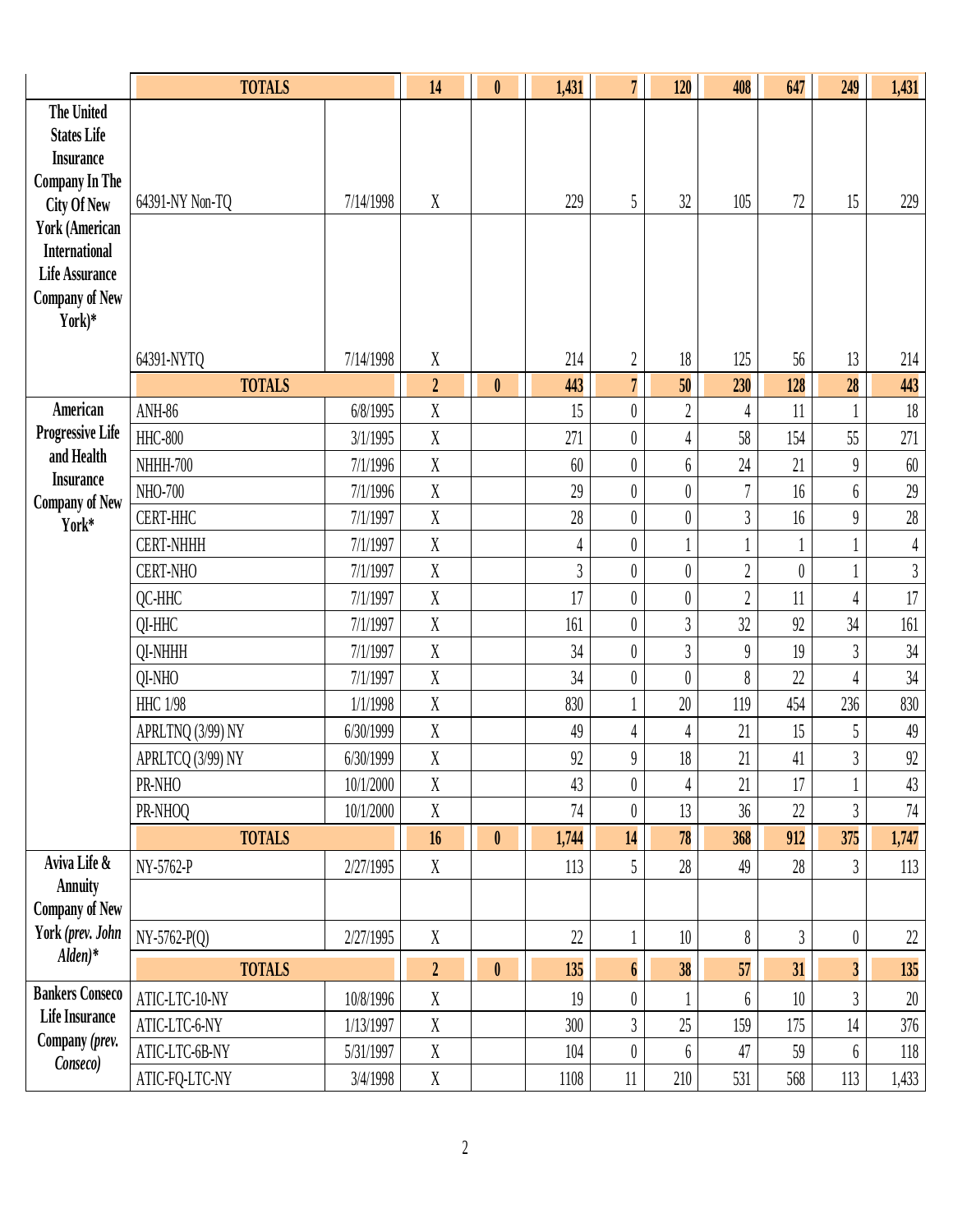| | | | | | | | | | | | |
|---|---|---|---|---|---|---|---|---|---|---|---|
| | **TOTALS** | | **14** | **0** | **1,431** | **7** | **120** | **408** | **647** | **249** | **1,431** |
| **The United States Life Insurance Company In The City Of New York (American International Life Assurance Company of New York)*** | 64391-NY Non-TQ | 7/14/1998 | X | | 229 | 5 | 32 | 105 | 72 | 15 | 229 |
| | 64391-NYTQ | 7/14/1998 | X | | 214 | 2 | 18 | 125 | 56 | 13 | 214 |
| | **TOTALS** | | **2** | **0** | **443** | **7** | **50** | **230** | **128** | **28** | **443** |
| **American Progressive Life and Health Insurance Company of New York*** | ANH-86 | 6/8/1995 | X | | 15 | 0 | 2 | 4 | 11 | 1 | 18 |
| | HHC-800 | 3/1/1995 | X | | 271 | 0 | 4 | 58 | 154 | 55 | 271 |
| | NHHH-700 | 7/1/1996 | X | | 60 | 0 | 6 | 24 | 21 | 9 | 60 |
| | NHO-700 | 7/1/1996 | X | | 29 | 0 | 0 | 7 | 16 | 6 | 29 |
| | CERT-HHC | 7/1/1997 | X | | 28 | 0 | 0 | 3 | 16 | 9 | 28 |
| | CERT-NHHH | 7/1/1997 | X | | 4 | 0 | 1 | 1 | 1 | 1 | 4 |
| | CERT-NHO | 7/1/1997 | X | | 3 | 0 | 0 | 2 | 0 | 1 | 3 |
| | QC-HHC | 7/1/1997 | X | | 17 | 0 | 0 | 2 | 11 | 4 | 17 |
| | QI-HHC | 7/1/1997 | X | | 161 | 0 | 3 | 32 | 92 | 34 | 161 |
| | QI-NHHH | 7/1/1997 | X | | 34 | 0 | 3 | 9 | 19 | 3 | 34 |
| | QI-NHO | 7/1/1997 | X | | 34 | 0 | 0 | 8 | 22 | 4 | 34 |
| | HHC 1/98 | 1/1/1998 | X | | 830 | 1 | 20 | 119 | 454 | 236 | 830 |
| | APRLTNQ (3/99) NY | 6/30/1999 | X | | 49 | 4 | 4 | 21 | 15 | 5 | 49 |
| | APRLTCQ (3/99) NY | 6/30/1999 | X | | 92 | 9 | 18 | 21 | 41 | 3 | 92 |
| | PR-NHO | 10/1/2000 | X | | 43 | 0 | 4 | 21 | 17 | 1 | 43 |
| | PR-NHOQ | 10/1/2000 | X | | 74 | 0 | 13 | 36 | 22 | 3 | 74 |
| | **TOTALS** | | **16** | **0** | **1,744** | **14** | **78** | **368** | **912** | **375** | **1,747** |
| **Aviva Life & Annuity Company of New York *(prev. John Alden)**** | NY-5762-P | 2/27/1995 | X | | 113 | 5 | 28 | 49 | 28 | 3 | 113 |
| | | | | | | | | | | | |
| | NY-5762-P(Q) | 2/27/1995 | X | | 22 | 1 | 10 | 8 | 3 | 0 | 22 |
| | **TOTALS** | | **2** | **0** | **135** | **6** | **38** | **57** | **31** | **3** | **135** |
| **Bankers Conseco Life Insurance Company *(prev. Conseco)*** | ATIC-LTC-10-NY | 10/8/1996 | X | | 19 | 0 | 1 | 6 | 10 | 3 | 20 |
| | ATIC-LTC-6-NY | 1/13/1997 | X | | 300 | 3 | 25 | 159 | 175 | 14 | 376 |
| | ATIC-LTC-6B-NY | 5/31/1997 | X | | 104 | 0 | 6 | 47 | 59 | 6 | 118 |
| | ATIC-FQ-LTC-NY | 3/4/1998 | X | | 1108 | 11 | 210 | 531 | 568 | 113 | 1,433 |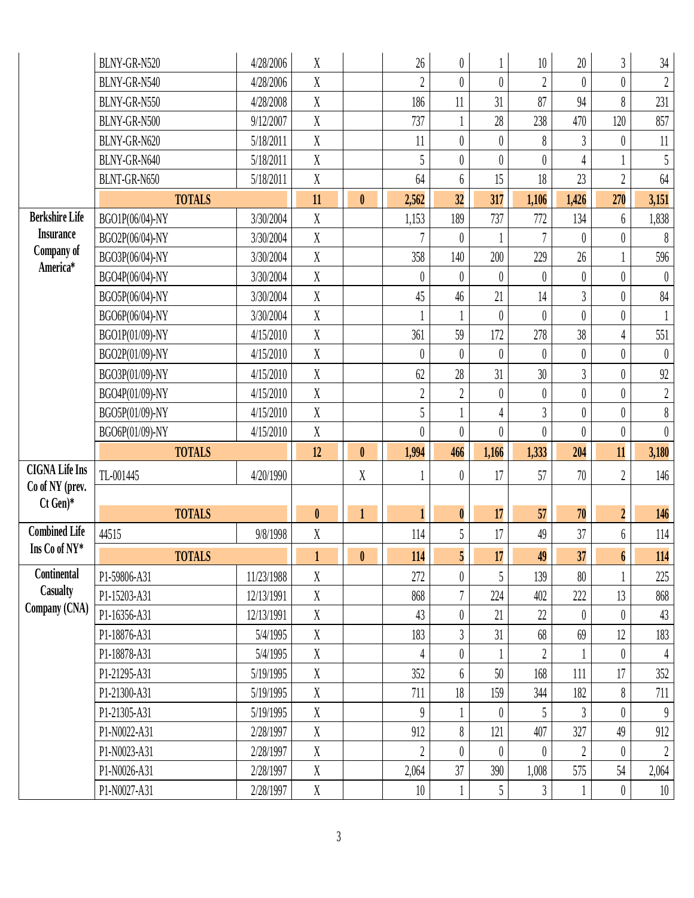| | | | | | | | | | | | |
|---|---|---|---|---|---|---|---|---|---|---|---|
| | BLNY-GR-N520 | 4/28/2006 | X | | 26 | 0 | 1 | 10 | 20 | 3 | 34 |
| | BLNY-GR-N540 | 4/28/2006 | X | | 2 | 0 | 0 | 2 | 0 | 0 | 2 |
| | BLNY-GR-N550 | 4/28/2008 | X | | 186 | 11 | 31 | 87 | 94 | 8 | 231 |
| | BLNY-GR-N500 | 9/12/2007 | X | | 737 | 1 | 28 | 238 | 470 | 120 | 857 |
| | BLNY-GR-N620 | 5/18/2011 | X | | 11 | 0 | 0 | 8 | 3 | 0 | 11 |
| | BLNY-GR-N640 | 5/18/2011 | X | | 5 | 0 | 0 | 0 | 4 | 1 | 5 |
| | BLNT-GR-N650 | 5/18/2011 | X | | 64 | 6 | 15 | 18 | 23 | 2 | 64 |
| | **TOTALS** | | **11** | **0** | **2,562** | **32** | **317** | **1,106** | **1,426** | **270** | **3,151** |
| **Berkshire Life Insurance Company of America*** | BGO1P(06/04)-NY | 3/30/2004 | X | | 1,153 | 189 | 737 | 772 | 134 | 6 | 1,838 |
| | BGO2P(06/04)-NY | 3/30/2004 | X | | 7 | 0 | 1 | 7 | 0 | 0 | 8 |
| | BGO3P(06/04)-NY | 3/30/2004 | X | | 358 | 140 | 200 | 229 | 26 | 1 | 596 |
| | BGO4P(06/04)-NY | 3/30/2004 | X | | 0 | 0 | 0 | 0 | 0 | 0 | 0 |
| | BGO5P(06/04)-NY | 3/30/2004 | X | | 45 | 46 | 21 | 14 | 3 | 0 | 84 |
| | BGO6P(06/04)-NY | 3/30/2004 | X | | 1 | 1 | 0 | 0 | 0 | 0 | 1 |
| | BGO1P(01/09)-NY | 4/15/2010 | X | | 361 | 59 | 172 | 278 | 38 | 4 | 551 |
| | BGO2P(01/09)-NY | 4/15/2010 | X | | 0 | 0 | 0 | 0 | 0 | 0 | 0 |
| | BGO3P(01/09)-NY | 4/15/2010 | X | | 62 | 28 | 31 | 30 | 3 | 0 | 92 |
| | BGO4P(01/09)-NY | 4/15/2010 | X | | 2 | 2 | 0 | 0 | 0 | 0 | 2 |
| | BGO5P(01/09)-NY | 4/15/2010 | X | | 5 | 1 | 4 | 3 | 0 | 0 | 8 |
| | BGO6P(01/09)-NY | 4/15/2010 | X | | 0 | 0 | 0 | 0 | 0 | 0 | 0 |
| | **TOTALS** | | **12** | **0** | **1,994** | **466** | **1,166** | **1,333** | **204** | **11** | **3,180** |
| **CIGNA Life Ins Co of NY (prev. Ct Gen)*** | TL-001445 | 4/20/1990 | | X | 1 | 0 | 17 | 57 | 70 | 2 | 146 |
| | **TOTALS** | | **0** | **1** | **1** | **0** | **17** | **57** | **70** | **2** | **146** |
| **Combined Life Ins Co of NY*** | 44515 | 9/8/1998 | X | | 114 | 5 | 17 | 49 | 37 | 6 | 114 |
| | **TOTALS** | | **1** | **0** | **114** | **5** | **17** | **49** | **37** | **6** | **114** |
| **Continental Casualty Company (CNA)** | P1-59806-A31 | 11/23/1988 | X | | 272 | 0 | 5 | 139 | 80 | 1 | 225 |
| | P1-15203-A31 | 12/13/1991 | X | | 868 | 7 | 224 | 402 | 222 | 13 | 868 |
| | P1-16356-A31 | 12/13/1991 | X | | 43 | 0 | 21 | 22 | 0 | 0 | 43 |
| | P1-18876-A31 | 5/4/1995 | X | | 183 | 3 | 31 | 68 | 69 | 12 | 183 |
| | P1-18878-A31 | 5/4/1995 | X | | 4 | 0 | 1 | 2 | 1 | 0 | 4 |
| | P1-21295-A31 | 5/19/1995 | X | | 352 | 6 | 50 | 168 | 111 | 17 | 352 |
| | P1-21300-A31 | 5/19/1995 | X | | 711 | 18 | 159 | 344 | 182 | 8 | 711 |
| | P1-21305-A31 | 5/19/1995 | X | | 9 | 1 | 0 | 5 | 3 | 0 | 9 |
| | P1-N0022-A31 | 2/28/1997 | X | | 912 | 8 | 121 | 407 | 327 | 49 | 912 |
| | P1-N0023-A31 | 2/28/1997 | X | | 2 | 0 | 0 | 0 | 2 | 0 | 2 |
| | P1-N0026-A31 | 2/28/1997 | X | | 2,064 | 37 | 390 | 1,008 | 575 | 54 | 2,064 |
| | P1-N0027-A31 | 2/28/1997 | X | | 10 | 1 | 5 | 3 | 1 | 0 | 10 |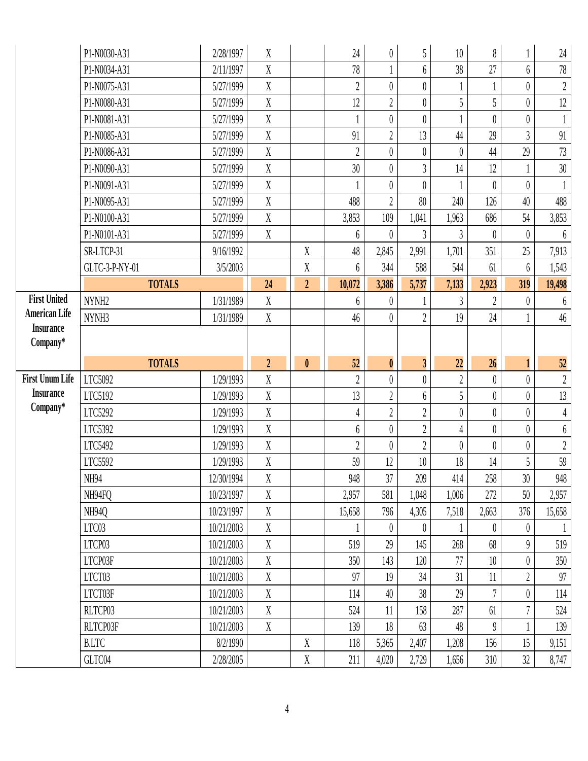| | | | | | | | | | | | |
|---|---|---|---|---|---|---|---|---|---|---|---|
| | P1-N0030-A31 | 2/28/1997 | X | | 24 | 0 | 5 | 10 | 8 | 1 | 24 |
| | P1-N0034-A31 | 2/11/1997 | X | | 78 | 1 | 6 | 38 | 27 | 6 | 78 |
| | P1-N0075-A31 | 5/27/1999 | X | | 2 | 0 | 0 | 1 | 1 | 0 | 2 |
| | P1-N0080-A31 | 5/27/1999 | X | | 12 | 2 | 0 | 5 | 5 | 0 | 12 |
| | P1-N0081-A31 | 5/27/1999 | X | | 1 | 0 | 0 | 1 | 0 | 0 | 1 |
| | P1-N0085-A31 | 5/27/1999 | X | | 91 | 2 | 13 | 44 | 29 | 3 | 91 |
| | P1-N0086-A31 | 5/27/1999 | X | | 2 | 0 | 0 | 0 | 44 | 29 | 73 |
| | P1-N0090-A31 | 5/27/1999 | X | | 30 | 0 | 3 | 14 | 12 | 1 | 30 |
| | P1-N0091-A31 | 5/27/1999 | X | | 1 | 0 | 0 | 1 | 0 | 0 | 1 |
| | P1-N0095-A31 | 5/27/1999 | X | | 488 | 2 | 80 | 240 | 126 | 40 | 488 |
| | P1-N0100-A31 | 5/27/1999 | X | | 3,853 | 109 | 1,041 | 1,963 | 686 | 54 | 3,853 |
| | P1-N0101-A31 | 5/27/1999 | X | | 6 | 0 | 3 | 3 | 0 | 0 | 6 |
| | SR-LTCP-31 | 9/16/1992 | | X | 48 | 2,845 | 2,991 | 1,701 | 351 | 25 | 7,913 |
| | GLTC-3-P-NY-01 | 3/5/2003 | | X | 6 | 344 | 588 | 544 | 61 | 6 | 1,543 |
| | **TOTALS** | | **24** | **2** | **10,072** | **3,386** | **5,737** | **7,133** | **2,923** | **319** | **19,498** |
| **First United American Life Insurance Company*** | NYNH2 | 1/31/1989 | X | | 6 | 0 | 1 | 3 | 2 | 0 | 6 |
| | NYNH3 | 1/31/1989 | X | | 46 | 0 | 2 | 19 | 24 | 1 | 46 |
| | **TOTALS** | | **2** | **0** | **52** | **0** | **3** | **22** | **26** | **1** | **52** |
| **First Unum Life Insurance Company*** | LTC5092 | 1/29/1993 | X | | 2 | 0 | 0 | 2 | 0 | 0 | 2 |
| | LTC5192 | 1/29/1993 | X | | 13 | 2 | 6 | 5 | 0 | 0 | 13 |
| | LTC5292 | 1/29/1993 | X | | 4 | 2 | 2 | 0 | 0 | 0 | 4 |
| | LTC5392 | 1/29/1993 | X | | 6 | 0 | 2 | 4 | 0 | 0 | 6 |
| | LTC5492 | 1/29/1993 | X | | 2 | 0 | 2 | 0 | 0 | 0 | 2 |
| | LTC5592 | 1/29/1993 | X | | 59 | 12 | 10 | 18 | 14 | 5 | 59 |
| | NH94 | 12/30/1994 | X | | 948 | 37 | 209 | 414 | 258 | 30 | 948 |
| | NH94FQ | 10/23/1997 | X | | 2,957 | 581 | 1,048 | 1,006 | 272 | 50 | 2,957 |
| | NH94Q | 10/23/1997 | X | | 15,658 | 796 | 4,305 | 7,518 | 2,663 | 376 | 15,658 |
| | LTC03 | 10/21/2003 | X | | 1 | 0 | 0 | 1 | 0 | 0 | 1 |
| | LTCP03 | 10/21/2003 | X | | 519 | 29 | 145 | 268 | 68 | 9 | 519 |
| | LTCP03F | 10/21/2003 | X | | 350 | 143 | 120 | 77 | 10 | 0 | 350 |
| | LTCT03 | 10/21/2003 | X | | 97 | 19 | 34 | 31 | 11 | 2 | 97 |
| | LTCT03F | 10/21/2003 | X | | 114 | 40 | 38 | 29 | 7 | 0 | 114 |
| | RLTCP03 | 10/21/2003 | X | | 524 | 11 | 158 | 287 | 61 | 7 | 524 |
| | RLTCP03F | 10/21/2003 | X | | 139 | 18 | 63 | 48 | 9 | 1 | 139 |
| | B.LTC | 8/2/1990 | | X | 118 | 5,365 | 2,407 | 1,208 | 156 | 15 | 9,151 |
| | GLTC04 | 2/28/2005 | | X | 211 | 4,020 | 2,729 | 1,656 | 310 | 32 | 8,747 |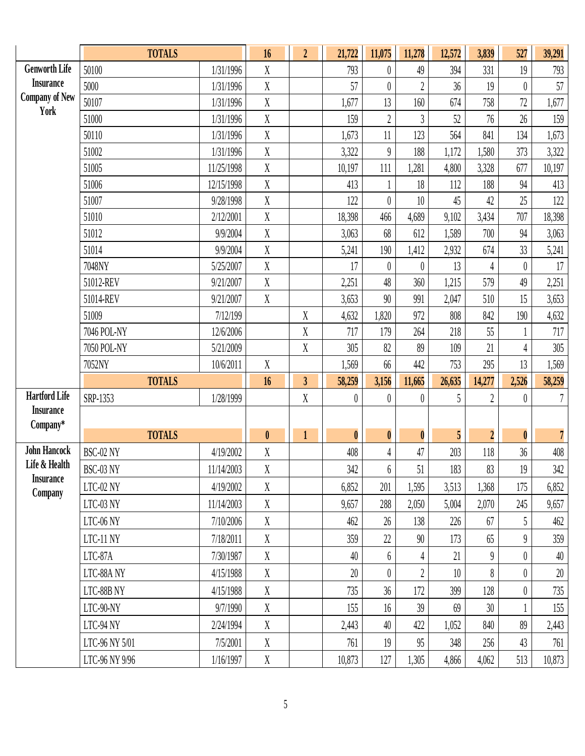| | | | | | | | | | | | |
|---|---|---|---|---|---|---|---|---|---|---|---|
| | **TOTALS** | | **16** | **2** | **21,722** | **11,075** | **11,278** | **12,572** | **3,839** | **527** | **39,291** |
| **Genworth Life Insurance Company of New York** | 50100 | 1/31/1996 | X | | 793 | 0 | 49 | 394 | 331 | 19 | 793 |
| | 5000 | 1/31/1996 | X | | 57 | 0 | 2 | 36 | 19 | 0 | 57 |
| | 50107 | 1/31/1996 | X | | 1,677 | 13 | 160 | 674 | 758 | 72 | 1,677 |
| | 51000 | 1/31/1996 | X | | 159 | 2 | 3 | 52 | 76 | 26 | 159 |
| | 50110 | 1/31/1996 | X | | 1,673 | 11 | 123 | 564 | 841 | 134 | 1,673 |
| | 51002 | 1/31/1996 | X | | 3,322 | 9 | 188 | 1,172 | 1,580 | 373 | 3,322 |
| | 51005 | 11/25/1998 | X | | 10,197 | 111 | 1,281 | 4,800 | 3,328 | 677 | 10,197 |
| | 51006 | 12/15/1998 | X | | 413 | 1 | 18 | 112 | 188 | 94 | 413 |
| | 51007 | 9/28/1998 | X | | 122 | 0 | 10 | 45 | 42 | 25 | 122 |
| | 51010 | 2/12/2001 | X | | 18,398 | 466 | 4,689 | 9,102 | 3,434 | 707 | 18,398 |
| | 51012 | 9/9/2004 | X | | 3,063 | 68 | 612 | 1,589 | 700 | 94 | 3,063 |
| | 51014 | 9/9/2004 | X | | 5,241 | 190 | 1,412 | 2,932 | 674 | 33 | 5,241 |
| | 7048NY | 5/25/2007 | X | | 17 | 0 | 0 | 13 | 4 | 0 | 17 |
| | 51012-REV | 9/21/2007 | X | | 2,251 | 48 | 360 | 1,215 | 579 | 49 | 2,251 |
| | 51014-REV | 9/21/2007 | X | | 3,653 | 90 | 991 | 2,047 | 510 | 15 | 3,653 |
| | 51009 | 7/12/199 | | X | 4,632 | 1,820 | 972 | 808 | 842 | 190 | 4,632 |
| | 7046 POL-NY | 12/6/2006 | | X | 717 | 179 | 264 | 218 | 55 | 1 | 717 |
| | 7050 POL-NY | 5/21/2009 | | X | 305 | 82 | 89 | 109 | 21 | 4 | 305 |
| | 7052NY | 10/6/2011 | X | | 1,569 | 66 | 442 | 753 | 295 | 13 | 1,569 |
| | **TOTALS** | | **16** | **3** | **58,259** | **3,156** | **11,665** | **26,635** | **14,277** | **2,526** | **58,259** |
| **Hartford Life Insurance Company*** | SRP-1353 | 1/28/1999 | | X | 0 | 0 | 0 | 5 | 2 | 0 | 7 |
| | **TOTALS** | | **0** | **1** | **0** | **0** | **0** | **5** | **2** | **0** | **7** |
| **John Hancock Life & Health Insurance Company** | BSC-02 NY | 4/19/2002 | X | | 408 | 4 | 47 | 203 | 118 | 36 | 408 |
| | BSC-03 NY | 11/14/2003 | X | | 342 | 6 | 51 | 183 | 83 | 19 | 342 |
| | LTC-02 NY | 4/19/2002 | X | | 6,852 | 201 | 1,595 | 3,513 | 1,368 | 175 | 6,852 |
| | LTC-03 NY | 11/14/2003 | X | | 9,657 | 288 | 2,050 | 5,004 | 2,070 | 245 | 9,657 |
| | LTC-06 NY | 7/10/2006 | X | | 462 | 26 | 138 | 226 | 67 | 5 | 462 |
| | LTC-11 NY | 7/18/2011 | X | | 359 | 22 | 90 | 173 | 65 | 9 | 359 |
| | LTC-87A | 7/30/1987 | X | | 40 | 6 | 4 | 21 | 9 | 0 | 40 |
| | LTC-88A NY | 4/15/1988 | X | | 20 | 0 | 2 | 10 | 8 | 0 | 20 |
| | LTC-88B NY | 4/15/1988 | X | | 735 | 36 | 172 | 399 | 128 | 0 | 735 |
| | LTC-90-NY | 9/7/1990 | X | | 155 | 16 | 39 | 69 | 30 | 1 | 155 |
| | LTC-94 NY | 2/24/1994 | X | | 2,443 | 40 | 422 | 1,052 | 840 | 89 | 2,443 |
| | LTC-96 NY 5/01 | 7/5/2001 | X | | 761 | 19 | 95 | 348 | 256 | 43 | 761 |
| | LTC-96 NY 9/96 | 1/16/1997 | X | | 10,873 | 127 | 1,305 | 4,866 | 4,062 | 513 | 10,873 |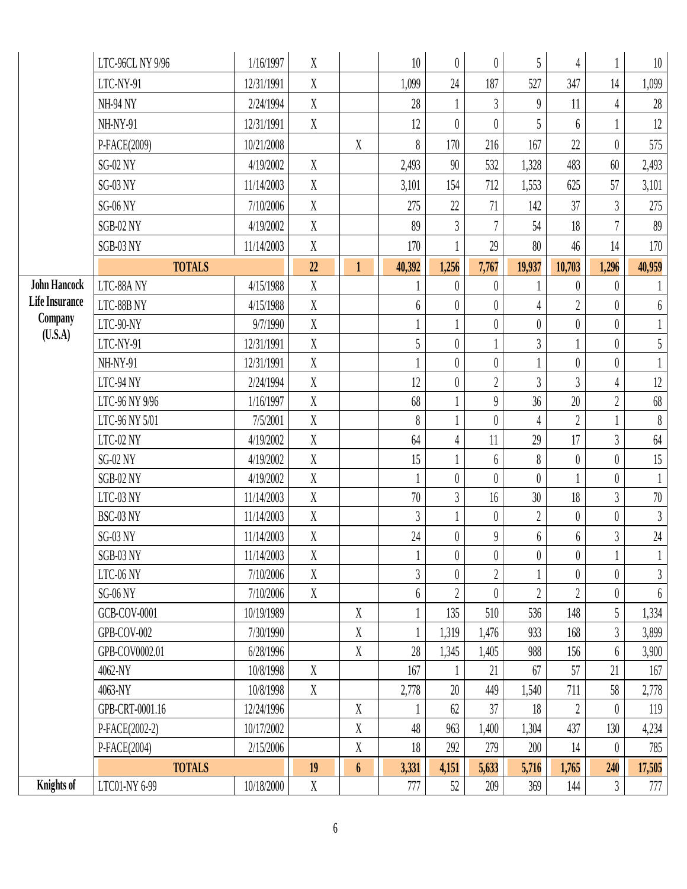| | | | | | | | | | | | |
|---|---|---|---|---|---|---|---|---|---|---|---|
| | LTC-96CL NY 9/96 | 1/16/1997 | X | | 10 | 0 | 0 | 5 | 4 | 1 | 10 |
| | LTC-NY-91 | 12/31/1991 | X | | 1,099 | 24 | 187 | 527 | 347 | 14 | 1,099 |
| | NH-94 NY | 2/24/1994 | X | | 28 | 1 | 3 | 9 | 11 | 4 | 28 |
| | NH-NY-91 | 12/31/1991 | X | | 12 | 0 | 0 | 5 | 6 | 1 | 12 |
| | P-FACE(2009) | 10/21/2008 | | X | 8 | 170 | 216 | 167 | 22 | 0 | 575 |
| | SG-02 NY | 4/19/2002 | X | | 2,493 | 90 | 532 | 1,328 | 483 | 60 | 2,493 |
| | SG-03 NY | 11/14/2003 | X | | 3,101 | 154 | 712 | 1,553 | 625 | 57 | 3,101 |
| | SG-06 NY | 7/10/2006 | X | | 275 | 22 | 71 | 142 | 37 | 3 | 275 |
| | SGB-02 NY | 4/19/2002 | X | | 89 | 3 | 7 | 54 | 18 | 7 | 89 |
| | SGB-03 NY | 11/14/2003 | X | | 170 | 1 | 29 | 80 | 46 | 14 | 170 |
| | **TOTALS** | | **22** | **1** | **40,392** | **1,256** | **7,767** | **19,937** | **10,703** | **1,296** | **40,959** |
| **John Hancock Life Insurance Company (U.S.A)** | LTC-88A NY | 4/15/1988 | X | | 1 | 0 | 0 | 1 | 0 | 0 | 1 |
| | LTC-88B NY | 4/15/1988 | X | | 6 | 0 | 0 | 4 | 2 | 0 | 6 |
| | LTC-90-NY | 9/7/1990 | X | | 1 | 1 | 0 | 0 | 0 | 0 | 1 |
| | LTC-NY-91 | 12/31/1991 | X | | 5 | 0 | 1 | 3 | 1 | 0 | 5 |
| | NH-NY-91 | 12/31/1991 | X | | 1 | 0 | 0 | 1 | 0 | 0 | 1 |
| | LTC-94 NY | 2/24/1994 | X | | 12 | 0 | 2 | 3 | 3 | 4 | 12 |
| | LTC-96 NY 9/96 | 1/16/1997 | X | | 68 | 1 | 9 | 36 | 20 | 2 | 68 |
| | LTC-96 NY 5/01 | 7/5/2001 | X | | 8 | 1 | 0 | 4 | 2 | 1 | 8 |
| | LTC-02 NY | 4/19/2002 | X | | 64 | 4 | 11 | 29 | 17 | 3 | 64 |
| | SG-02 NY | 4/19/2002 | X | | 15 | 1 | 6 | 8 | 0 | 0 | 15 |
| | SGB-02 NY | 4/19/2002 | X | | 1 | 0 | 0 | 0 | 1 | 0 | 1 |
| | LTC-03 NY | 11/14/2003 | X | | 70 | 3 | 16 | 30 | 18 | 3 | 70 |
| | BSC-03 NY | 11/14/2003 | X | | 3 | 1 | 0 | 2 | 0 | 0 | 3 |
| | SG-03 NY | 11/14/2003 | X | | 24 | 0 | 9 | 6 | 6 | 3 | 24 |
| | SGB-03 NY | 11/14/2003 | X | | 1 | 0 | 0 | 0 | 0 | 1 | 1 |
| | LTC-06 NY | 7/10/2006 | X | | 3 | 0 | 2 | 1 | 0 | 0 | 3 |
| | SG-06 NY | 7/10/2006 | X | | 6 | 2 | 0 | 2 | 2 | 0 | 6 |
| | GCB-COV-0001 | 10/19/1989 | | X | 1 | 135 | 510 | 536 | 148 | 5 | 1,334 |
| | GPB-COV-002 | 7/30/1990 | | X | 1 | 1,319 | 1,476 | 933 | 168 | 3 | 3,899 |
| | GPB-COV0002.01 | 6/28/1996 | | X | 28 | 1,345 | 1,405 | 988 | 156 | 6 | 3,900 |
| | 4062-NY | 10/8/1998 | X | | 167 | 1 | 21 | 67 | 57 | 21 | 167 |
| | 4063-NY | 10/8/1998 | X | | 2,778 | 20 | 449 | 1,540 | 711 | 58 | 2,778 |
| | GPB-CRT-0001.16 | 12/24/1996 | | X | 1 | 62 | 37 | 18 | 2 | 0 | 119 |
| | P-FACE(2002-2) | 10/17/2002 | | X | 48 | 963 | 1,400 | 1,304 | 437 | 130 | 4,234 |
| | P-FACE(2004) | 2/15/2006 | | X | 18 | 292 | 279 | 200 | 14 | 0 | 785 |
| | **TOTALS** | | **19** | **6** | **3,331** | **4,151** | **5,633** | **5,716** | **1,765** | **240** | **17,505** |
| **Knights of** | LTC01-NY 6-99 | 10/18/2000 | X | | 777 | 52 | 209 | 369 | 144 | 3 | 777 |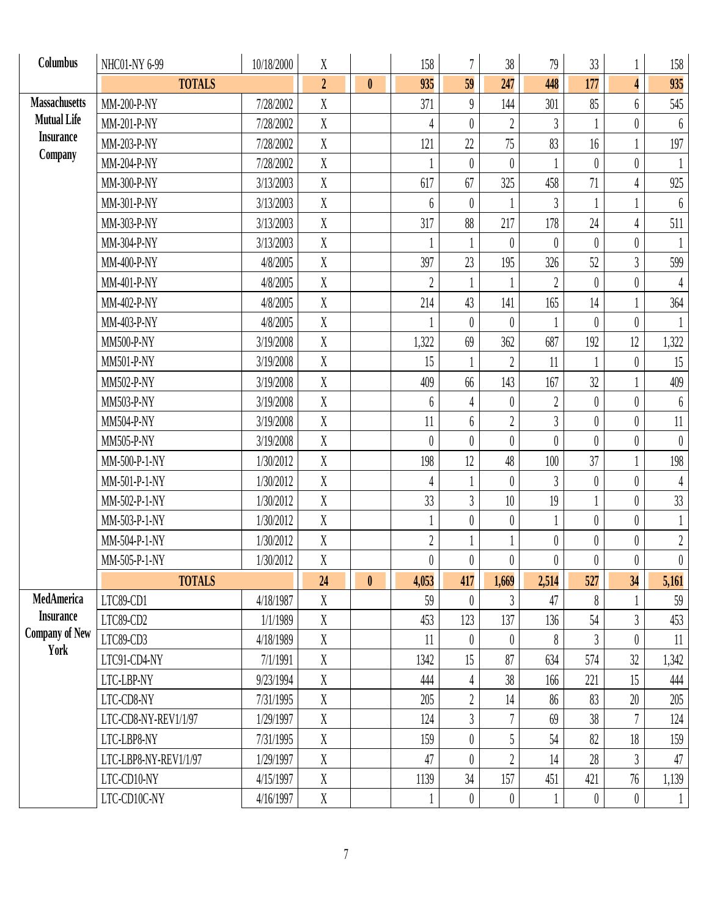| Columbus | NHC01-NY 6-99 | 10/18/2000 | X | | 158 | 7 | 38 | 79 | 33 | 1 | 158 |
|---|---|---|---|---|---|---|---|---|---|---|---|
| | **TOTALS** | | **2** | **0** | **935** | **59** | **247** | **448** | **177** | **4** | **935** |
| Massachusetts Mutual Life Insurance Company | MM-200-P-NY | 7/28/2002 | X | | 371 | 9 | 144 | 301 | 85 | 6 | 545 |
| | MM-201-P-NY | 7/28/2002 | X | | 4 | 0 | 2 | 3 | 1 | 0 | 6 |
| | MM-203-P-NY | 7/28/2002 | X | | 121 | 22 | 75 | 83 | 16 | 1 | 197 |
| | MM-204-P-NY | 7/28/2002 | X | | 1 | 0 | 0 | 1 | 0 | 0 | 1 |
| | MM-300-P-NY | 3/13/2003 | X | | 617 | 67 | 325 | 458 | 71 | 4 | 925 |
| | MM-301-P-NY | 3/13/2003 | X | | 6 | 0 | 1 | 3 | 1 | 1 | 6 |
| | MM-303-P-NY | 3/13/2003 | X | | 317 | 88 | 217 | 178 | 24 | 4 | 511 |
| | MM-304-P-NY | 3/13/2003 | X | | 1 | 1 | 0 | 0 | 0 | 0 | 1 |
| | MM-400-P-NY | 4/8/2005 | X | | 397 | 23 | 195 | 326 | 52 | 3 | 599 |
| | MM-401-P-NY | 4/8/2005 | X | | 2 | 1 | 1 | 2 | 0 | 0 | 4 |
| | MM-402-P-NY | 4/8/2005 | X | | 214 | 43 | 141 | 165 | 14 | 1 | 364 |
| | MM-403-P-NY | 4/8/2005 | X | | 1 | 0 | 0 | 1 | 0 | 0 | 1 |
| | MM500-P-NY | 3/19/2008 | X | | 1,322 | 69 | 362 | 687 | 192 | 12 | 1,322 |
| | MM501-P-NY | 3/19/2008 | X | | 15 | 1 | 2 | 11 | 1 | 0 | 15 |
| | MM502-P-NY | 3/19/2008 | X | | 409 | 66 | 143 | 167 | 32 | 1 | 409 |
| | MM503-P-NY | 3/19/2008 | X | | 6 | 4 | 0 | 2 | 0 | 0 | 6 |
| | MM504-P-NY | 3/19/2008 | X | | 11 | 6 | 2 | 3 | 0 | 0 | 11 |
| | MM505-P-NY | 3/19/2008 | X | | 0 | 0 | 0 | 0 | 0 | 0 | 0 |
| | MM-500-P-1-NY | 1/30/2012 | X | | 198 | 12 | 48 | 100 | 37 | 1 | 198 |
| | MM-501-P-1-NY | 1/30/2012 | X | | 4 | 1 | 0 | 3 | 0 | 0 | 4 |
| | MM-502-P-1-NY | 1/30/2012 | X | | 33 | 3 | 10 | 19 | 1 | 0 | 33 |
| | MM-503-P-1-NY | 1/30/2012 | X | | 1 | 0 | 0 | 1 | 0 | 0 | 1 |
| | MM-504-P-1-NY | 1/30/2012 | X | | 2 | 1 | 1 | 0 | 0 | 0 | 2 |
| | MM-505-P-1-NY | 1/30/2012 | X | | 0 | 0 | 0 | 0 | 0 | 0 | 0 |
| | **TOTALS** | | **24** | **0** | **4,053** | **417** | **1,669** | **2,514** | **527** | **34** | **5,161** |
| MedAmerica Insurance Company of New York | LTC89-CD1 | 4/18/1987 | X | | 59 | 0 | 3 | 47 | 8 | 1 | 59 |
| | LTC89-CD2 | 1/1/1989 | X | | 453 | 123 | 137 | 136 | 54 | 3 | 453 |
| | LTC89-CD3 | 4/18/1989 | X | | 11 | 0 | 0 | 8 | 3 | 0 | 11 |
| | LTC91-CD4-NY | 7/1/1991 | X | | 1342 | 15 | 87 | 634 | 574 | 32 | 1,342 |
| | LTC-LBP-NY | 9/23/1994 | X | | 444 | 4 | 38 | 166 | 221 | 15 | 444 |
| | LTC-CD8-NY | 7/31/1995 | X | | 205 | 2 | 14 | 86 | 83 | 20 | 205 |
| | LTC-CD8-NY-REV1/1/97 | 1/29/1997 | X | | 124 | 3 | 7 | 69 | 38 | 7 | 124 |
| | LTC-LBP8-NY | 7/31/1995 | X | | 159 | 0 | 5 | 54 | 82 | 18 | 159 |
| | LTC-LBP8-NY-REV1/1/97 | 1/29/1997 | X | | 47 | 0 | 2 | 14 | 28 | 3 | 47 |
| | LTC-CD10-NY | 4/15/1997 | X | | 1139 | 34 | 157 | 451 | 421 | 76 | 1,139 |
| | LTC-CD10C-NY | 4/16/1997 | X | | 1 | 0 | 0 | 1 | 0 | 0 | 1 |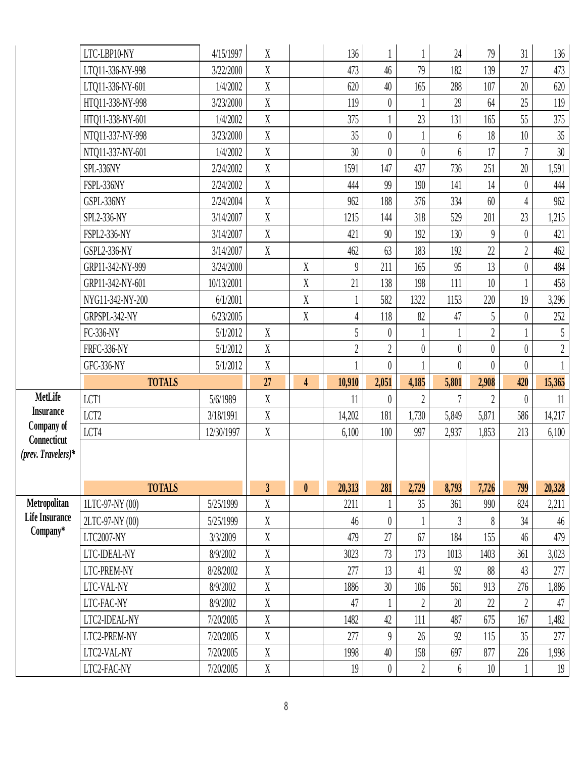| | | | | | | | | | | | |
|---|---|---|---|---|---|---|---|---|---|---|---|
| | LTC-LBP10-NY | 4/15/1997 | X | | 136 | 1 | 1 | 24 | 79 | 31 | 136 |
| | LTQ11-336-NY-998 | 3/22/2000 | X | | 473 | 46 | 79 | 182 | 139 | 27 | 473 |
| | LTQ11-336-NY-601 | 1/4/2002 | X | | 620 | 40 | 165 | 288 | 107 | 20 | 620 |
| | HTQ11-338-NY-998 | 3/23/2000 | X | | 119 | 0 | 1 | 29 | 64 | 25 | 119 |
| | HTQ11-338-NY-601 | 1/4/2002 | X | | 375 | 1 | 23 | 131 | 165 | 55 | 375 |
| | NTQ11-337-NY-998 | 3/23/2000 | X | | 35 | 0 | 1 | 6 | 18 | 10 | 35 |
| | NTQ11-337-NY-601 | 1/4/2002 | X | | 30 | 0 | 0 | 6 | 17 | 7 | 30 |
| | SPL-336NY | 2/24/2002 | X | | 1591 | 147 | 437 | 736 | 251 | 20 | 1,591 |
| | FSPL-336NY | 2/24/2002 | X | | 444 | 99 | 190 | 141 | 14 | 0 | 444 |
| | GSPL-336NY | 2/24/2004 | X | | 962 | 188 | 376 | 334 | 60 | 4 | 962 |
| | SPL2-336-NY | 3/14/2007 | X | | 1215 | 144 | 318 | 529 | 201 | 23 | 1,215 |
| | FSPL2-336-NY | 3/14/2007 | X | | 421 | 90 | 192 | 130 | 9 | 0 | 421 |
| | GSPL2-336-NY | 3/14/2007 | X | | 462 | 63 | 183 | 192 | 22 | 2 | 462 |
| | GRP11-342-NY-999 | 3/24/2000 | | X | 9 | 211 | 165 | 95 | 13 | 0 | 484 |
| | GRP11-342-NY-601 | 10/13/2001 | | X | 21 | 138 | 198 | 111 | 10 | 1 | 458 |
| | NYG11-342-NY-200 | 6/1/2001 | | X | 1 | 582 | 1322 | 1153 | 220 | 19 | 3,296 |
| | GRPSPL-342-NY | 6/23/2005 | | X | 4 | 118 | 82 | 47 | 5 | 0 | 252 |
| | FC-336-NY | 5/1/2012 | X | | 5 | 0 | 1 | 1 | 2 | 1 | 5 |
| | FRFC-336-NY | 5/1/2012 | X | | 2 | 2 | 0 | 0 | 0 | 0 | 2 |
| | GFC-336-NY | 5/1/2012 | X | | 1 | 0 | 1 | 0 | 0 | 0 | 1 |
| | **TOTALS** | | **27** | **4** | **10,910** | **2,051** | **4,185** | **5,801** | **2,908** | **420** | **15,365** |
| **MetLife Insurance Company of Connecticut** ***(prev. Travelers)**** | LCT1 | 5/6/1989 | X | | 11 | 0 | 2 | 7 | 2 | 0 | 11 |
| | LCT2 | 3/18/1991 | X | | 14,202 | 181 | 1,730 | 5,849 | 5,871 | 586 | 14,217 |
| | LCT4 | 12/30/1997 | X | | 6,100 | 100 | 997 | 2,937 | 1,853 | 213 | 6,100 |
| | **TOTALS** | | **3** | **0** | **20,313** | **281** | **2,729** | **8,793** | **7,726** | **799** | **20,328** |
| **Metropolitan Life Insurance Company*** | 1LTC-97-NY (00) | 5/25/1999 | X | | 2211 | 1 | 35 | 361 | 990 | 824 | 2,211 |
| | 2LTC-97-NY (00) | 5/25/1999 | X | | 46 | 0 | 1 | 3 | 8 | 34 | 46 |
| | LTC2007-NY | 3/3/2009 | X | | 479 | 27 | 67 | 184 | 155 | 46 | 479 |
| | LTC-IDEAL-NY | 8/9/2002 | X | | 3023 | 73 | 173 | 1013 | 1403 | 361 | 3,023 |
| | LTC-PREM-NY | 8/28/2002 | X | | 277 | 13 | 41 | 92 | 88 | 43 | 277 |
| | LTC-VAL-NY | 8/9/2002 | X | | 1886 | 30 | 106 | 561 | 913 | 276 | 1,886 |
| | LTC-FAC-NY | 8/9/2002 | X | | 47 | 1 | 2 | 20 | 22 | 2 | 47 |
| | LTC2-IDEAL-NY | 7/20/2005 | X | | 1482 | 42 | 111 | 487 | 675 | 167 | 1,482 |
| | LTC2-PREM-NY | 7/20/2005 | X | | 277 | 9 | 26 | 92 | 115 | 35 | 277 |
| | LTC2-VAL-NY | 7/20/2005 | X | | 1998 | 40 | 158 | 697 | 877 | 226 | 1,998 |
| | LTC2-FAC-NY | 7/20/2005 | X | | 19 | 0 | 2 | 6 | 10 | 1 | 19 |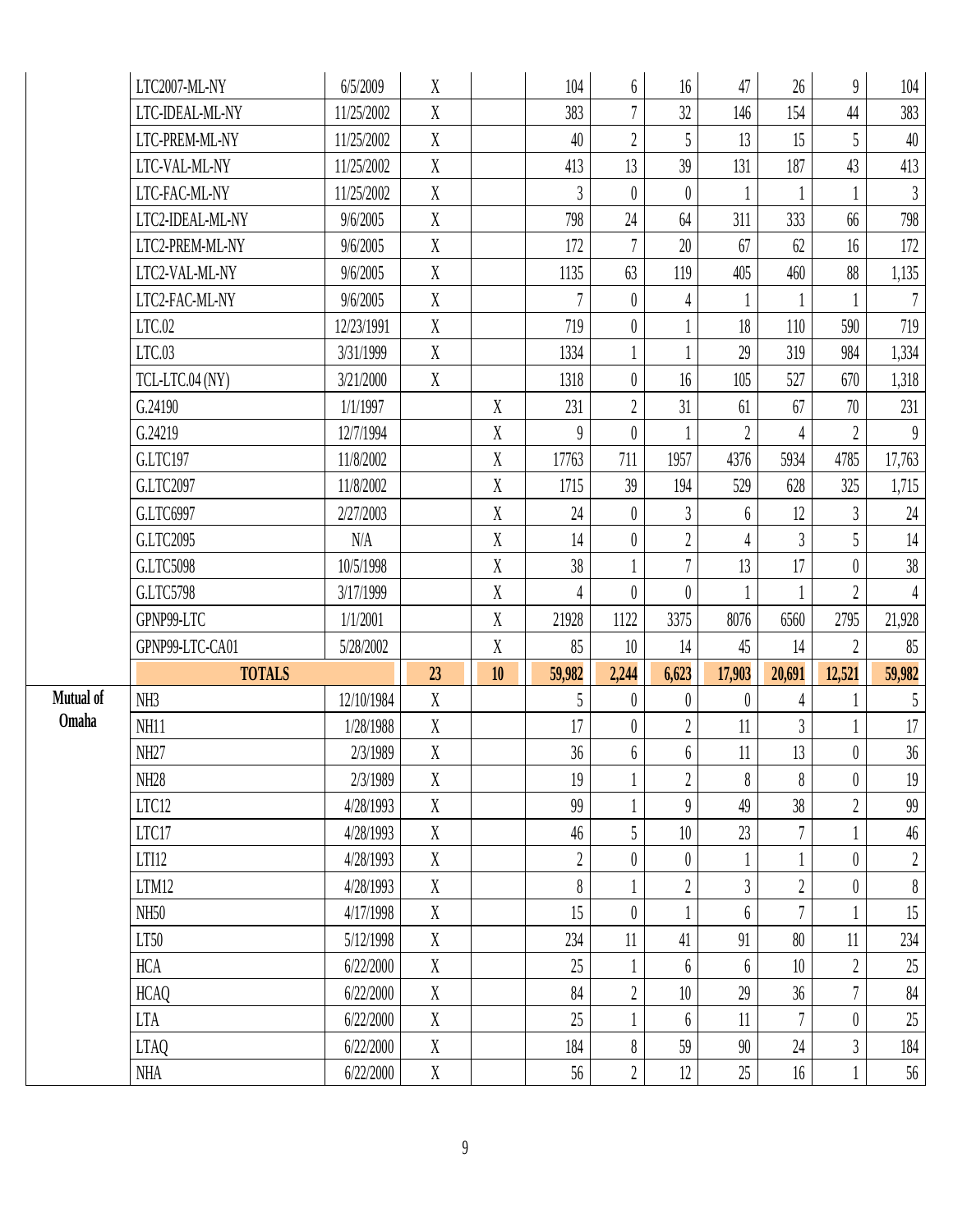| | | | | | | | | | | | |
|---|---|---|---|---|---|---|---|---|---|---|---|
| | LTC2007-ML-NY | 6/5/2009 | X | | 104 | 6 | 16 | 47 | 26 | 9 | 104 |
| | LTC-IDEAL-ML-NY | 11/25/2002 | X | | 383 | 7 | 32 | 146 | 154 | 44 | 383 |
| | LTC-PREM-ML-NY | 11/25/2002 | X | | 40 | 2 | 5 | 13 | 15 | 5 | 40 |
| | LTC-VAL-ML-NY | 11/25/2002 | X | | 413 | 13 | 39 | 131 | 187 | 43 | 413 |
| | LTC-FAC-ML-NY | 11/25/2002 | X | | 3 | 0 | 0 | 1 | 1 | 1 | 3 |
| | LTC2-IDEAL-ML-NY | 9/6/2005 | X | | 798 | 24 | 64 | 311 | 333 | 66 | 798 |
| | LTC2-PREM-ML-NY | 9/6/2005 | X | | 172 | 7 | 20 | 67 | 62 | 16 | 172 |
| | LTC2-VAL-ML-NY | 9/6/2005 | X | | 1135 | 63 | 119 | 405 | 460 | 88 | 1,135 |
| | LTC2-FAC-ML-NY | 9/6/2005 | X | | 7 | 0 | 4 | 1 | 1 | 1 | 7 |
| | LTC.02 | 12/23/1991 | X | | 719 | 0 | 1 | 18 | 110 | 590 | 719 |
| | LTC.03 | 3/31/1999 | X | | 1334 | 1 | 1 | 29 | 319 | 984 | 1,334 |
| | TCL-LTC.04 (NY) | 3/21/2000 | X | | 1318 | 0 | 16 | 105 | 527 | 670 | 1,318 |
| | G.24190 | 1/1/1997 | | X | 231 | 2 | 31 | 61 | 67 | 70 | 231 |
| | G.24219 | 12/7/1994 | | X | 9 | 0 | 1 | 2 | 4 | 2 | 9 |
| | G.LTC197 | 11/8/2002 | | X | 17763 | 711 | 1957 | 4376 | 5934 | 4785 | 17,763 |
| | G.LTC2097 | 11/8/2002 | | X | 1715 | 39 | 194 | 529 | 628 | 325 | 1,715 |
| | G.LTC6997 | 2/27/2003 | | X | 24 | 0 | 3 | 6 | 12 | 3 | 24 |
| | G.LTC2095 | N/A | | X | 14 | 0 | 2 | 4 | 3 | 5 | 14 |
| | G.LTC5098 | 10/5/1998 | | X | 38 | 1 | 7 | 13 | 17 | 0 | 38 |
| | G.LTC5798 | 3/17/1999 | | X | 4 | 0 | 0 | 1 | 1 | 2 | 4 |
| | GPNP99-LTC | 1/1/2001 | | X | 21928 | 1122 | 3375 | 8076 | 6560 | 2795 | 21,928 |
| | GPNP99-LTC-CA01 | 5/28/2002 | | X | 85 | 10 | 14 | 45 | 14 | 2 | 85 |
| | **TOTALS** | | **23** | **10** | **59,982** | **2,244** | **6,623** | **17,903** | **20,691** | **12,521** | **59,982** |
| **Mutual of Omaha** | NH3 | 12/10/1984 | X | | 5 | 0 | 0 | 0 | 4 | 1 | 5 |
| | NH11 | 1/28/1988 | X | | 17 | 0 | 2 | 11 | 3 | 1 | 17 |
| | NH27 | 2/3/1989 | X | | 36 | 6 | 6 | 11 | 13 | 0 | 36 |
| | NH28 | 2/3/1989 | X | | 19 | 1 | 2 | 8 | 8 | 0 | 19 |
| | LTC12 | 4/28/1993 | X | | 99 | 1 | 9 | 49 | 38 | 2 | 99 |
| | LTC17 | 4/28/1993 | X | | 46 | 5 | 10 | 23 | 7 | 1 | 46 |
| | LTI12 | 4/28/1993 | X | | 2 | 0 | 0 | 1 | 1 | 0 | 2 |
| | LTM12 | 4/28/1993 | X | | 8 | 1 | 2 | 3 | 2 | 0 | 8 |
| | NH50 | 4/17/1998 | X | | 15 | 0 | 1 | 6 | 7 | 1 | 15 |
| | LT50 | 5/12/1998 | X | | 234 | 11 | 41 | 91 | 80 | 11 | 234 |
| | HCA | 6/22/2000 | X | | 25 | 1 | 6 | 6 | 10 | 2 | 25 |
| | HCAQ | 6/22/2000 | X | | 84 | 2 | 10 | 29 | 36 | 7 | 84 |
| | LTA | 6/22/2000 | X | | 25 | 1 | 6 | 11 | 7 | 0 | 25 |
| | LTAQ | 6/22/2000 | X | | 184 | 8 | 59 | 90 | 24 | 3 | 184 |
| | NHA | 6/22/2000 | X | | 56 | 2 | 12 | 25 | 16 | 1 | 56 |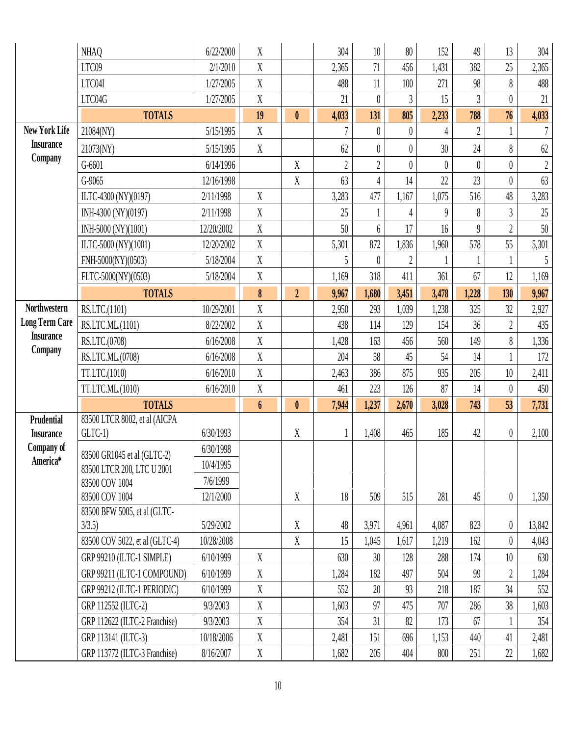| | | | | | | | | | | | |
|---|---|---|---|---|---|---|---|---|---|---|---|
| | NHAQ | 6/22/2000 | X | | 304 | 10 | 80 | 152 | 49 | 13 | 304 |
| | LTC09 | 2/1/2010 | X | | 2,365 | 71 | 456 | 1,431 | 382 | 25 | 2,365 |
| | LTC04I | 1/27/2005 | X | | 488 | 11 | 100 | 271 | 98 | 8 | 488 |
| | LTC04G | 1/27/2005 | X | | 21 | 0 | 3 | 15 | 3 | 0 | 21 |
| | **TOTALS** | | **19** | **0** | **4,033** | **131** | **805** | **2,233** | **788** | **76** | **4,033** |
| **New York Life Insurance Company** | 21084(NY) | 5/15/1995 | X | | 7 | 0 | 0 | 4 | 2 | 1 | 7 |
| | 21073(NY) | 5/15/1995 | X | | 62 | 0 | 0 | 30 | 24 | 8 | 62 |
| | G-6601 | 6/14/1996 | | X | 2 | 2 | 0 | 0 | 0 | 0 | 2 |
| | G-9065 | 12/16/1998 | | X | 63 | 4 | 14 | 22 | 23 | 0 | 63 |
| | ILTC-4300 (NY)(0197) | 2/11/1998 | X | | 3,283 | 477 | 1,167 | 1,075 | 516 | 48 | 3,283 |
| | INH-4300 (NY)(0197) | 2/11/1998 | X | | 25 | 1 | 4 | 9 | 8 | 3 | 25 |
| | INH-5000 (NY)(1001) | 12/20/2002 | X | | 50 | 6 | 17 | 16 | 9 | 2 | 50 |
| | ILTC-5000 (NY)(1001) | 12/20/2002 | X | | 5,301 | 872 | 1,836 | 1,960 | 578 | 55 | 5,301 |
| | FNH-5000(NY)(0503) | 5/18/2004 | X | | 5 | 0 | 2 | 1 | 1 | 1 | 5 |
| | FLTC-5000(NY)(0503) | 5/18/2004 | X | | 1,169 | 318 | 411 | 361 | 67 | 12 | 1,169 |
| | **TOTALS** | | **8** | **2** | **9,967** | **1,680** | **3,451** | **3,478** | **1,228** | **130** | **9,967** |
| **Northwestern Long Term Care Insurance Company** | RS.LTC.(1101) | 10/29/2001 | X | | 2,950 | 293 | 1,039 | 1,238 | 325 | 32 | 2,927 |
| | RS.LTC.ML.(1101) | 8/22/2002 | X | | 438 | 114 | 129 | 154 | 36 | 2 | 435 |
| | RS.LTC.(0708) | 6/16/2008 | X | | 1,428 | 163 | 456 | 560 | 149 | 8 | 1,336 |
| | RS.LTC.ML.(0708) | 6/16/2008 | X | | 204 | 58 | 45 | 54 | 14 | 1 | 172 |
| | TT.LTC.(1010) | 6/16/2010 | X | | 2,463 | 386 | 875 | 935 | 205 | 10 | 2,411 |
| | TT.LTC.ML.(1010) | 6/16/2010 | X | | 461 | 223 | 126 | 87 | 14 | 0 | 450 |
| | **TOTALS** | | **6** | **0** | **7,944** | **1,237** | **2,670** | **3,028** | **743** | **53** | **7,731** |
| **Prudential Insurance Company of America*** | 83500 LTCR 8002, et al (AICPA GLTC-1) | 6/30/1993 | | X | 1 | 1,408 | 465 | 185 | 42 | 0 | 2,100 |
| | 83500 GR1045 et al (GLTC-2) | 6/30/1998 | | | | | | | | | |
| | 83500 LTCR 200, LTC U 2001 | 10/4/1995 | | | | | | | | | |
| | 83500 COV 1004 | 7/6/1999 | | | | | | | | | |
| | 83500 COV 1004 | 12/1/2000 | | X | 18 | 509 | 515 | 281 | 45 | 0 | 1,350 |
| | 83500 BFW 5005, et al (GLTC-3/3.5) | 5/29/2002 | | X | 48 | 3,971 | 4,961 | 4,087 | 823 | 0 | 13,842 |
| | 83500 COV 5022, et al (GLTC-4) | 10/28/2008 | | X | 15 | 1,045 | 1,617 | 1,219 | 162 | 0 | 4,043 |
| | GRP 99210 (ILTC-1 SIMPLE) | 6/10/1999 | X | | 630 | 30 | 128 | 288 | 174 | 10 | 630 |
| | GRP 99211 (ILTC-1 COMPOUND) | 6/10/1999 | X | | 1,284 | 182 | 497 | 504 | 99 | 2 | 1,284 |
| | GRP 99212 (ILTC-1 PERIODIC) | 6/10/1999 | X | | 552 | 20 | 93 | 218 | 187 | 34 | 552 |
| | GRP 112552 (ILTC-2) | 9/3/2003 | X | | 1,603 | 97 | 475 | 707 | 286 | 38 | 1,603 |
| | GRP 112622 (ILTC-2 Franchise) | 9/3/2003 | X | | 354 | 31 | 82 | 173 | 67 | 1 | 354 |
| | GRP 113141 (ILTC-3) | 10/18/2006 | X | | 2,481 | 151 | 696 | 1,153 | 440 | 41 | 2,481 |
| | GRP 113772 (ILTC-3 Franchise) | 8/16/2007 | X | | 1,682 | 205 | 404 | 800 | 251 | 22 | 1,682 |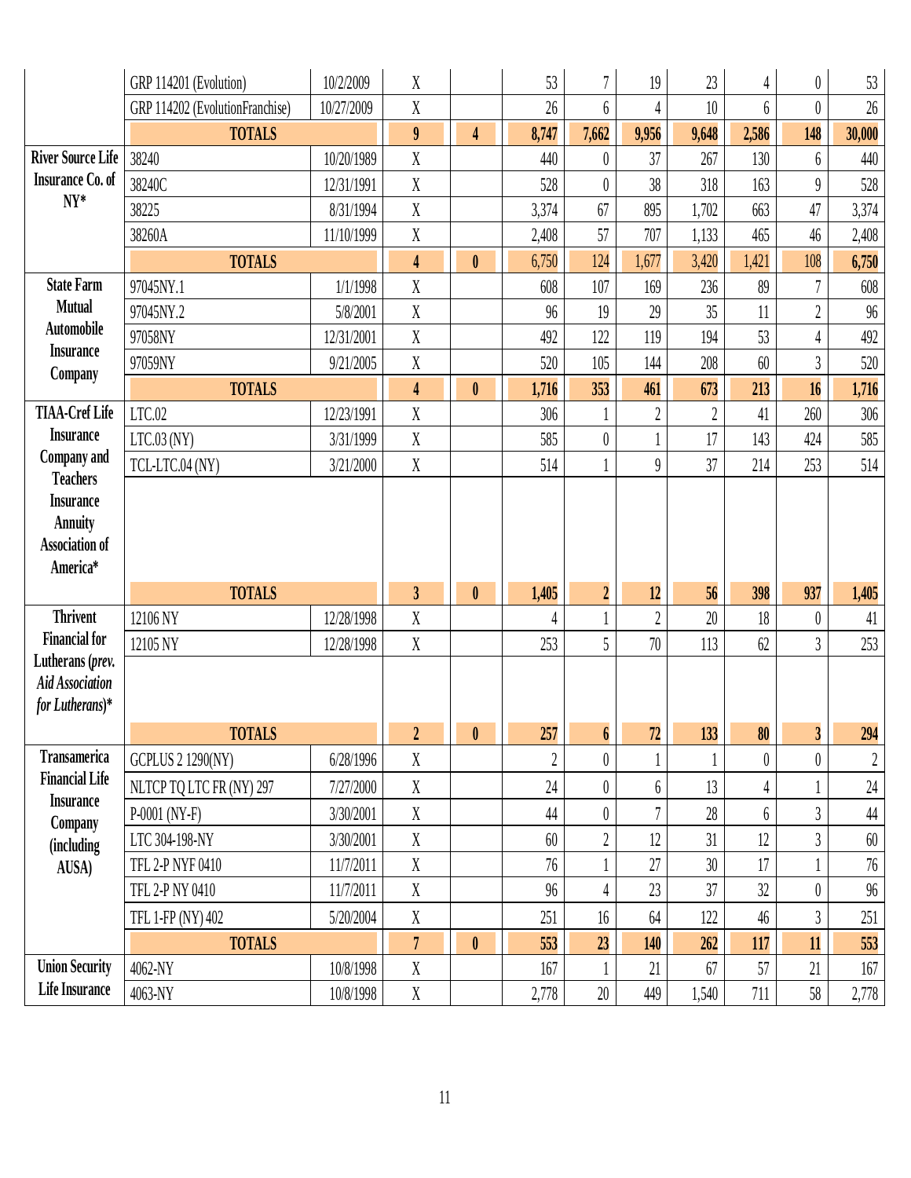| | | | | | | | | | | | |
|---|---|---|---|---|---|---|---|---|---|---|---|
| | GRP 114201 (Evolution) | 10/2/2009 | X | | 53 | 7 | 19 | 23 | 4 | 0 | 53 |
| | GRP 114202 (EvolutionFranchise) | 10/27/2009 | X | | 26 | 6 | 4 | 10 | 6 | 0 | 26 |
| | **TOTALS** | | **9** | **4** | **8,747** | **7,662** | **9,956** | **9,648** | **2,586** | **148** | **30,000** |
| **River Source Life Insurance Co. of NY*** | 38240 | 10/20/1989 | X | | 440 | 0 | 37 | 267 | 130 | 6 | 440 |
| | 38240C | 12/31/1991 | X | | 528 | 0 | 38 | 318 | 163 | 9 | 528 |
| | 38225 | 8/31/1994 | X | | 3,374 | 67 | 895 | 1,702 | 663 | 47 | 3,374 |
| | 38260A | 11/10/1999 | X | | 2,408 | 57 | 707 | 1,133 | 465 | 46 | 2,408 |
| | **TOTALS** | | **4** | **0** | **6,750** | **124** | **1,677** | **3,420** | **1,421** | **108** | **6,750** |
| **State Farm Mutual Automobile Insurance Company** | 97045NY.1 | 1/1/1998 | X | | 608 | 107 | 169 | 236 | 89 | 7 | 608 |
| | 97045NY.2 | 5/8/2001 | X | | 96 | 19 | 29 | 35 | 11 | 2 | 96 |
| | 97058NY | 12/31/2001 | X | | 492 | 122 | 119 | 194 | 53 | 4 | 492 |
| | 97059NY | 9/21/2005 | X | | 520 | 105 | 144 | 208 | 60 | 3 | 520 |
| | **TOTALS** | | **4** | **0** | **1,716** | **353** | **461** | **673** | **213** | **16** | **1,716** |
| **TIAA-Cref Life Insurance Company and Teachers Insurance Annuity Association of America*** | LTC.02 | 12/23/1991 | X | | 306 | 1 | 2 | 2 | 41 | 260 | 306 |
| | LTC.03 (NY) | 3/31/1999 | X | | 585 | 0 | 1 | 17 | 143 | 424 | 585 |
| | TCL-LTC.04 (NY) | 3/21/2000 | X | | 514 | 1 | 9 | 37 | 214 | 253 | 514 |
| | **TOTALS** | | **3** | **0** | **1,405** | **2** | **12** | **56** | **398** | **937** | **1,405** |
| **Thrivent Financial for Lutherans (*prev. Aid Association for Lutherans*)*** | 12106 NY | 12/28/1998 | X | | 4 | 1 | 2 | 20 | 18 | 0 | 41 |
| | 12105 NY | 12/28/1998 | X | | 253 | 5 | 70 | 113 | 62 | 3 | 253 |
| | **TOTALS** | | **2** | **0** | **257** | **6** | **72** | **133** | **80** | **3** | **294** |
| **Transamerica Financial Life Insurance Company (including AUSA)** | GCPLUS 2 1290(NY) | 6/28/1996 | X | | 2 | 0 | 1 | 1 | 0 | 0 | 2 |
| | NLTCP TQ LTC FR (NY) 297 | 7/27/2000 | X | | 24 | 0 | 6 | 13 | 4 | 1 | 24 |
| | P-0001 (NY-F) | 3/30/2001 | X | | 44 | 0 | 7 | 28 | 6 | 3 | 44 |
| | LTC 304-198-NY | 3/30/2001 | X | | 60 | 2 | 12 | 31 | 12 | 3 | 60 |
| | TFL 2-P NYF 0410 | 11/7/2011 | X | | 76 | 1 | 27 | 30 | 17 | 1 | 76 |
| | TFL 2-P NY 0410 | 11/7/2011 | X | | 96 | 4 | 23 | 37 | 32 | 0 | 96 |
| | TFL 1-FP (NY) 402 | 5/20/2004 | X | | 251 | 16 | 64 | 122 | 46 | 3 | 251 |
| | **TOTALS** | | **7** | **0** | **553** | **23** | **140** | **262** | **117** | **11** | **553** |
| **Union Security Life Insurance** | 4062-NY | 10/8/1998 | X | | 167 | 1 | 21 | 67 | 57 | 21 | 167 |
| | 4063-NY | 10/8/1998 | X | | 2,778 | 20 | 449 | 1,540 | 711 | 58 | 2,778 |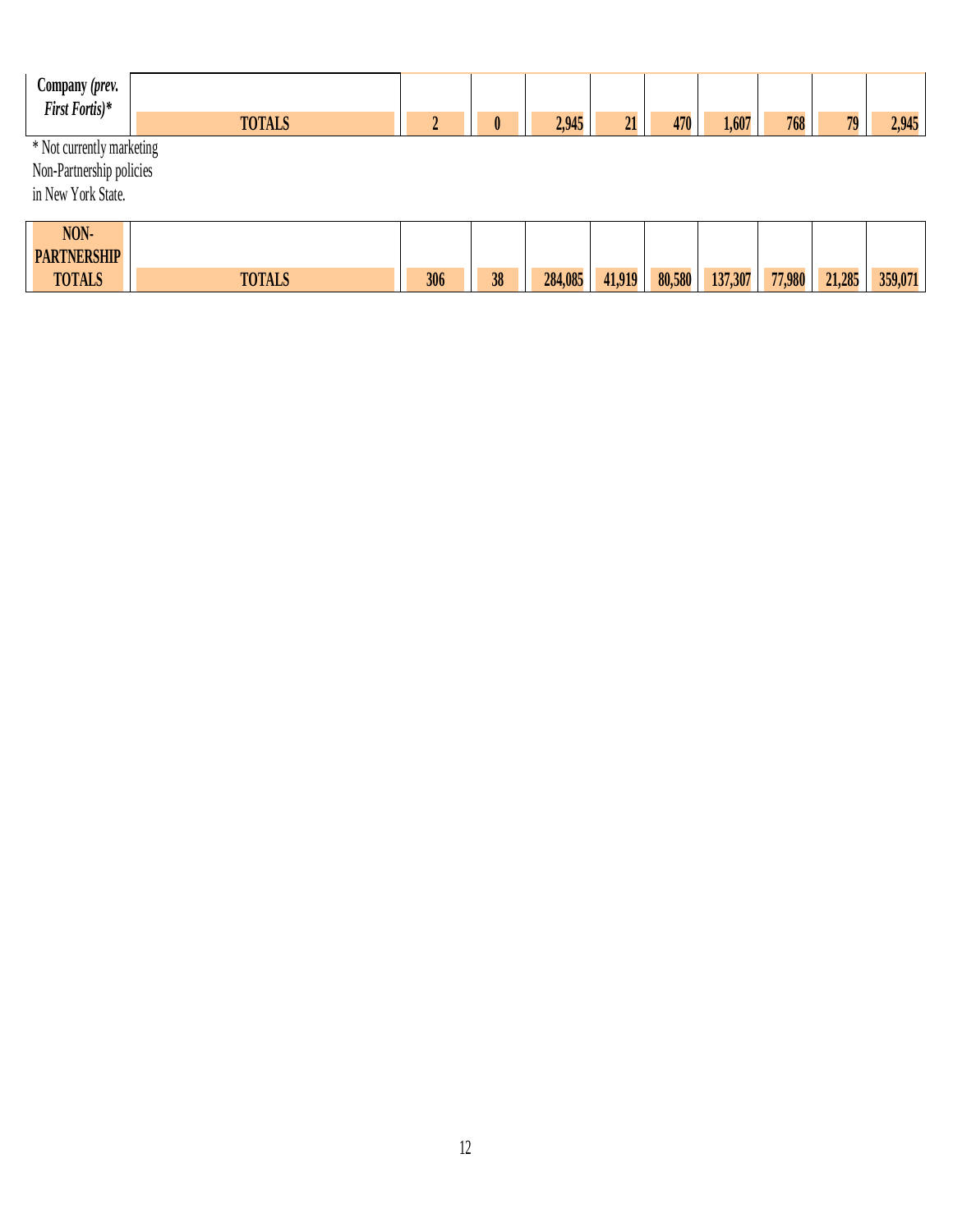| Company *(prev. First Fortis)**| TOTALS | 2 | 0 | 2,945 | 21 | 470 | 1,607 | 768 | 79 | 2,945 |
|---|---|---|---|---|---|---|---|---|---|---|

* Not currently marketing Non-Partnership policies in New York State.

| NON-PARTNERSHIP TOTALS | TOTALS | 306 | 38 | 284,085 | 41,919 | 80,580 | 137,307 | 77,980 | 21,285 | 359,071 |
|---|---|---|---|---|---|---|---|---|---|---|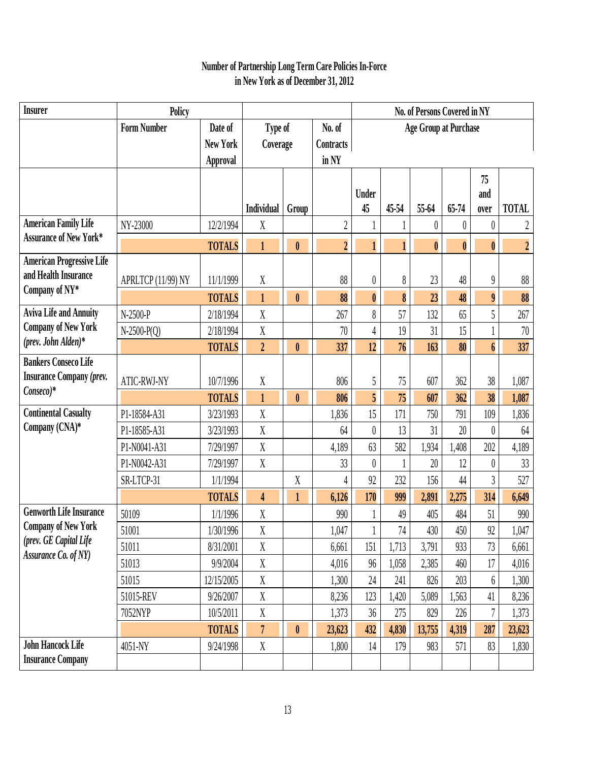## Number of Partnership Long Term Care Policies In-Force in New York as of December 31, 2012

| Insurer | Policy Form Number | Date of New York Approval | Type of Coverage: Individual | Type of Coverage: Group | No. of Contracts in NY | Under 45 | 45-54 | 55-64 | 65-74 | 75 and over | TOTAL |
|---|---|---|---|---|---|---|---|---|---|---|---|
| | | | | | | No. of Persons Covered in NY — Age Group at Purchase | | | | | |
| American Family Life Assurance of New York* | NY-23000 | 12/2/1994 | X | | 2 | 1 | 1 | 0 | 0 | 0 | 2 |
| | | **TOTALS** | **1** | **0** | **2** | **1** | **1** | **0** | **0** | **0** | **2** |
| American Progressive Life and Health Insurance Company of NY* | APRLTCP (11/99) NY | 11/1/1999 | X | | 88 | 0 | 8 | 23 | 48 | 9 | 88 |
| | | **TOTALS** | **1** | **0** | **88** | **0** | **8** | **23** | **48** | **9** | **88** |
| Aviva Life and Annuity Company of New York *(prev. John Alden)** | N-2500-P | 2/18/1994 | X | | 267 | 8 | 57 | 132 | 65 | 5 | 267 |
| | N-2500-P(Q) | 2/18/1994 | X | | 70 | 4 | 19 | 31 | 15 | 1 | 70 |
| | | **TOTALS** | **2** | **0** | **337** | **12** | **76** | **163** | **80** | **6** | **337** |
| Bankers Conseco Life Insurance Company *(prev. Conseco)** | ATIC-RWJ-NY | 10/7/1996 | X | | 806 | 5 | 75 | 607 | 362 | 38 | 1,087 |
| | | **TOTALS** | **1** | **0** | **806** | **5** | **75** | **607** | **362** | **38** | **1,087** |
| Continental Casualty Company (CNA)* | P1-18584-A31 | 3/23/1993 | X | | 1,836 | 15 | 171 | 750 | 791 | 109 | 1,836 |
| | P1-18585-A31 | 3/23/1993 | X | | 64 | 0 | 13 | 31 | 20 | 0 | 64 |
| | P1-N0041-A31 | 7/29/1997 | X | | 4,189 | 63 | 582 | 1,934 | 1,408 | 202 | 4,189 |
| | P1-N0042-A31 | 7/29/1997 | X | | 33 | 0 | 1 | 20 | 12 | 0 | 33 |
| | SR-LTCP-31 | 1/1/1994 | | X | 4 | 92 | 232 | 156 | 44 | 3 | 527 |
| | | **TOTALS** | **4** | **1** | **6,126** | **170** | **999** | **2,891** | **2,275** | **314** | **6,649** |
| Genworth Life Insurance Company of New York *(prev. GE Capital Life Assurance Co. of NY)* | 50109 | 1/1/1996 | X | | 990 | 1 | 49 | 405 | 484 | 51 | 990 |
| | 51001 | 1/30/1996 | X | | 1,047 | 1 | 74 | 430 | 450 | 92 | 1,047 |
| | 51011 | 8/31/2001 | X | | 6,661 | 151 | 1,713 | 3,791 | 933 | 73 | 6,661 |
| | 51013 | 9/9/2004 | X | | 4,016 | 96 | 1,058 | 2,385 | 460 | 17 | 4,016 |
| | 51015 | 12/15/2005 | X | | 1,300 | 24 | 241 | 826 | 203 | 6 | 1,300 |
| | 51015-REV | 9/26/2007 | X | | 8,236 | 123 | 1,420 | 5,089 | 1,563 | 41 | 8,236 |
| | 7052NYP | 10/5/2011 | X | | 1,373 | 36 | 275 | 829 | 226 | 7 | 1,373 |
| | | **TOTALS** | **7** | **0** | **23,623** | **432** | **4,830** | **13,755** | **4,319** | **287** | **23,623** |
| John Hancock Life Insurance Company | 4051-NY | 9/24/1998 | X | | 1,800 | 14 | 179 | 983 | 571 | 83 | 1,830 |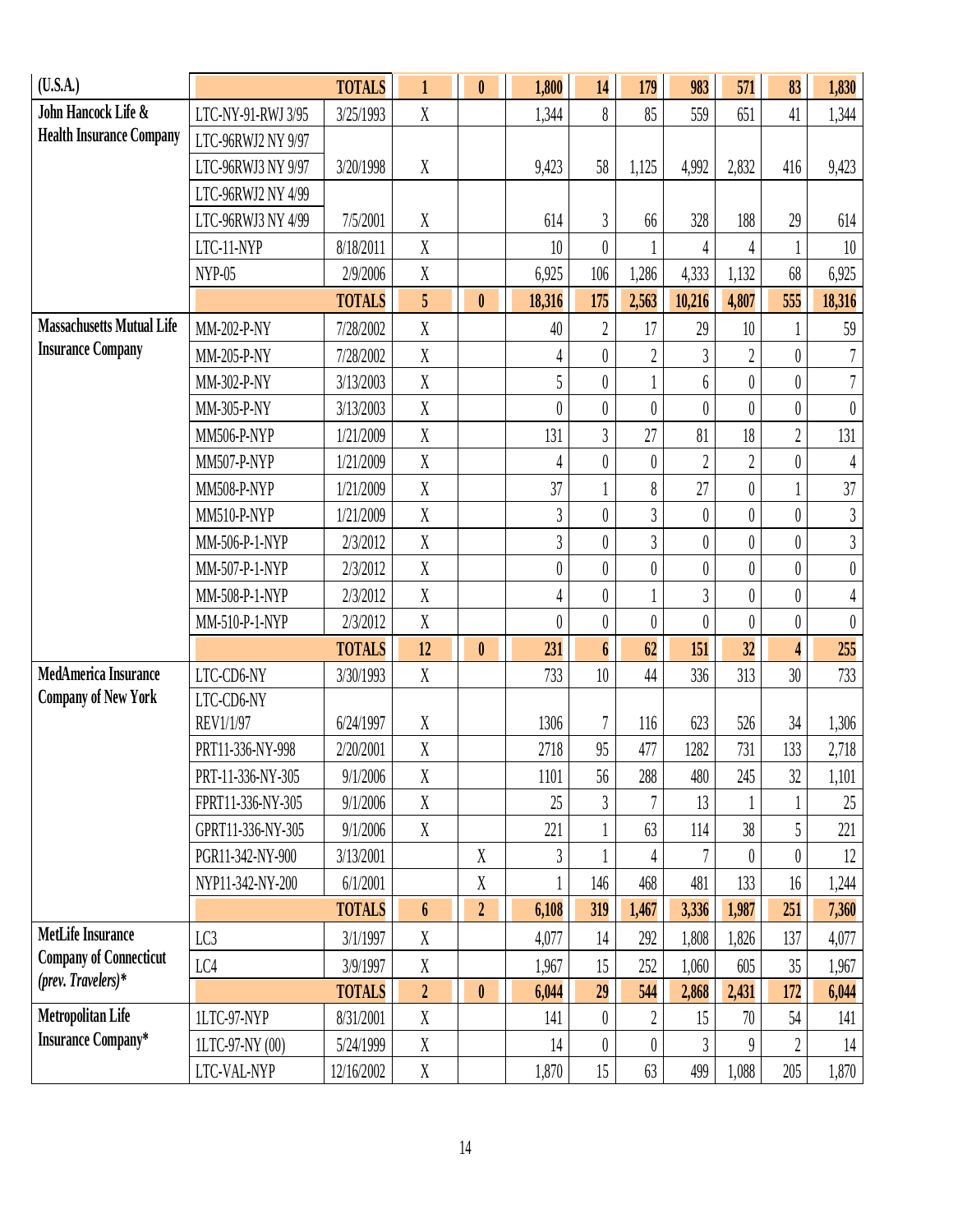| | | | | | | | | | | | |
|---|---|---|---|---|---|---|---|---|---|---|---|
| (U.S.A.) | | TOTALS | 1 | 0 | 1,800 | 14 | 179 | 983 | 571 | 83 | 1,830 |
| John Hancock Life & Health Insurance Company | LTC-NY-91-RWJ 3/95 | 3/25/1993 | X | | 1,344 | 8 | 85 | 559 | 651 | 41 | 1,344 |
| | LTC-96RWJ2 NY 9/97 | | | | | | | | | | |
| | LTC-96RWJ3 NY 9/97 | 3/20/1998 | X | | 9,423 | 58 | 1,125 | 4,992 | 2,832 | 416 | 9,423 |
| | LTC-96RWJ2 NY 4/99 | | | | | | | | | | |
| | LTC-96RWJ3 NY 4/99 | 7/5/2001 | X | | 614 | 3 | 66 | 328 | 188 | 29 | 614 |
| | LTC-11-NYP | 8/18/2011 | X | | 10 | 0 | 1 | 4 | 4 | 1 | 10 |
| | NYP-05 | 2/9/2006 | X | | 6,925 | 106 | 1,286 | 4,333 | 1,132 | 68 | 6,925 |
| | | TOTALS | 5 | 0 | 18,316 | 175 | 2,563 | 10,216 | 4,807 | 555 | 18,316 |
| Massachusetts Mutual Life Insurance Company | MM-202-P-NY | 7/28/2002 | X | | 40 | 2 | 17 | 29 | 10 | 1 | 59 |
| | MM-205-P-NY | 7/28/2002 | X | | 4 | 0 | 2 | 3 | 2 | 0 | 7 |
| | MM-302-P-NY | 3/13/2003 | X | | 5 | 0 | 1 | 6 | 0 | 0 | 7 |
| | MM-305-P-NY | 3/13/2003 | X | | 0 | 0 | 0 | 0 | 0 | 0 | 0 |
| | MM506-P-NYP | 1/21/2009 | X | | 131 | 3 | 27 | 81 | 18 | 2 | 131 |
| | MM507-P-NYP | 1/21/2009 | X | | 4 | 0 | 0 | 2 | 2 | 0 | 4 |
| | MM508-P-NYP | 1/21/2009 | X | | 37 | 1 | 8 | 27 | 0 | 1 | 37 |
| | MM510-P-NYP | 1/21/2009 | X | | 3 | 0 | 3 | 0 | 0 | 0 | 3 |
| | MM-506-P-1-NYP | 2/3/2012 | X | | 3 | 0 | 3 | 0 | 0 | 0 | 3 |
| | MM-507-P-1-NYP | 2/3/2012 | X | | 0 | 0 | 0 | 0 | 0 | 0 | 0 |
| | MM-508-P-1-NYP | 2/3/2012 | X | | 4 | 0 | 1 | 3 | 0 | 0 | 4 |
| | MM-510-P-1-NYP | 2/3/2012 | X | | 0 | 0 | 0 | 0 | 0 | 0 | 0 |
| | | TOTALS | 12 | 0 | 231 | 6 | 62 | 151 | 32 | 4 | 255 |
| MedAmerica Insurance Company of New York | LTC-CD6-NY | 3/30/1993 | X | | 733 | 10 | 44 | 336 | 313 | 30 | 733 |
| | LTC-CD6-NY REV1/1/97 | 6/24/1997 | X | | 1306 | 7 | 116 | 623 | 526 | 34 | 1,306 |
| | PRT11-336-NY-998 | 2/20/2001 | X | | 2718 | 95 | 477 | 1282 | 731 | 133 | 2,718 |
| | PRT-11-336-NY-305 | 9/1/2006 | X | | 1101 | 56 | 288 | 480 | 245 | 32 | 1,101 |
| | FPRT11-336-NY-305 | 9/1/2006 | X | | 25 | 3 | 7 | 13 | 1 | 1 | 25 |
| | GPRT11-336-NY-305 | 9/1/2006 | X | | 221 | 1 | 63 | 114 | 38 | 5 | 221 |
| | PGR11-342-NY-900 | 3/13/2001 | | X | 3 | 1 | 4 | 7 | 0 | 0 | 12 |
| | NYP11-342-NY-200 | 6/1/2001 | | X | 1 | 146 | 468 | 481 | 133 | 16 | 1,244 |
| | | TOTALS | 6 | 2 | 6,108 | 319 | 1,467 | 3,336 | 1,987 | 251 | 7,360 |
| MetLife Insurance Company of Connecticut *(prev. Travelers)** | LC3 | 3/1/1997 | X | | 4,077 | 14 | 292 | 1,808 | 1,826 | 137 | 4,077 |
| | LC4 | 3/9/1997 | X | | 1,967 | 15 | 252 | 1,060 | 605 | 35 | 1,967 |
| | | TOTALS | 2 | 0 | 6,044 | 29 | 544 | 2,868 | 2,431 | 172 | 6,044 |
| Metropolitan Life Insurance Company* | 1LTC-97-NYP | 8/31/2001 | X | | 141 | 0 | 2 | 15 | 70 | 54 | 141 |
| | 1LTC-97-NY (00) | 5/24/1999 | X | | 14 | 0 | 0 | 3 | 9 | 2 | 14 |
| | LTC-VAL-NYP | 12/16/2002 | X | | 1,870 | 15 | 63 | 499 | 1,088 | 205 | 1,870 |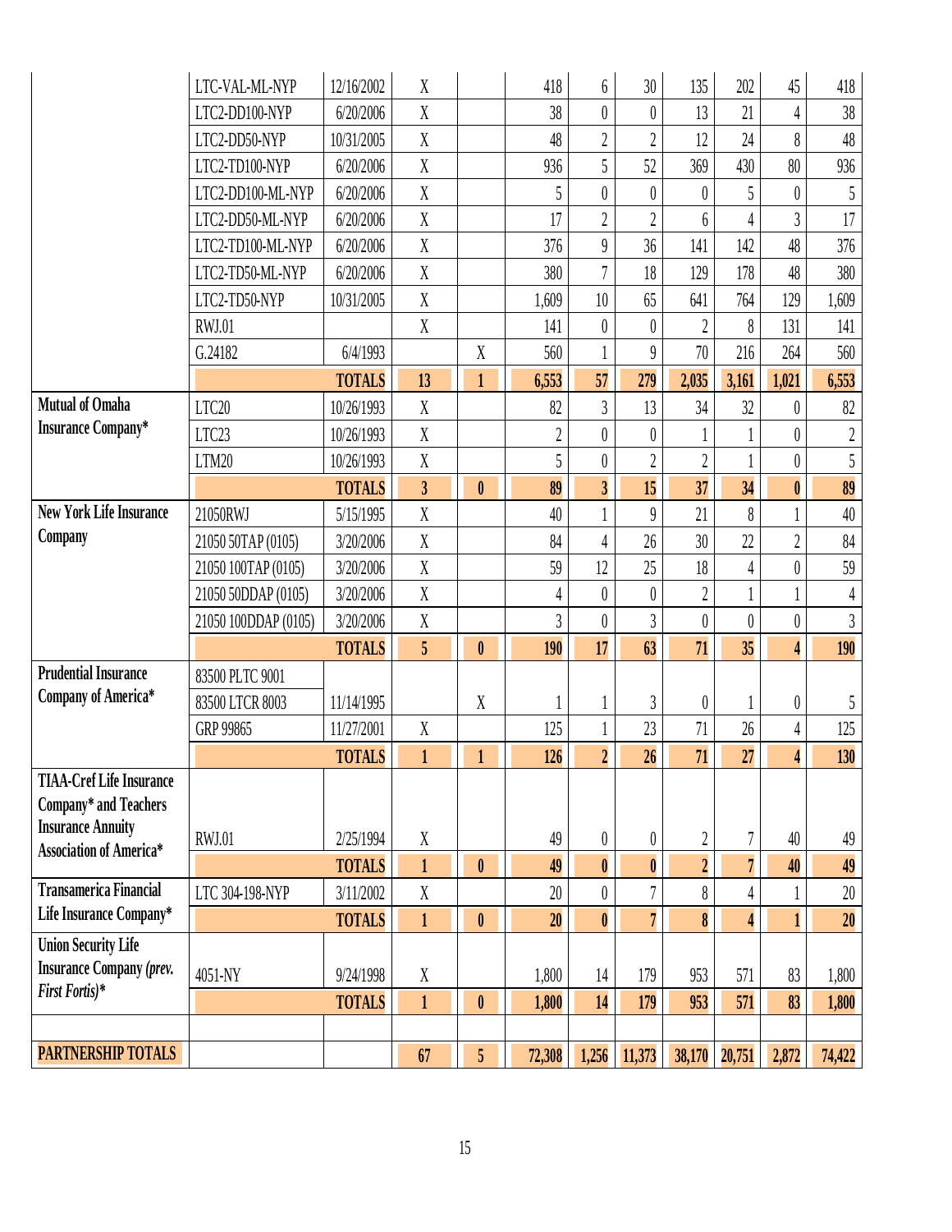| | | | | | | | | | | | |
|---|---|---|---|---|---|---|---|---|---|---|---|
| | LTC-VAL-ML-NYP | 12/16/2002 | X | | 418 | 6 | 30 | 135 | 202 | 45 | 418 |
| | LTC2-DD100-NYP | 6/20/2006 | X | | 38 | 0 | 0 | 13 | 21 | 4 | 38 |
| | LTC2-DD50-NYP | 10/31/2005 | X | | 48 | 2 | 2 | 12 | 24 | 8 | 48 |
| | LTC2-TD100-NYP | 6/20/2006 | X | | 936 | 5 | 52 | 369 | 430 | 80 | 936 |
| | LTC2-DD100-ML-NYP | 6/20/2006 | X | | 5 | 0 | 0 | 0 | 5 | 0 | 5 |
| | LTC2-DD50-ML-NYP | 6/20/2006 | X | | 17 | 2 | 2 | 6 | 4 | 3 | 17 |
| | LTC2-TD100-ML-NYP | 6/20/2006 | X | | 376 | 9 | 36 | 141 | 142 | 48 | 376 |
| | LTC2-TD50-ML-NYP | 6/20/2006 | X | | 380 | 7 | 18 | 129 | 178 | 48 | 380 |
| | LTC2-TD50-NYP | 10/31/2005 | X | | 1,609 | 10 | 65 | 641 | 764 | 129 | 1,609 |
| | RWJ.01 | | X | | 141 | 0 | 0 | 2 | 8 | 131 | 141 |
| | G.24182 | 6/4/1993 | | X | 560 | 1 | 9 | 70 | 216 | 264 | 560 |
| | | **TOTALS** | **13** | **1** | **6,553** | **57** | **279** | **2,035** | **3,161** | **1,021** | **6,553** |
| **Mutual of Omaha Insurance Company*** | LTC20 | 10/26/1993 | X | | 82 | 3 | 13 | 34 | 32 | 0 | 82 |
| | LTC23 | 10/26/1993 | X | | 2 | 0 | 0 | 1 | 1 | 0 | 2 |
| | LTM20 | 10/26/1993 | X | | 5 | 0 | 2 | 2 | 1 | 0 | 5 |
| | | **TOTALS** | **3** | **0** | **89** | **3** | **15** | **37** | **34** | **0** | **89** |
| **New York Life Insurance Company** | 21050RWJ | 5/15/1995 | X | | 40 | 1 | 9 | 21 | 8 | 1 | 40 |
| | 21050 50TAP (0105) | 3/20/2006 | X | | 84 | 4 | 26 | 30 | 22 | 2 | 84 |
| | 21050 100TAP (0105) | 3/20/2006 | X | | 59 | 12 | 25 | 18 | 4 | 0 | 59 |
| | 21050 50DDAP (0105) | 3/20/2006 | X | | 4 | 0 | 0 | 2 | 1 | 1 | 4 |
| | 21050 100DDAP (0105) | 3/20/2006 | X | | 3 | 0 | 3 | 0 | 0 | 0 | 3 |
| | | **TOTALS** | **5** | **0** | **190** | **17** | **63** | **71** | **35** | **4** | **190** |
| **Prudential Insurance Company of America*** | 83500 PLTC 9001 | | | | | | | | | | |
| | 83500 LTCR 8003 | 11/14/1995 | | X | 1 | 1 | 3 | 0 | 1 | 0 | 5 |
| | GRP 99865 | 11/27/2001 | X | | 125 | 1 | 23 | 71 | 26 | 4 | 125 |
| | | **TOTALS** | **1** | **1** | **126** | **2** | **26** | **71** | **27** | **4** | **130** |
| **TIAA-Cref Life Insurance Company* and Teachers Insurance Annuity Association of America*** | RWJ.01 | 2/25/1994 | X | | 49 | 0 | 0 | 2 | 7 | 40 | 49 |
| | | **TOTALS** | **1** | **0** | **49** | **0** | **0** | **2** | **7** | **40** | **49** |
| **Transamerica Financial Life Insurance Company*** | LTC 304-198-NYP | 3/11/2002 | X | | 20 | 0 | 7 | 8 | 4 | 1 | 20 |
| | | **TOTALS** | **1** | **0** | **20** | **0** | **7** | **8** | **4** | **1** | **20** |
| **Union Security Life Insurance Company *(prev. First Fortis)**** | 4051-NY | 9/24/1998 | X | | 1,800 | 14 | 179 | 953 | 571 | 83 | 1,800 |
| | | **TOTALS** | **1** | **0** | **1,800** | **14** | **179** | **953** | **571** | **83** | **1,800** |
| | | | | | | | | | | | |
| **PARTNERSHIP TOTALS** | | | **67** | **5** | **72,308** | **1,256** | **11,373** | **38,170** | **20,751** | **2,872** | **74,422** |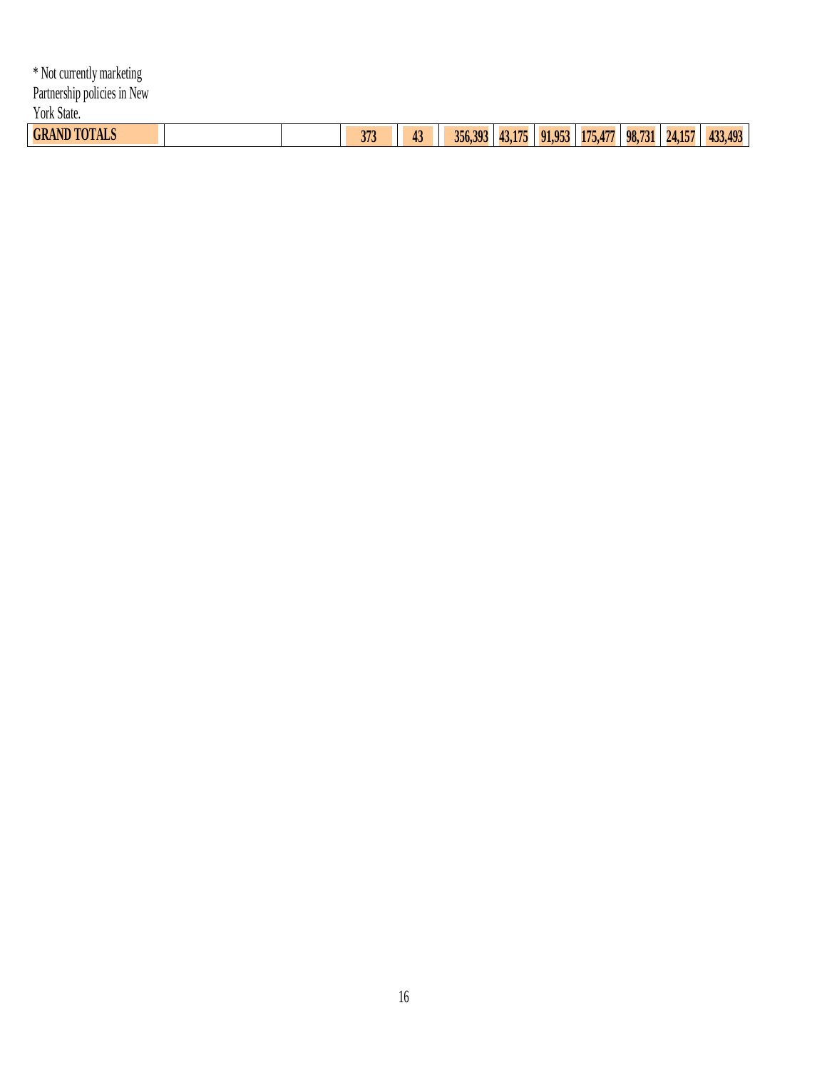* Not currently marketing Partnership policies in New York State.

| | | | | | | | | | | | |
|---|---|---|---|---|---|---|---|---|---|---|---|
| **GRAND TOTALS** | | | **373** | **43** | **356,393** | **43,175** | **91,953** | **175,477** | **98,731** | **24,157** | **433,493** |